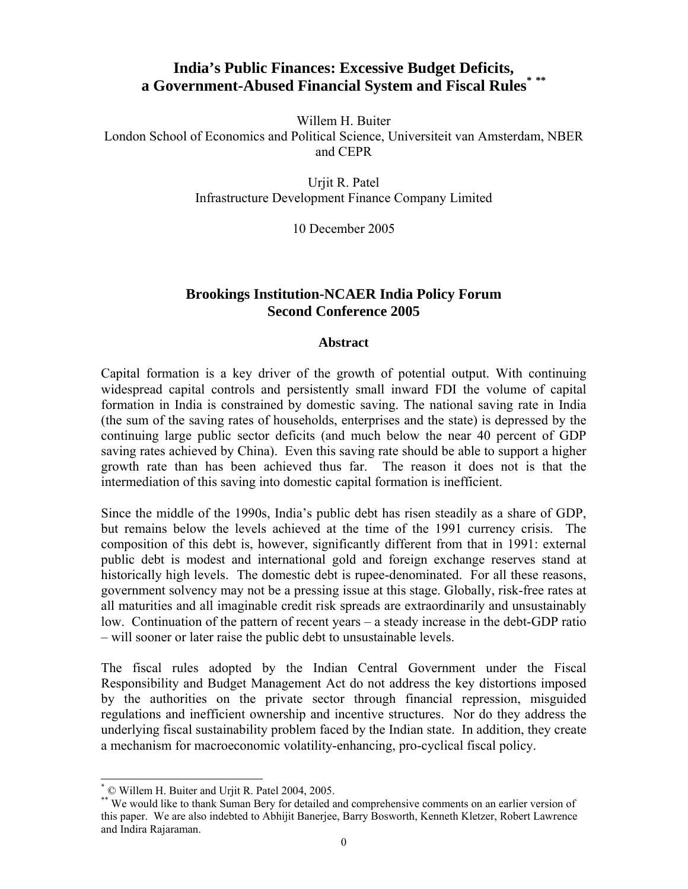# India's Public Finances: Excessive Budget Deficits, a Government-Abused Financial System and Fiscal Rules[*] [**]

Willem H. Buiter
London School of Economics and Political Science, Universiteit van Amsterdam, NBER and CEPR

Urjit R. Patel
Infrastructure Development Finance Company Limited

10 December 2005

## Brookings Institution-NCAER India Policy Forum
## Second Conference 2005

### Abstract

Capital formation is a key driver of the growth of potential output. With continuing widespread capital controls and persistently small inward FDI the volume of capital formation in India is constrained by domestic saving. The national saving rate in India (the sum of the saving rates of households, enterprises and the state) is depressed by the continuing large public sector deficits (and much below the near 40 percent of GDP saving rates achieved by China). Even this saving rate should be able to support a higher growth rate than has been achieved thus far. The reason it does not is that the intermediation of this saving into domestic capital formation is inefficient.

Since the middle of the 1990s, India's public debt has risen steadily as a share of GDP, but remains below the levels achieved at the time of the 1991 currency crisis. The composition of this debt is, however, significantly different from that in 1991: external public debt is modest and international gold and foreign exchange reserves stand at historically high levels. The domestic debt is rupee-denominated. For all these reasons, government solvency may not be a pressing issue at this stage. Globally, risk-free rates at all maturities and all imaginable credit risk spreads are extraordinarily and unsustainably low. Continuation of the pattern of recent years – a steady increase in the debt-GDP ratio – will sooner or later raise the public debt to unsustainable levels.

The fiscal rules adopted by the Indian Central Government under the Fiscal Responsibility and Budget Management Act do not address the key distortions imposed by the authorities on the private sector through financial repression, misguided regulations and inefficient ownership and incentive structures. Nor do they address the underlying fiscal sustainability problem faced by the Indian state. In addition, they create a mechanism for macroeconomic volatility-enhancing, pro-cyclical fiscal policy.

---

[*] © Willem H. Buiter and Urjit R. Patel 2004, 2005.

[**] We would like to thank Suman Bery for detailed and comprehensive comments on an earlier version of this paper. We are also indebted to Abhijit Banerjee, Barry Bosworth, Kenneth Kletzer, Robert Lawrence and Indira Rajaraman.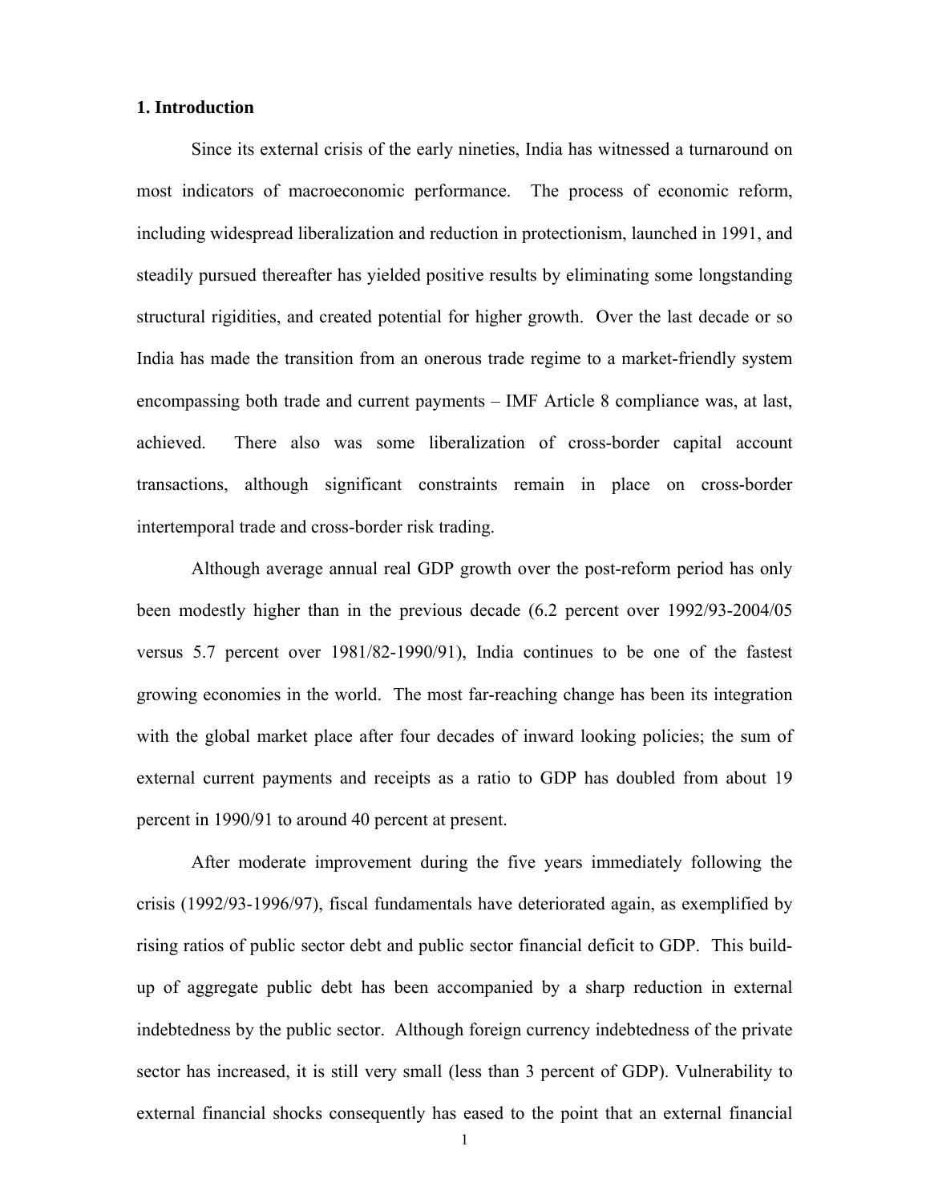**1. Introduction**

Since its external crisis of the early nineties, India has witnessed a turnaround on most indicators of macroeconomic performance. The process of economic reform, including widespread liberalization and reduction in protectionism, launched in 1991, and steadily pursued thereafter has yielded positive results by eliminating some longstanding structural rigidities, and created potential for higher growth. Over the last decade or so India has made the transition from an onerous trade regime to a market-friendly system encompassing both trade and current payments – IMF Article 8 compliance was, at last, achieved. There also was some liberalization of cross-border capital account transactions, although significant constraints remain in place on cross-border intertemporal trade and cross-border risk trading.

Although average annual real GDP growth over the post-reform period has only been modestly higher than in the previous decade (6.2 percent over 1992/93-2004/05 versus 5.7 percent over 1981/82-1990/91), India continues to be one of the fastest growing economies in the world. The most far-reaching change has been its integration with the global market place after four decades of inward looking policies; the sum of external current payments and receipts as a ratio to GDP has doubled from about 19 percent in 1990/91 to around 40 percent at present.

After moderate improvement during the five years immediately following the crisis (1992/93-1996/97), fiscal fundamentals have deteriorated again, as exemplified by rising ratios of public sector debt and public sector financial deficit to GDP. This build-up of aggregate public debt has been accompanied by a sharp reduction in external indebtedness by the public sector. Although foreign currency indebtedness of the private sector has increased, it is still very small (less than 3 percent of GDP). Vulnerability to external financial shocks consequently has eased to the point that an external financial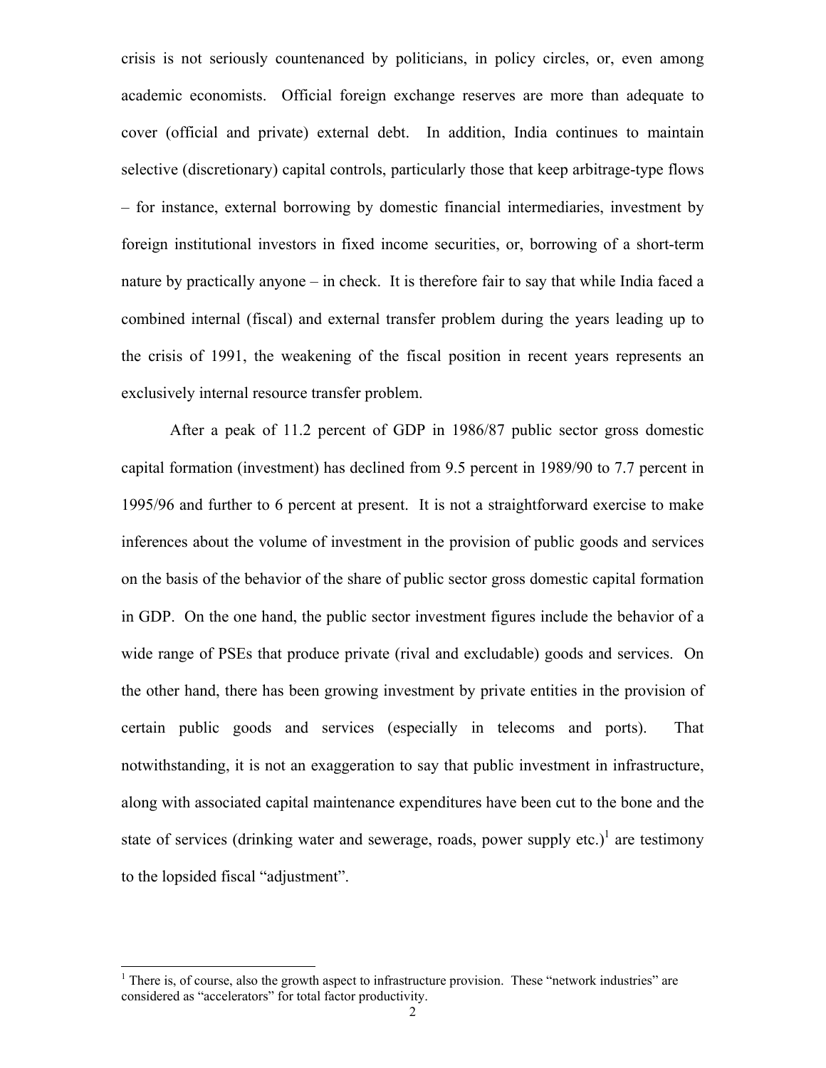crisis is not seriously countenanced by politicians, in policy circles, or, even among academic economists. Official foreign exchange reserves are more than adequate to cover (official and private) external debt. In addition, India continues to maintain selective (discretionary) capital controls, particularly those that keep arbitrage-type flows – for instance, external borrowing by domestic financial intermediaries, investment by foreign institutional investors in fixed income securities, or, borrowing of a short-term nature by practically anyone – in check. It is therefore fair to say that while India faced a combined internal (fiscal) and external transfer problem during the years leading up to the crisis of 1991, the weakening of the fiscal position in recent years represents an exclusively internal resource transfer problem.

After a peak of 11.2 percent of GDP in 1986/87 public sector gross domestic capital formation (investment) has declined from 9.5 percent in 1989/90 to 7.7 percent in 1995/96 and further to 6 percent at present. It is not a straightforward exercise to make inferences about the volume of investment in the provision of public goods and services on the basis of the behavior of the share of public sector gross domestic capital formation in GDP. On the one hand, the public sector investment figures include the behavior of a wide range of PSEs that produce private (rival and excludable) goods and services. On the other hand, there has been growing investment by private entities in the provision of certain public goods and services (especially in telecoms and ports). That notwithstanding, it is not an exaggeration to say that public investment in infrastructure, along with associated capital maintenance expenditures have been cut to the bone and the state of services (drinking water and sewerage, roads, power supply etc.)[1] are testimony to the lopsided fiscal "adjustment".

[1] There is, of course, also the growth aspect to infrastructure provision. These "network industries" are considered as "accelerators" for total factor productivity.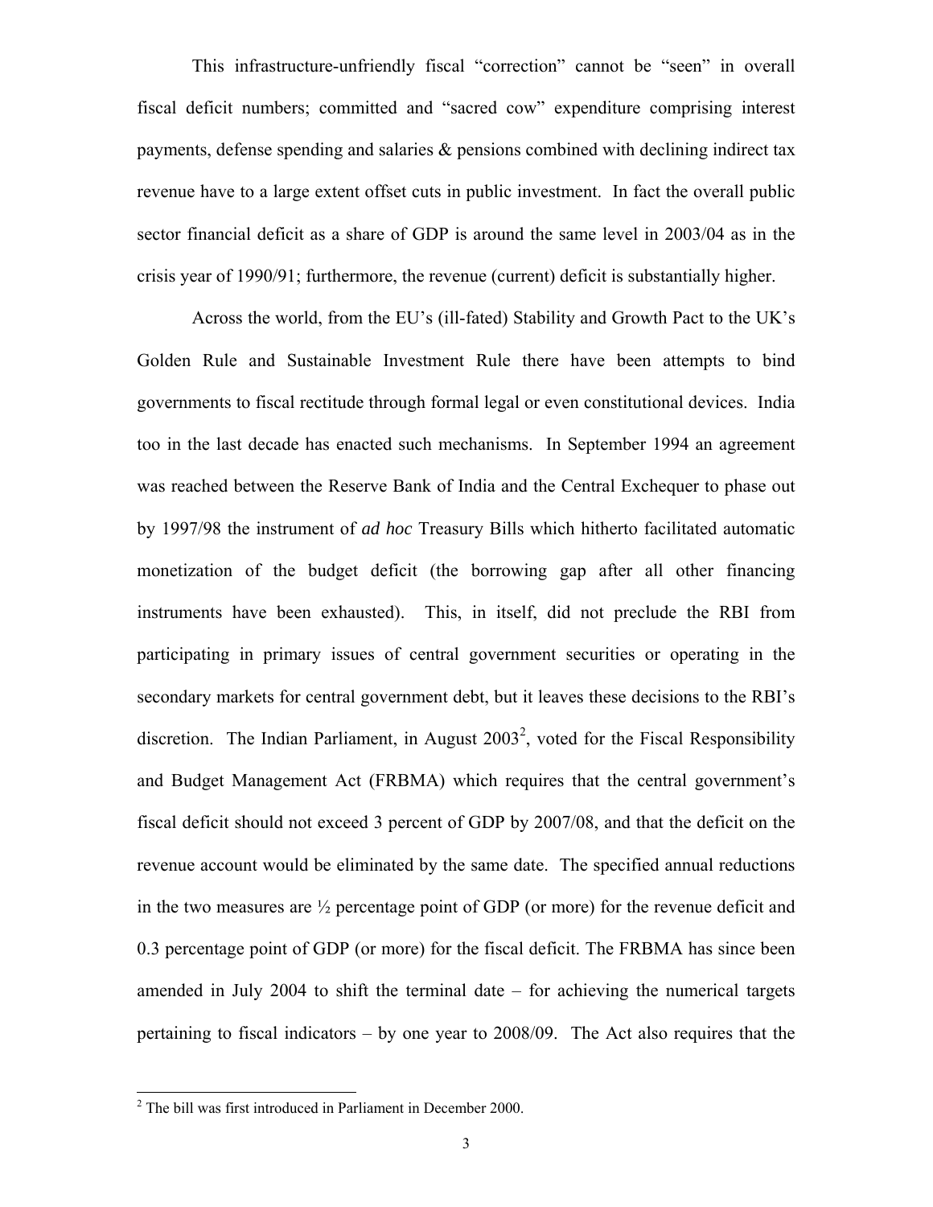This infrastructure-unfriendly fiscal "correction" cannot be "seen" in overall fiscal deficit numbers; committed and "sacred cow" expenditure comprising interest payments, defense spending and salaries & pensions combined with declining indirect tax revenue have to a large extent offset cuts in public investment. In fact the overall public sector financial deficit as a share of GDP is around the same level in 2003/04 as in the crisis year of 1990/91; furthermore, the revenue (current) deficit is substantially higher.

Across the world, from the EU's (ill-fated) Stability and Growth Pact to the UK's Golden Rule and Sustainable Investment Rule there have been attempts to bind governments to fiscal rectitude through formal legal or even constitutional devices. India too in the last decade has enacted such mechanisms. In September 1994 an agreement was reached between the Reserve Bank of India and the Central Exchequer to phase out by 1997/98 the instrument of *ad hoc* Treasury Bills which hitherto facilitated automatic monetization of the budget deficit (the borrowing gap after all other financing instruments have been exhausted). This, in itself, did not preclude the RBI from participating in primary issues of central government securities or operating in the secondary markets for central government debt, but it leaves these decisions to the RBI's discretion. The Indian Parliament, in August 2003[2], voted for the Fiscal Responsibility and Budget Management Act (FRBMA) which requires that the central government's fiscal deficit should not exceed 3 percent of GDP by 2007/08, and that the deficit on the revenue account would be eliminated by the same date. The specified annual reductions in the two measures are ½ percentage point of GDP (or more) for the revenue deficit and 0.3 percentage point of GDP (or more) for the fiscal deficit. The FRBMA has since been amended in July 2004 to shift the terminal date – for achieving the numerical targets pertaining to fiscal indicators – by one year to 2008/09. The Act also requires that the

[2] The bill was first introduced in Parliament in December 2000.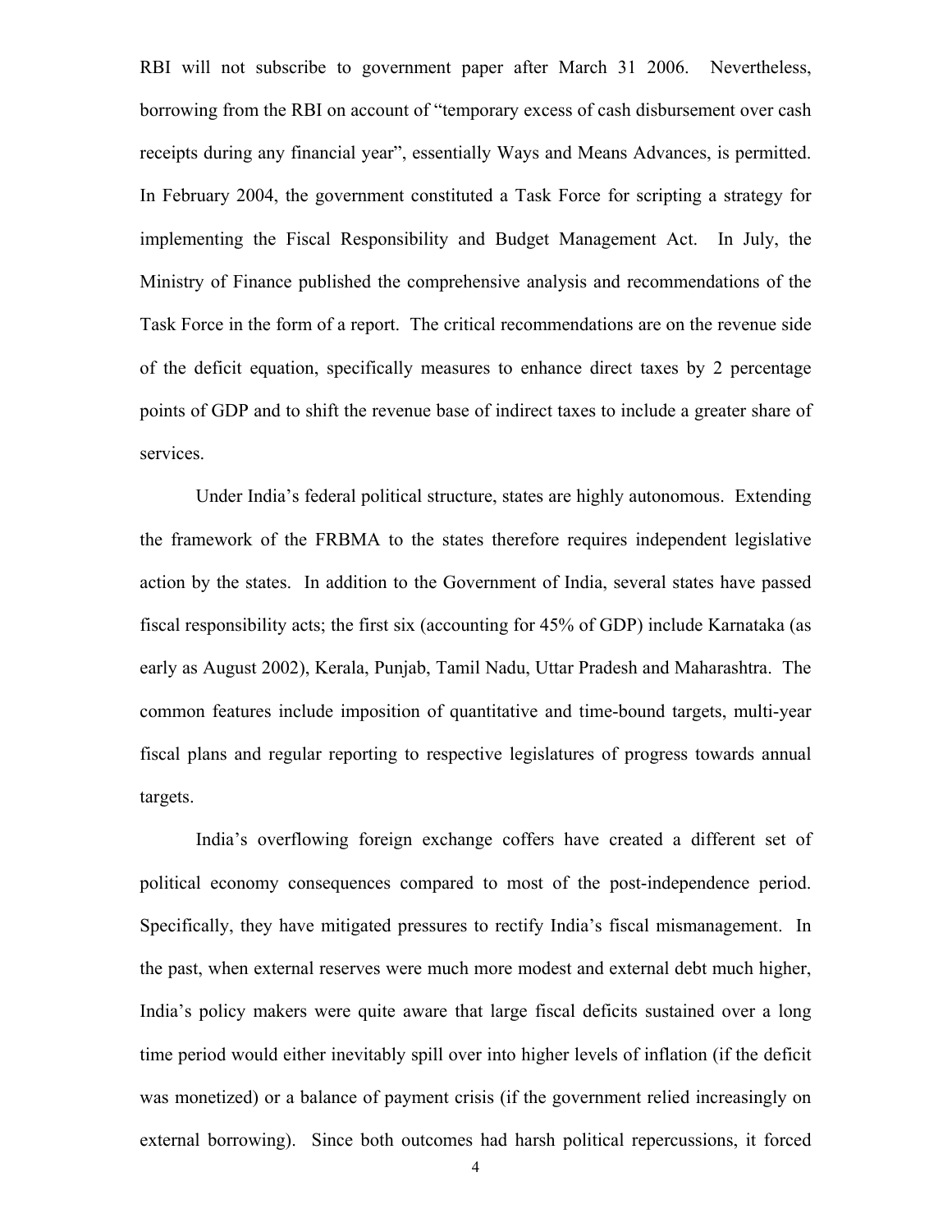RBI will not subscribe to government paper after March 31 2006. Nevertheless, borrowing from the RBI on account of "temporary excess of cash disbursement over cash receipts during any financial year", essentially Ways and Means Advances, is permitted. In February 2004, the government constituted a Task Force for scripting a strategy for implementing the Fiscal Responsibility and Budget Management Act. In July, the Ministry of Finance published the comprehensive analysis and recommendations of the Task Force in the form of a report. The critical recommendations are on the revenue side of the deficit equation, specifically measures to enhance direct taxes by 2 percentage points of GDP and to shift the revenue base of indirect taxes to include a greater share of services.

Under India's federal political structure, states are highly autonomous. Extending the framework of the FRBMA to the states therefore requires independent legislative action by the states. In addition to the Government of India, several states have passed fiscal responsibility acts; the first six (accounting for 45% of GDP) include Karnataka (as early as August 2002), Kerala, Punjab, Tamil Nadu, Uttar Pradesh and Maharashtra. The common features include imposition of quantitative and time-bound targets, multi-year fiscal plans and regular reporting to respective legislatures of progress towards annual targets.

India's overflowing foreign exchange coffers have created a different set of political economy consequences compared to most of the post-independence period. Specifically, they have mitigated pressures to rectify India's fiscal mismanagement. In the past, when external reserves were much more modest and external debt much higher, India's policy makers were quite aware that large fiscal deficits sustained over a long time period would either inevitably spill over into higher levels of inflation (if the deficit was monetized) or a balance of payment crisis (if the government relied increasingly on external borrowing). Since both outcomes had harsh political repercussions, it forced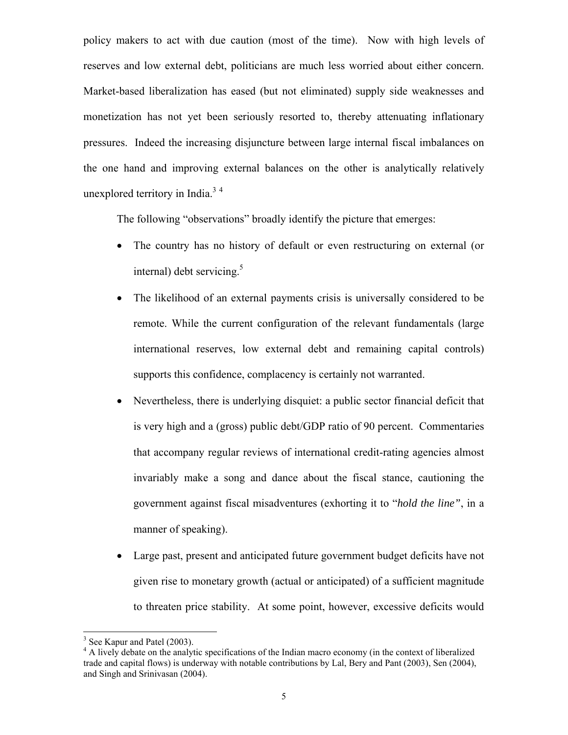policy makers to act with due caution (most of the time). Now with high levels of reserves and low external debt, politicians are much less worried about either concern. Market-based liberalization has eased (but not eliminated) supply side weaknesses and monetization has not yet been seriously resorted to, thereby attenuating inflationary pressures. Indeed the increasing disjuncture between large internal fiscal imbalances on the one hand and improving external balances on the other is analytically relatively unexplored territory in India.[3] [4]

The following "observations" broadly identify the picture that emerges:

- The country has no history of default or even restructuring on external (or internal) debt servicing.[5]
- The likelihood of an external payments crisis is universally considered to be remote. While the current configuration of the relevant fundamentals (large international reserves, low external debt and remaining capital controls) supports this confidence, complacency is certainly not warranted.
- Nevertheless, there is underlying disquiet: a public sector financial deficit that is very high and a (gross) public debt/GDP ratio of 90 percent. Commentaries that accompany regular reviews of international credit-rating agencies almost invariably make a song and dance about the fiscal stance, cautioning the government against fiscal misadventures (exhorting it to "*hold the line"*, in a manner of speaking).
- Large past, present and anticipated future government budget deficits have not given rise to monetary growth (actual or anticipated) of a sufficient magnitude to threaten price stability. At some point, however, excessive deficits would

[3] See Kapur and Patel (2003).

[4] A lively debate on the analytic specifications of the Indian macro economy (in the context of liberalized trade and capital flows) is underway with notable contributions by Lal, Bery and Pant (2003), Sen (2004), and Singh and Srinivasan (2004).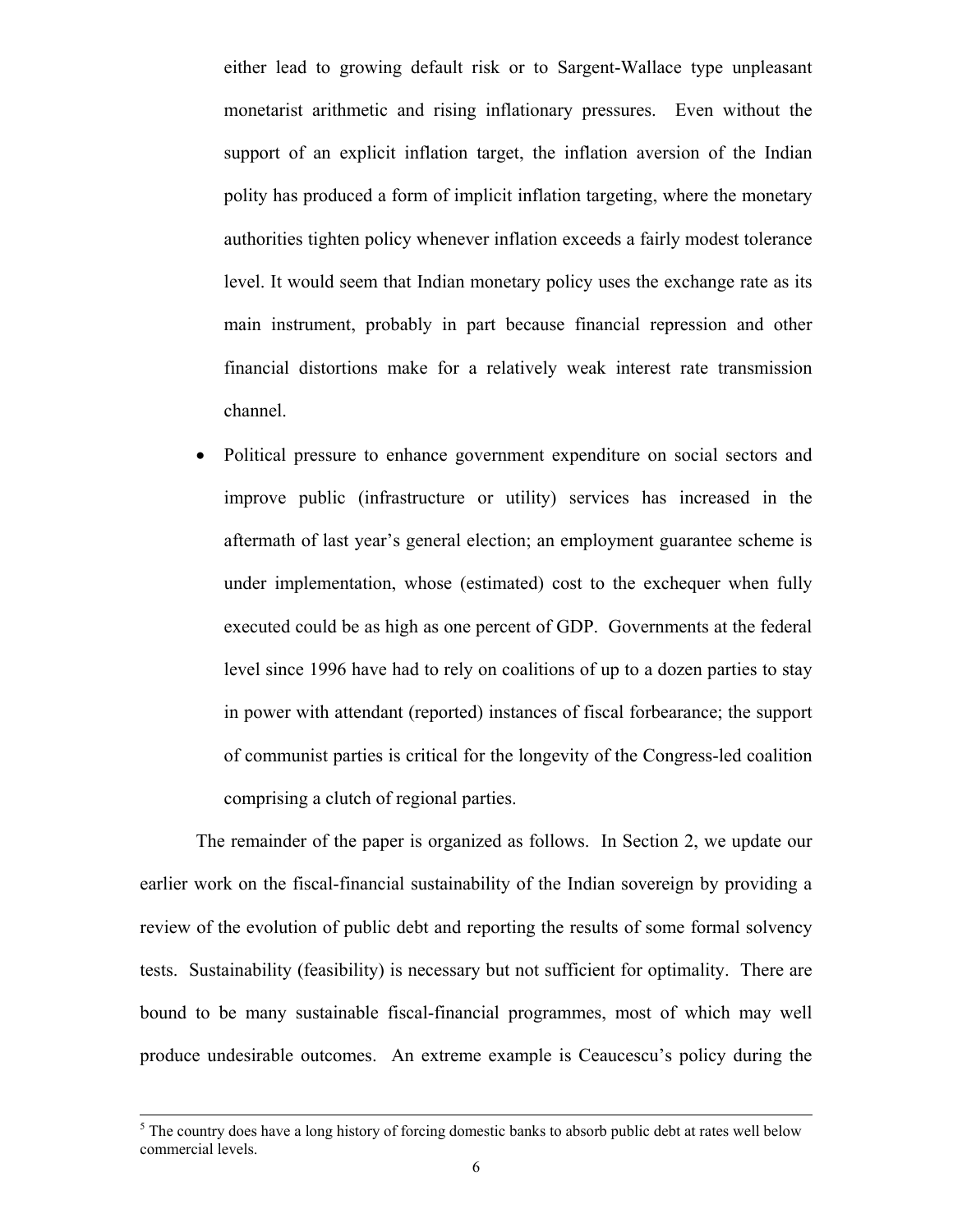either lead to growing default risk or to Sargent-Wallace type unpleasant monetarist arithmetic and rising inflationary pressures. Even without the support of an explicit inflation target, the inflation aversion of the Indian polity has produced a form of implicit inflation targeting, where the monetary authorities tighten policy whenever inflation exceeds a fairly modest tolerance level. It would seem that Indian monetary policy uses the exchange rate as its main instrument, probably in part because financial repression and other financial distortions make for a relatively weak interest rate transmission channel.

- Political pressure to enhance government expenditure on social sectors and improve public (infrastructure or utility) services has increased in the aftermath of last year's general election; an employment guarantee scheme is under implementation, whose (estimated) cost to the exchequer when fully executed could be as high as one percent of GDP. Governments at the federal level since 1996 have had to rely on coalitions of up to a dozen parties to stay in power with attendant (reported) instances of fiscal forbearance; the support of communist parties is critical for the longevity of the Congress-led coalition comprising a clutch of regional parties.

The remainder of the paper is organized as follows. In Section 2, we update our earlier work on the fiscal-financial sustainability of the Indian sovereign by providing a review of the evolution of public debt and reporting the results of some formal solvency tests. Sustainability (feasibility) is necessary but not sufficient for optimality. There are bound to be many sustainable fiscal-financial programmes, most of which may well produce undesirable outcomes. An extreme example is Ceaucescu's policy during the

[5] The country does have a long history of forcing domestic banks to absorb public debt at rates well below commercial levels.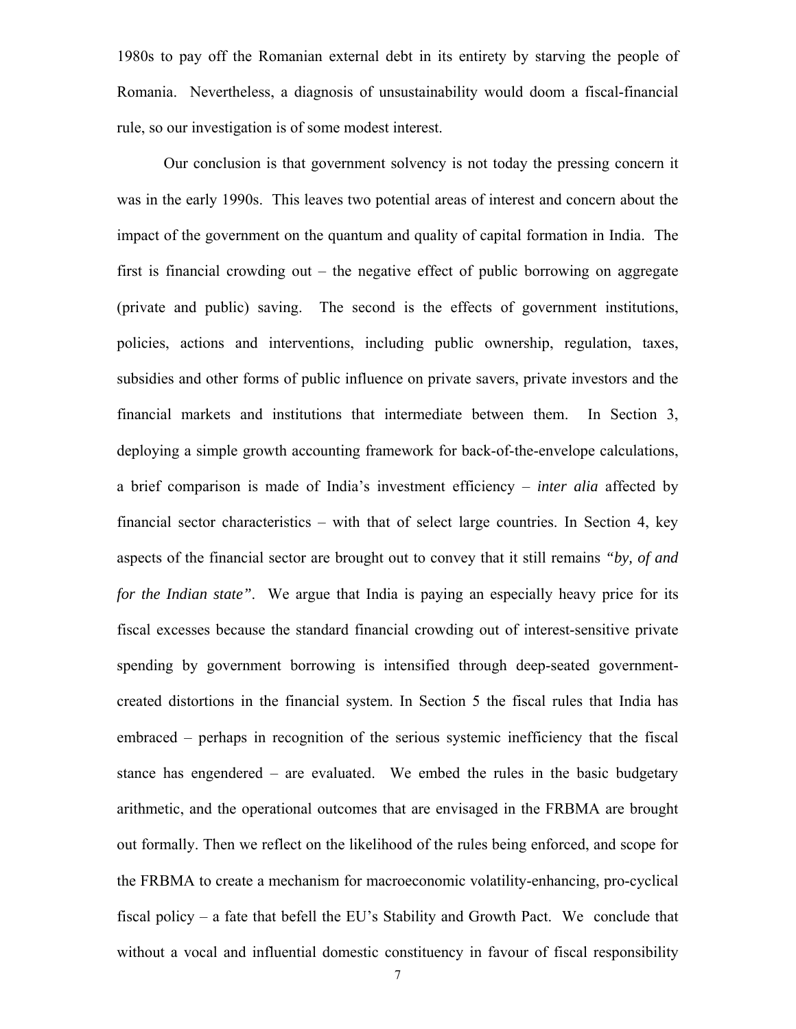1980s to pay off the Romanian external debt in its entirety by starving the people of Romania. Nevertheless, a diagnosis of unsustainability would doom a fiscal-financial rule, so our investigation is of some modest interest.

Our conclusion is that government solvency is not today the pressing concern it was in the early 1990s. This leaves two potential areas of interest and concern about the impact of the government on the quantum and quality of capital formation in India. The first is financial crowding out – the negative effect of public borrowing on aggregate (private and public) saving. The second is the effects of government institutions, policies, actions and interventions, including public ownership, regulation, taxes, subsidies and other forms of public influence on private savers, private investors and the financial markets and institutions that intermediate between them. In Section 3, deploying a simple growth accounting framework for back-of-the-envelope calculations, a brief comparison is made of India's investment efficiency – *inter alia* affected by financial sector characteristics – with that of select large countries. In Section 4, key aspects of the financial sector are brought out to convey that it still remains *"by, of and for the Indian state"*. We argue that India is paying an especially heavy price for its fiscal excesses because the standard financial crowding out of interest-sensitive private spending by government borrowing is intensified through deep-seated government-created distortions in the financial system. In Section 5 the fiscal rules that India has embraced – perhaps in recognition of the serious systemic inefficiency that the fiscal stance has engendered – are evaluated. We embed the rules in the basic budgetary arithmetic, and the operational outcomes that are envisaged in the FRBMA are brought out formally. Then we reflect on the likelihood of the rules being enforced, and scope for the FRBMA to create a mechanism for macroeconomic volatility-enhancing, pro-cyclical fiscal policy – a fate that befell the EU's Stability and Growth Pact. We conclude that without a vocal and influential domestic constituency in favour of fiscal responsibility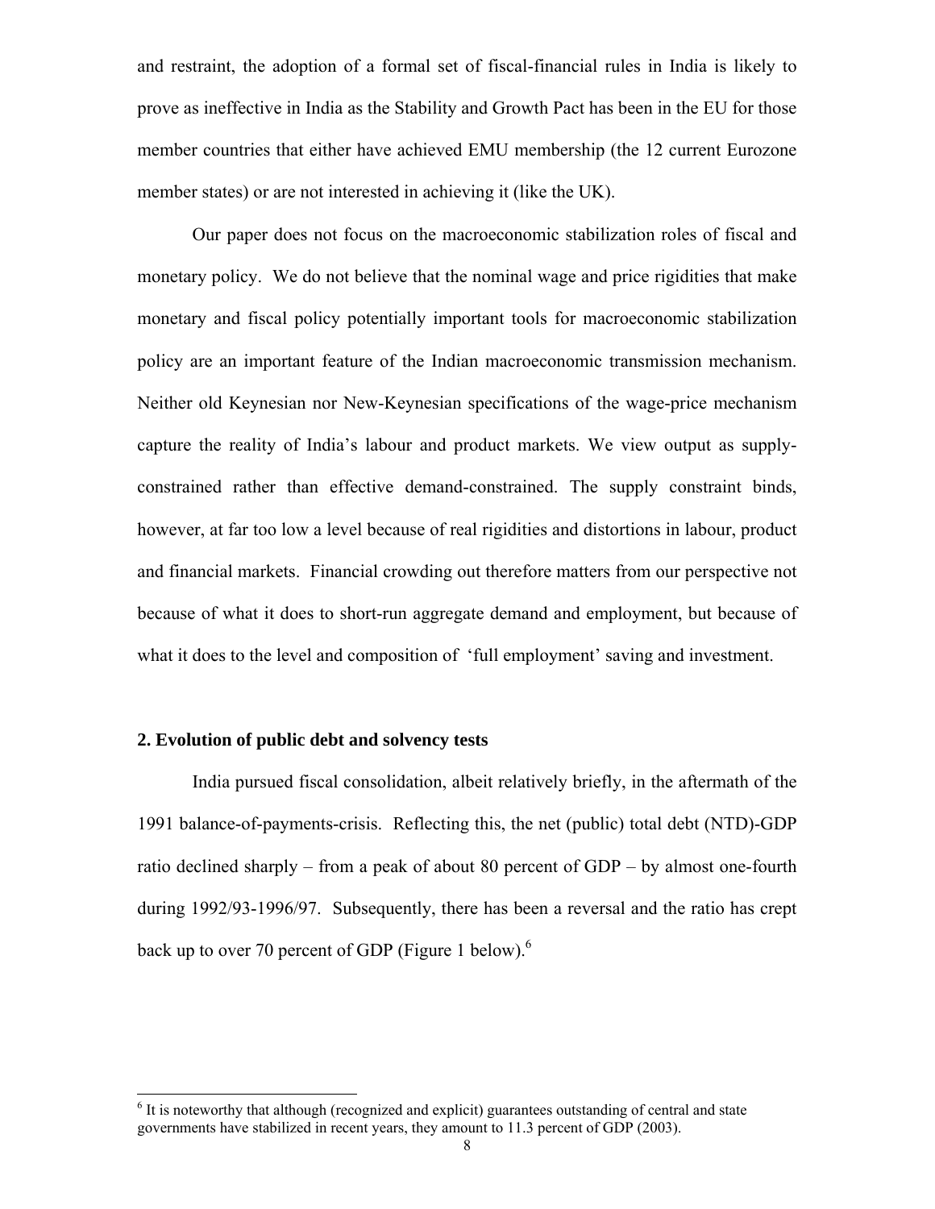and restraint, the adoption of a formal set of fiscal-financial rules in India is likely to prove as ineffective in India as the Stability and Growth Pact has been in the EU for those member countries that either have achieved EMU membership (the 12 current Eurozone member states) or are not interested in achieving it (like the UK).

Our paper does not focus on the macroeconomic stabilization roles of fiscal and monetary policy. We do not believe that the nominal wage and price rigidities that make monetary and fiscal policy potentially important tools for macroeconomic stabilization policy are an important feature of the Indian macroeconomic transmission mechanism. Neither old Keynesian nor New-Keynesian specifications of the wage-price mechanism capture the reality of India's labour and product markets. We view output as supply-constrained rather than effective demand-constrained. The supply constraint binds, however, at far too low a level because of real rigidities and distortions in labour, product and financial markets. Financial crowding out therefore matters from our perspective not because of what it does to short-run aggregate demand and employment, but because of what it does to the level and composition of 'full employment' saving and investment.

## 2. Evolution of public debt and solvency tests

India pursued fiscal consolidation, albeit relatively briefly, in the aftermath of the 1991 balance-of-payments-crisis. Reflecting this, the net (public) total debt (NTD)-GDP ratio declined sharply – from a peak of about 80 percent of GDP – by almost one-fourth during 1992/93-1996/97. Subsequently, there has been a reversal and the ratio has crept back up to over 70 percent of GDP (Figure 1 below).[6]

[6] It is noteworthy that although (recognized and explicit) guarantees outstanding of central and state governments have stabilized in recent years, they amount to 11.3 percent of GDP (2003).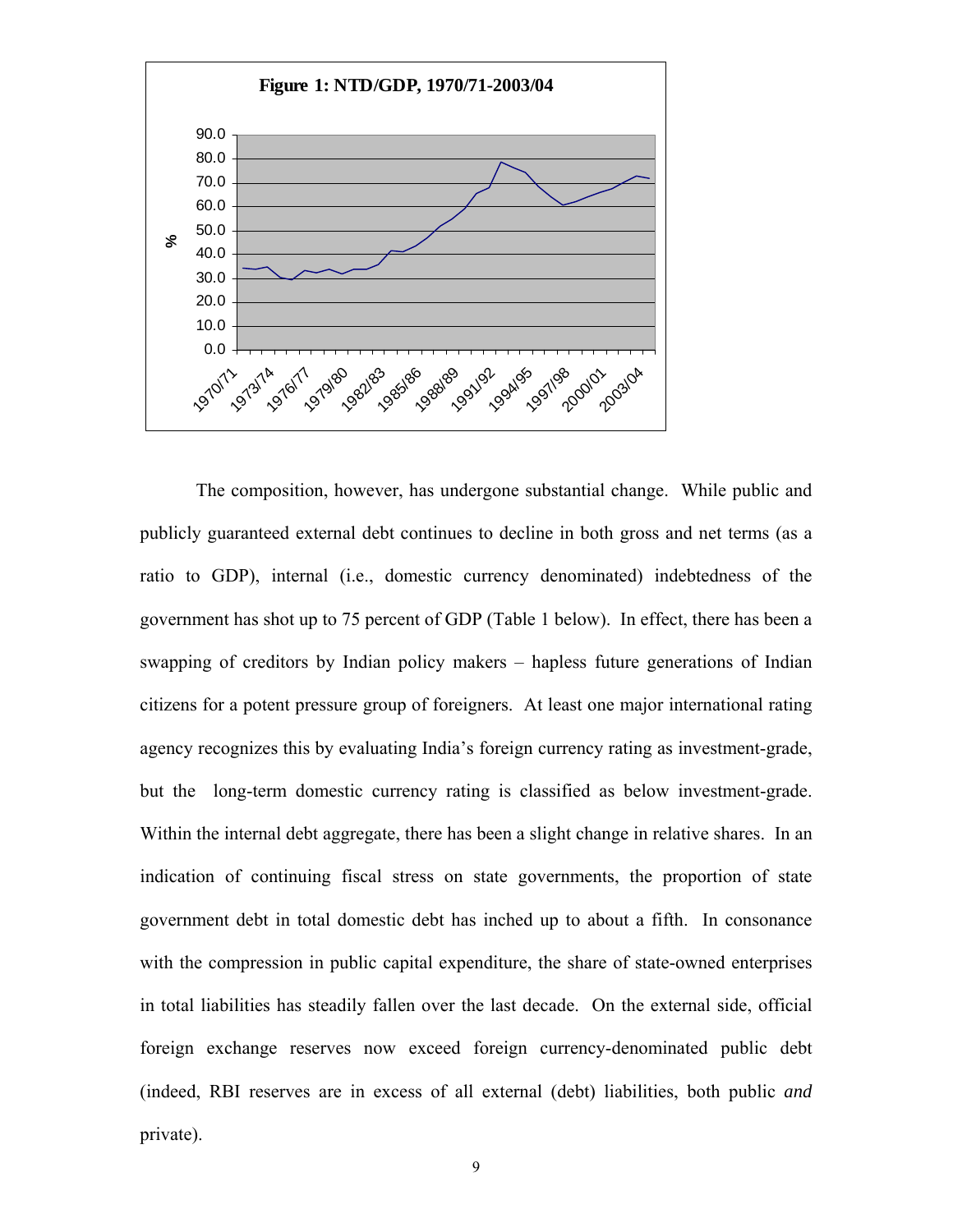**Figure 1: NTD/GDP, 1970/71-2003/04**

The composition, however, has undergone substantial change. While public and publicly guaranteed external debt continues to decline in both gross and net terms (as a ratio to GDP), internal (i.e., domestic currency denominated) indebtedness of the government has shot up to 75 percent of GDP (Table 1 below). In effect, there has been a swapping of creditors by Indian policy makers – hapless future generations of Indian citizens for a potent pressure group of foreigners. At least one major international rating agency recognizes this by evaluating India's foreign currency rating as investment-grade, but the long-term domestic currency rating is classified as below investment-grade. Within the internal debt aggregate, there has been a slight change in relative shares. In an indication of continuing fiscal stress on state governments, the proportion of state government debt in total domestic debt has inched up to about a fifth. In consonance with the compression in public capital expenditure, the share of state-owned enterprises in total liabilities has steadily fallen over the last decade. On the external side, official foreign exchange reserves now exceed foreign currency-denominated public debt (indeed, RBI reserves are in excess of all external (debt) liabilities, both public *and* private).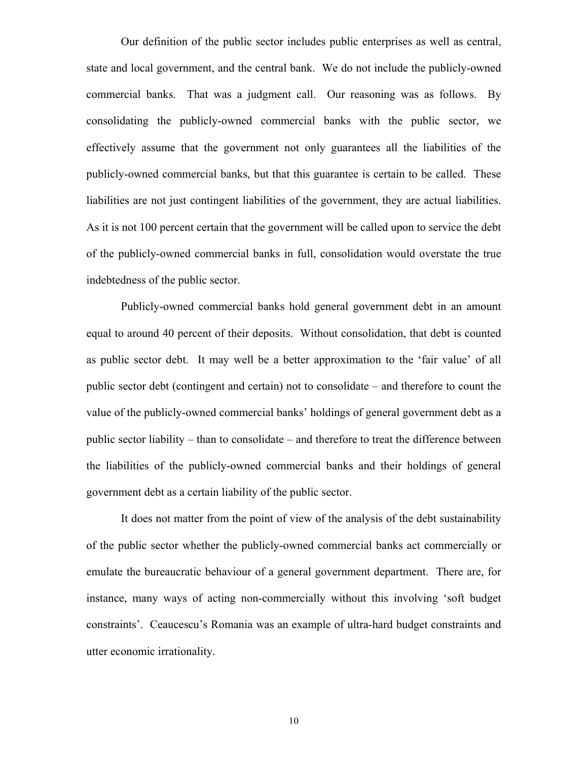Our definition of the public sector includes public enterprises as well as central, state and local government, and the central bank. We do not include the publicly-owned commercial banks. That was a judgment call. Our reasoning was as follows. By consolidating the publicly-owned commercial banks with the public sector, we effectively assume that the government not only guarantees all the liabilities of the publicly-owned commercial banks, but that this guarantee is certain to be called. These liabilities are not just contingent liabilities of the government, they are actual liabilities. As it is not 100 percent certain that the government will be called upon to service the debt of the publicly-owned commercial banks in full, consolidation would overstate the true indebtedness of the public sector.

Publicly-owned commercial banks hold general government debt in an amount equal to around 40 percent of their deposits. Without consolidation, that debt is counted as public sector debt. It may well be a better approximation to the 'fair value' of all public sector debt (contingent and certain) not to consolidate – and therefore to count the value of the publicly-owned commercial banks' holdings of general government debt as a public sector liability – than to consolidate – and therefore to treat the difference between the liabilities of the publicly-owned commercial banks and their holdings of general government debt as a certain liability of the public sector.

It does not matter from the point of view of the analysis of the debt sustainability of the public sector whether the publicly-owned commercial banks act commercially or emulate the bureaucratic behaviour of a general government department. There are, for instance, many ways of acting non-commercially without this involving 'soft budget constraints'. Ceaucescu's Romania was an example of ultra-hard budget constraints and utter economic irrationality.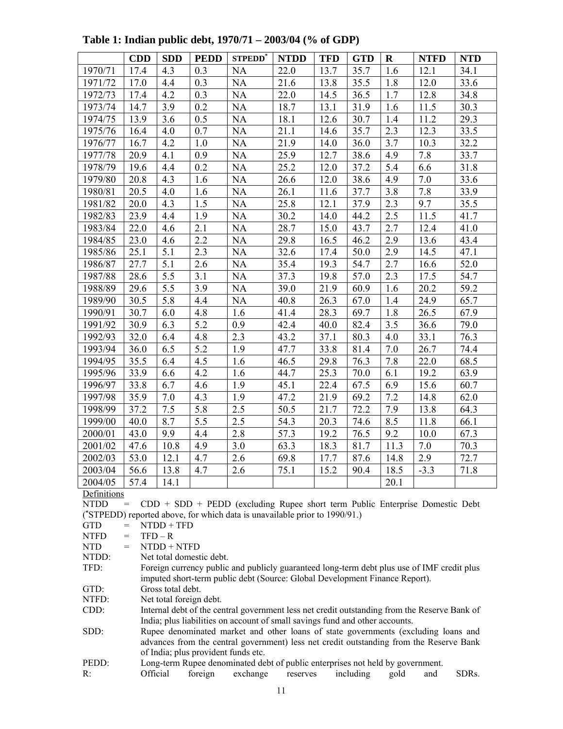**Table 1: Indian public debt, 1970/71 – 2003/04 (% of GDP)**

| | CDD | SDD | PEDD | STPEDD* | NTDD | TFD | GTD | R | NTFD | NTD |
|---|---|---|---|---|---|---|---|---|---|---|
| 1970/71 | 17.4 | 4.3 | 0.3 | NA | 22.0 | 13.7 | 35.7 | 1.6 | 12.1 | 34.1 |
| 1971/72 | 17.0 | 4.4 | 0.3 | NA | 21.6 | 13.8 | 35.5 | 1.8 | 12.0 | 33.6 |
| 1972/73 | 17.4 | 4.2 | 0.3 | NA | 22.0 | 14.5 | 36.5 | 1.7 | 12.8 | 34.8 |
| 1973/74 | 14.7 | 3.9 | 0.2 | NA | 18.7 | 13.1 | 31.9 | 1.6 | 11.5 | 30.3 |
| 1974/75 | 13.9 | 3.6 | 0.5 | NA | 18.1 | 12.6 | 30.7 | 1.4 | 11.2 | 29.3 |
| 1975/76 | 16.4 | 4.0 | 0.7 | NA | 21.1 | 14.6 | 35.7 | 2.3 | 12.3 | 33.5 |
| 1976/77 | 16.7 | 4.2 | 1.0 | NA | 21.9 | 14.0 | 36.0 | 3.7 | 10.3 | 32.2 |
| 1977/78 | 20.9 | 4.1 | 0.9 | NA | 25.9 | 12.7 | 38.6 | 4.9 | 7.8 | 33.7 |
| 1978/79 | 19.6 | 4.4 | 0.2 | NA | 25.2 | 12.0 | 37.2 | 5.4 | 6.6 | 31.8 |
| 1979/80 | 20.8 | 4.3 | 1.6 | NA | 26.6 | 12.0 | 38.6 | 4.9 | 7.0 | 33.6 |
| 1980/81 | 20.5 | 4.0 | 1.6 | NA | 26.1 | 11.6 | 37.7 | 3.8 | 7.8 | 33.9 |
| 1981/82 | 20.0 | 4.3 | 1.5 | NA | 25.8 | 12.1 | 37.9 | 2.3 | 9.7 | 35.5 |
| 1982/83 | 23.9 | 4.4 | 1.9 | NA | 30.2 | 14.0 | 44.2 | 2.5 | 11.5 | 41.7 |
| 1983/84 | 22.0 | 4.6 | 2.1 | NA | 28.7 | 15.0 | 43.7 | 2.7 | 12.4 | 41.0 |
| 1984/85 | 23.0 | 4.6 | 2.2 | NA | 29.8 | 16.5 | 46.2 | 2.9 | 13.6 | 43.4 |
| 1985/86 | 25.1 | 5.1 | 2.3 | NA | 32.6 | 17.4 | 50.0 | 2.9 | 14.5 | 47.1 |
| 1986/87 | 27.7 | 5.1 | 2.6 | NA | 35.4 | 19.3 | 54.7 | 2.7 | 16.6 | 52.0 |
| 1987/88 | 28.6 | 5.5 | 3.1 | NA | 37.3 | 19.8 | 57.0 | 2.3 | 17.5 | 54.7 |
| 1988/89 | 29.6 | 5.5 | 3.9 | NA | 39.0 | 21.9 | 60.9 | 1.6 | 20.2 | 59.2 |
| 1989/90 | 30.5 | 5.8 | 4.4 | NA | 40.8 | 26.3 | 67.0 | 1.4 | 24.9 | 65.7 |
| 1990/91 | 30.7 | 6.0 | 4.8 | 1.6 | 41.4 | 28.3 | 69.7 | 1.8 | 26.5 | 67.9 |
| 1991/92 | 30.9 | 6.3 | 5.2 | 0.9 | 42.4 | 40.0 | 82.4 | 3.5 | 36.6 | 79.0 |
| 1992/93 | 32.0 | 6.4 | 4.8 | 2.3 | 43.2 | 37.1 | 80.3 | 4.0 | 33.1 | 76.3 |
| 1993/94 | 36.0 | 6.5 | 5.2 | 1.9 | 47.7 | 33.8 | 81.4 | 7.0 | 26.7 | 74.4 |
| 1994/95 | 35.5 | 6.4 | 4.5 | 1.6 | 46.5 | 29.8 | 76.3 | 7.8 | 22.0 | 68.5 |
| 1995/96 | 33.9 | 6.6 | 4.2 | 1.6 | 44.7 | 25.3 | 70.0 | 6.1 | 19.2 | 63.9 |
| 1996/97 | 33.8 | 6.7 | 4.6 | 1.9 | 45.1 | 22.4 | 67.5 | 6.9 | 15.6 | 60.7 |
| 1997/98 | 35.9 | 7.0 | 4.3 | 1.9 | 47.2 | 21.9 | 69.2 | 7.2 | 14.8 | 62.0 |
| 1998/99 | 37.2 | 7.5 | 5.8 | 2.5 | 50.5 | 21.7 | 72.2 | 7.9 | 13.8 | 64.3 |
| 1999/00 | 40.0 | 8.7 | 5.5 | 2.5 | 54.3 | 20.3 | 74.6 | 8.5 | 11.8 | 66.1 |
| 2000/01 | 43.0 | 9.9 | 4.4 | 2.8 | 57.3 | 19.2 | 76.5 | 9.2 | 10.0 | 67.3 |
| 2001/02 | 47.6 | 10.8 | 4.9 | 3.0 | 63.3 | 18.3 | 81.7 | 11.3 | 7.0 | 70.3 |
| 2002/03 | 53.0 | 12.1 | 4.7 | 2.6 | 69.8 | 17.7 | 87.6 | 14.8 | 2.9 | 72.7 |
| 2003/04 | 56.6 | 13.8 | 4.7 | 2.6 | 75.1 | 15.2 | 90.4 | 18.5 | -3.3 | 71.8 |
| 2004/05 | 57.4 | 14.1 | | | | | | 20.1 | | |

Definitions

NTDD = CDD + SDD + PEDD (excluding Rupee short term Public Enterprise Domestic Debt (*STPEDD) reported above, for which data is unavailable prior to 1990/91.)

GTD = NTDD + TFD

NTFD = TFD – R

NTD = NTDD + NTFD

NTDD: Net total domestic debt.

TFD: Foreign currency public and publicly guaranteed long-term debt plus use of IMF credit plus imputed short-term public debt (Source: Global Development Finance Report).

GTD: Gross total debt.

NTFD: Net total foreign debt.

CDD: Internal debt of the central government less net credit outstanding from the Reserve Bank of India; plus liabilities on account of small savings fund and other accounts.

SDD: Rupee denominated market and other loans of state governments (excluding loans and advances from the central government) less net credit outstanding from the Reserve Bank of India; plus provident funds etc.

PEDD: Long-term Rupee denominated debt of public enterprises not held by government.

R: Official foreign exchange reserves including gold and SDRs.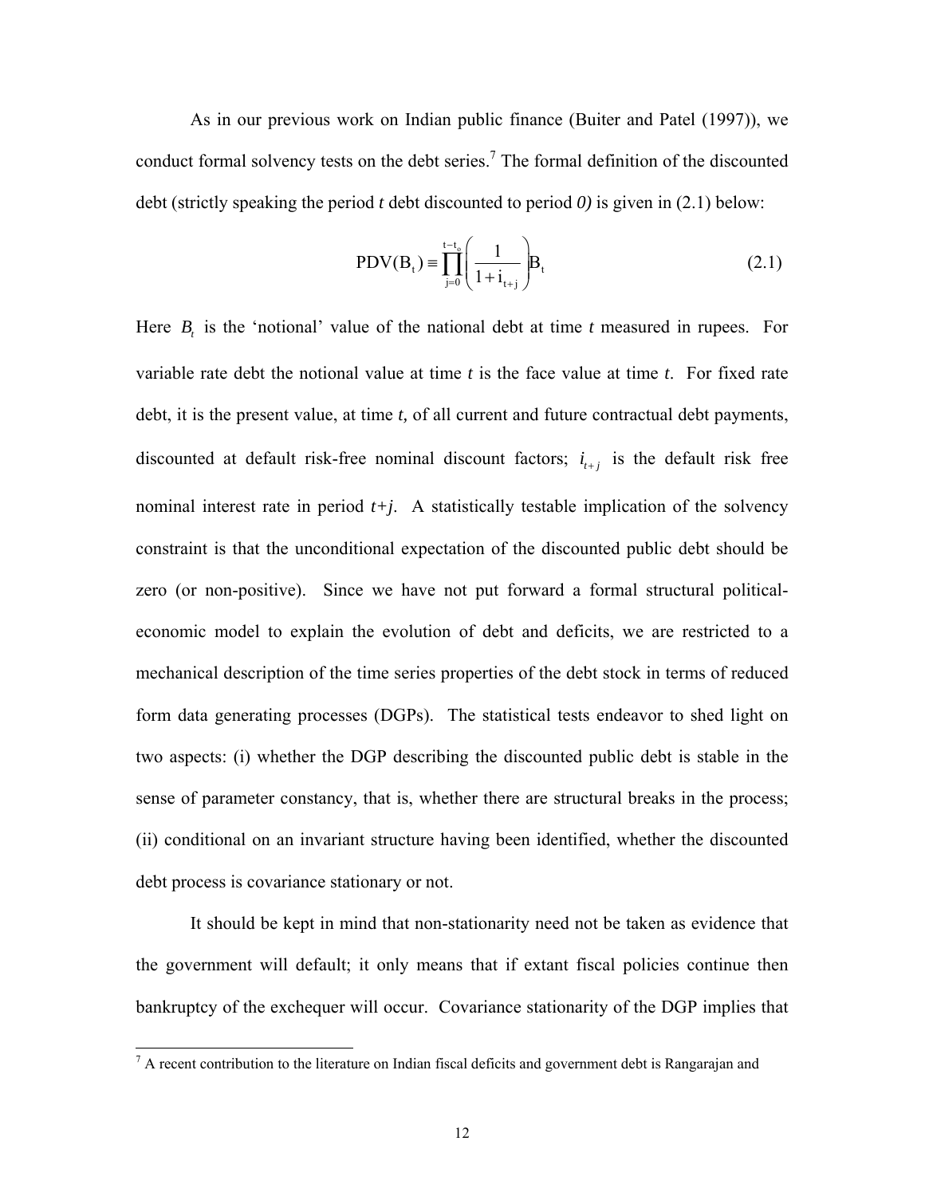As in our previous work on Indian public finance (Buiter and Patel (1997)), we conduct formal solvency tests on the debt series.[7] The formal definition of the discounted debt (strictly speaking the period *t* debt discounted to period *0)* is given in (2.1) below:

$$\text{PDV}(B_t) \equiv \prod_{j=0}^{t-t_0} \left( \frac{1}{1+i_{t+j}} \right) B_t \tag{2.1}$$

Here $B_t$ is the 'notional' value of the national debt at time *t* measured in rupees. For variable rate debt the notional value at time *t* is the face value at time *t*. For fixed rate debt, it is the present value, at time *t,* of all current and future contractual debt payments, discounted at default risk-free nominal discount factors; $i_{t+j}$ is the default risk free nominal interest rate in period *t+j*. A statistically testable implication of the solvency constraint is that the unconditional expectation of the discounted public debt should be zero (or non-positive). Since we have not put forward a formal structural political-economic model to explain the evolution of debt and deficits, we are restricted to a mechanical description of the time series properties of the debt stock in terms of reduced form data generating processes (DGPs). The statistical tests endeavor to shed light on two aspects: (i) whether the DGP describing the discounted public debt is stable in the sense of parameter constancy, that is, whether there are structural breaks in the process; (ii) conditional on an invariant structure having been identified, whether the discounted debt process is covariance stationary or not.

It should be kept in mind that non-stationarity need not be taken as evidence that the government will default; it only means that if extant fiscal policies continue then bankruptcy of the exchequer will occur. Covariance stationarity of the DGP implies that

[7] A recent contribution to the literature on Indian fiscal deficits and government debt is Rangarajan and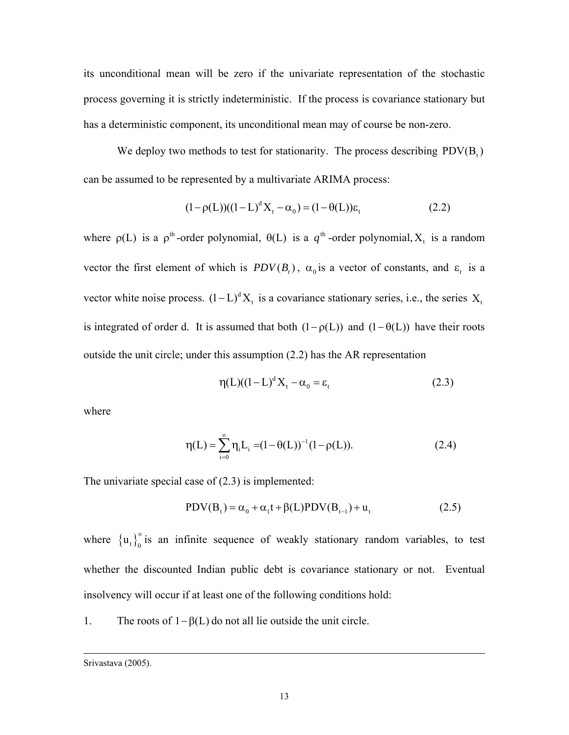its unconditional mean will be zero if the univariate representation of the stochastic process governing it is strictly indeterministic. If the process is covariance stationary but has a deterministic component, its unconditional mean may of course be non-zero.

We deploy two methods to test for stationarity. The process describing $\mathrm{PDV}(\mathrm{B}_t)$ can be assumed to be represented by a multivariate ARIMA process:

$$(1-\rho(\mathrm{L}))((1-\mathrm{L})^{d}\mathrm{X}_t-\alpha_0)=(1-\theta(\mathrm{L}))\varepsilon_t \tag{2.2}$$

where $\rho(\mathrm{L})$ is a $\rho^{\text{th}}$-order polynomial, $\theta(\mathrm{L})$ is a $q^{\text{th}}$-order polynomial, $\mathrm{X}_t$ is a random vector the first element of which is $PDV(B_t)$, $\alpha_0$ is a vector of constants, and $\varepsilon_t$ is a vector white noise process. $(1-\mathrm{L})^{d}\mathrm{X}_t$ is a covariance stationary series, i.e., the series $\mathrm{X}_t$ is integrated of order d. It is assumed that both $(1-\rho(\mathrm{L}))$ and $(1-\theta(\mathrm{L}))$ have their roots outside the unit circle; under this assumption (2.2) has the AR representation

$$\eta(\mathrm{L})((1-\mathrm{L})^{d}\mathrm{X}_t-\alpha_0=\varepsilon_t \tag{2.3}$$

where

$$\eta(\mathrm{L})=\sum_{i=0}^{\infty}\eta_i\mathrm{L}_i=(1-\theta(\mathrm{L}))^{-1}(1-\rho(\mathrm{L})). \tag{2.4}$$

The univariate special case of (2.3) is implemented:

$$\mathrm{PDV}(\mathrm{B}_t)=\alpha_0+\alpha_1 t+\beta(\mathrm{L})\mathrm{PDV}(\mathrm{B}_{t-1})+\mathrm{u}_t \tag{2.5}$$

where $\{\mathrm{u}_t\}_0^{\infty}$ is an infinite sequence of weakly stationary random variables, to test whether the discounted Indian public debt is covariance stationary or not. Eventual insolvency will occur if at least one of the following conditions hold:

1. The roots of $1-\beta(\mathrm{L})$ do not all lie outside the unit circle.

---

Srivastava (2005).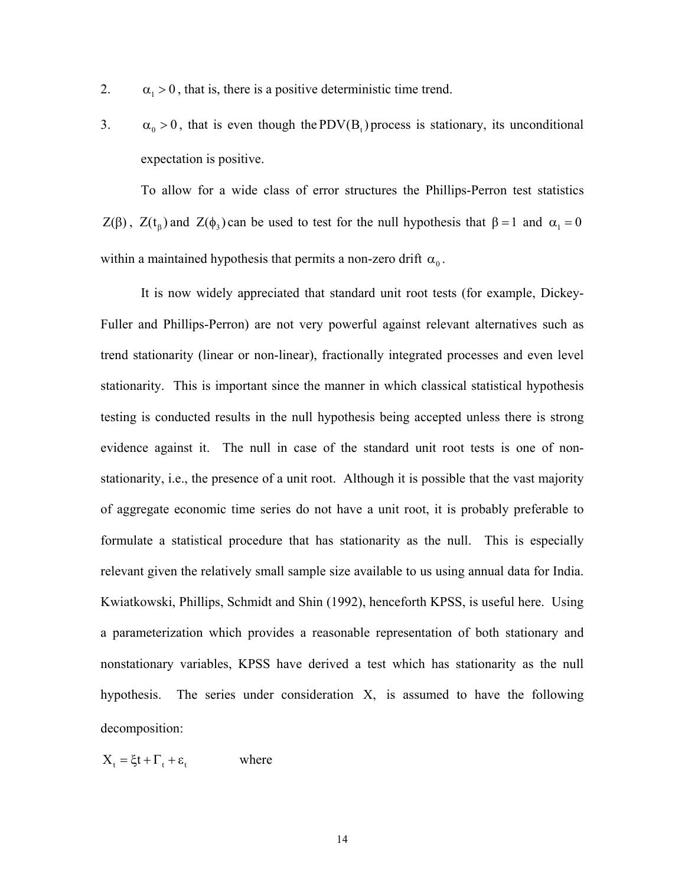2. $\alpha_1 > 0$, that is, there is a positive deterministic time trend.

3. $\alpha_0 > 0$, that is even though the $\text{PDV}(B_t)$ process is stationary, its unconditional expectation is positive.

To allow for a wide class of error structures the Phillips-Perron test statistics $Z(\beta)$, $Z(t_\beta)$ and $Z(\phi_3)$ can be used to test for the null hypothesis that $\beta = 1$ and $\alpha_1 = 0$ within a maintained hypothesis that permits a non-zero drift $\alpha_0$.

It is now widely appreciated that standard unit root tests (for example, Dickey-Fuller and Phillips-Perron) are not very powerful against relevant alternatives such as trend stationarity (linear or non-linear), fractionally integrated processes and even level stationarity. This is important since the manner in which classical statistical hypothesis testing is conducted results in the null hypothesis being accepted unless there is strong evidence against it. The null in case of the standard unit root tests is one of non-stationarity, i.e., the presence of a unit root. Although it is possible that the vast majority of aggregate economic time series do not have a unit root, it is probably preferable to formulate a statistical procedure that has stationarity as the null. This is especially relevant given the relatively small sample size available to us using annual data for India. Kwiatkowski, Phillips, Schmidt and Shin (1992), henceforth KPSS, is useful here. Using a parameterization which provides a reasonable representation of both stationary and nonstationary variables, KPSS have derived a test which has stationarity as the null hypothesis. The series under consideration X, is assumed to have the following decomposition:

$X_t = \xi t + \Gamma_t + \varepsilon_t$ where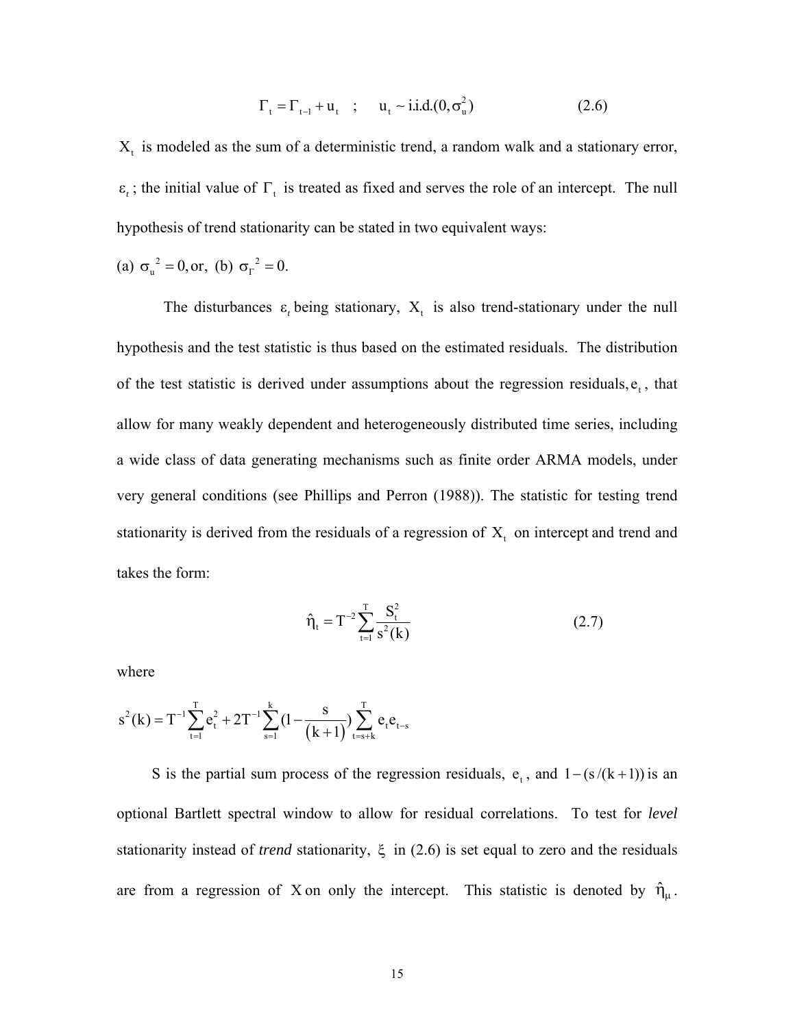$$\Gamma_t = \Gamma_{t-1} + u_t \quad ; \quad u_t \sim \text{i.i.d.}(0, \sigma_u^2) \tag{2.6}$$

$X_t$ is modeled as the sum of a deterministic trend, a random walk and a stationary error, $\varepsilon_t$; the initial value of $\Gamma_t$ is treated as fixed and serves the role of an intercept. The null hypothesis of trend stationarity can be stated in two equivalent ways:

(a) $\sigma_u^{\ 2} = 0$, or, (b) $\sigma_\Gamma^{\ 2} = 0$.

The disturbances $\varepsilon_t$ being stationary, $X_t$ is also trend-stationary under the null hypothesis and the test statistic is thus based on the estimated residuals. The distribution of the test statistic is derived under assumptions about the regression residuals, $e_t$, that allow for many weakly dependent and heterogeneously distributed time series, including a wide class of data generating mechanisms such as finite order ARMA models, under very general conditions (see Phillips and Perron (1988)). The statistic for testing trend stationarity is derived from the residuals of a regression of $X_t$ on intercept and trend and takes the form:

$$\hat{\eta}_t = T^{-2} \sum_{t=1}^{T} \frac{S_t^2}{s^2(k)} \tag{2.7}$$

where

$$s^2(k) = T^{-1} \sum_{t=1}^{T} e_t^2 + 2T^{-1} \sum_{s=1}^{k} \left(1 - \frac{s}{(k+1)}\right) \sum_{t=s+k}^{T} e_t e_{t-s}$$

S is the partial sum process of the regression residuals, $e_t$, and $1-(s/(k+1))$ is an optional Bartlett spectral window to allow for residual correlations. To test for *level* stationarity instead of *trend* stationarity, $\xi$ in (2.6) is set equal to zero and the residuals are from a regression of $X$ on only the intercept. This statistic is denoted by $\hat{\eta}_\mu$.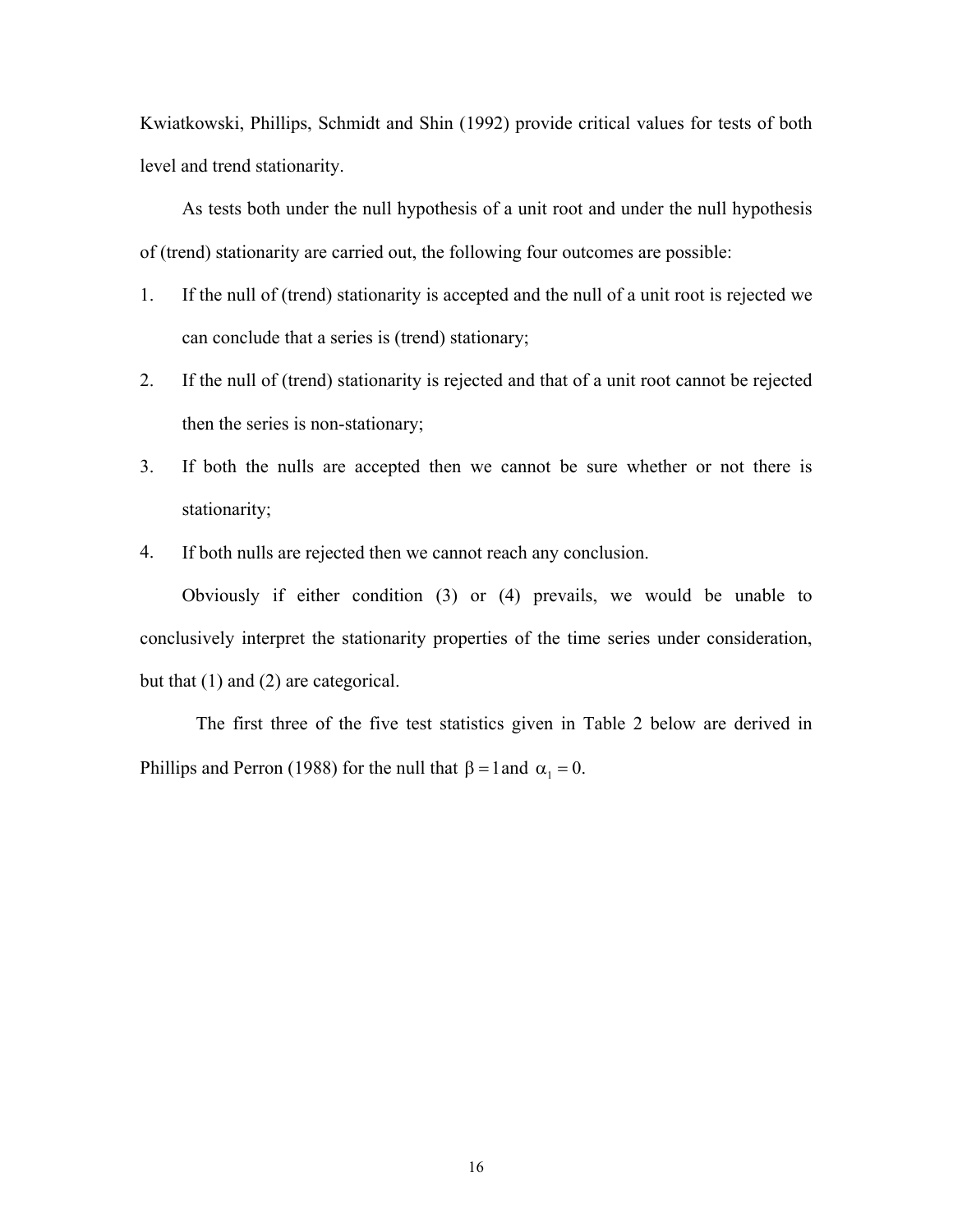Kwiatkowski, Phillips, Schmidt and Shin (1992) provide critical values for tests of both level and trend stationarity.

As tests both under the null hypothesis of a unit root and under the null hypothesis of (trend) stationarity are carried out, the following four outcomes are possible:

1. If the null of (trend) stationarity is accepted and the null of a unit root is rejected we can conclude that a series is (trend) stationary;
2. If the null of (trend) stationarity is rejected and that of a unit root cannot be rejected then the series is non-stationary;
3. If both the nulls are accepted then we cannot be sure whether or not there is stationarity;
4. If both nulls are rejected then we cannot reach any conclusion.

Obviously if either condition (3) or (4) prevails, we would be unable to conclusively interpret the stationarity properties of the time series under consideration, but that (1) and (2) are categorical.

The first three of the five test statistics given in Table 2 below are derived in Phillips and Perron (1988) for the null that $\beta = 1$ and $\alpha_1 = 0$.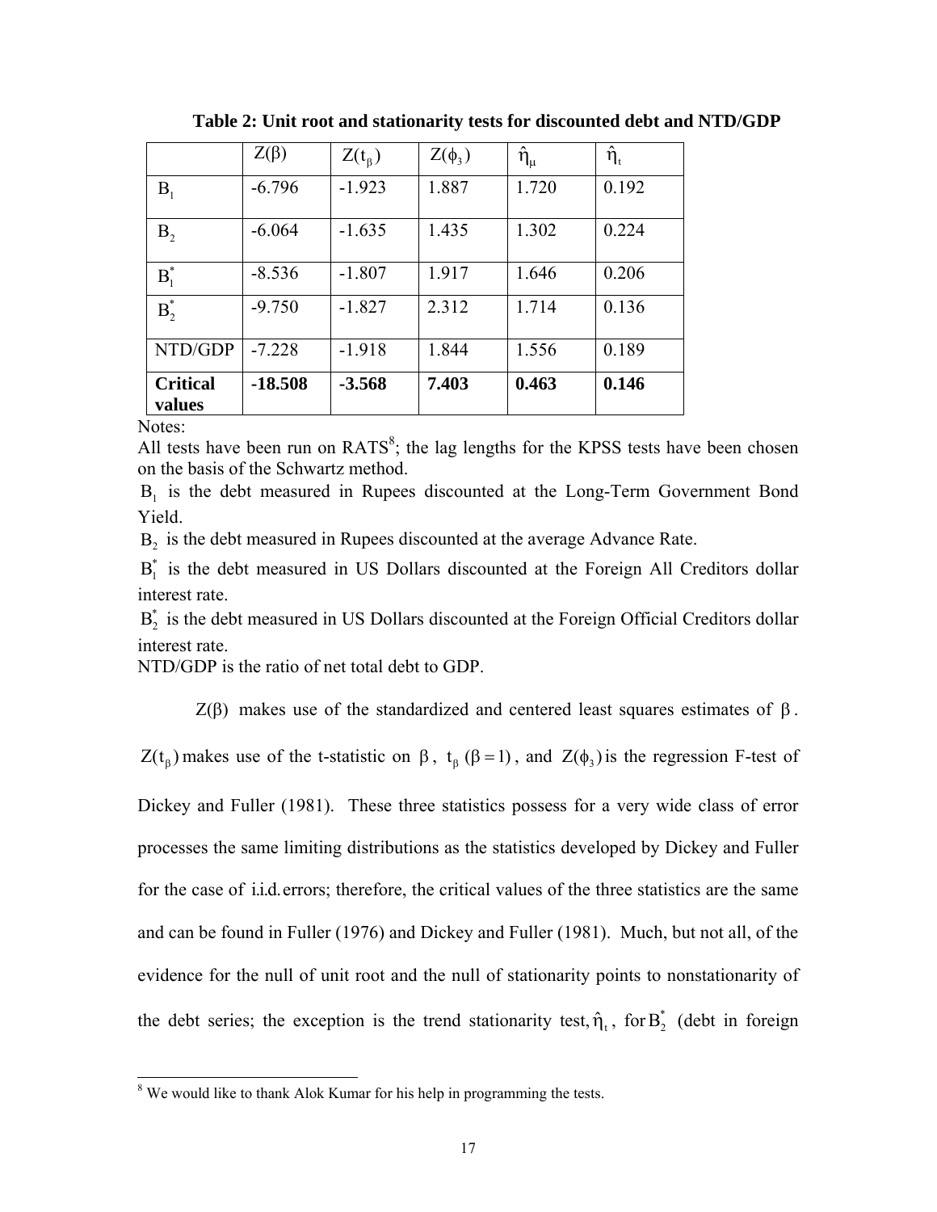**Table 2: Unit root and stationarity tests for discounted debt and NTD/GDP**

| | $Z(\beta)$ | $Z(t_\beta)$ | $Z(\phi_3)$ | $\hat{\eta}_\mu$ | $\hat{\eta}_t$ |
|---|---|---|---|---|---|
| $B_1$ | -6.796 | -1.923 | 1.887 | 1.720 | 0.192 |
| $B_2$ | -6.064 | -1.635 | 1.435 | 1.302 | 0.224 |
| $B_1^*$ | -8.536 | -1.807 | 1.917 | 1.646 | 0.206 |
| $B_2^*$ | -9.750 | -1.827 | 2.312 | 1.714 | 0.136 |
| NTD/GDP | -7.228 | -1.918 | 1.844 | 1.556 | 0.189 |
| **Critical values** | **-18.508** | **-3.568** | **7.403** | **0.463** | **0.146** |

Notes:
All tests have been run on RATS[8]; the lag lengths for the KPSS tests have been chosen on the basis of the Schwartz method.
$B_1$ is the debt measured in Rupees discounted at the Long-Term Government Bond Yield.
$B_2$ is the debt measured in Rupees discounted at the average Advance Rate.
$B_1^*$ is the debt measured in US Dollars discounted at the Foreign All Creditors dollar interest rate.
$B_2^*$ is the debt measured in US Dollars discounted at the Foreign Official Creditors dollar interest rate.
NTD/GDP is the ratio of net total debt to GDP.

$Z(\beta)$ makes use of the standardized and centered least squares estimates of $\beta$. $Z(t_\beta)$ makes use of the t-statistic on $\beta$, $t_\beta$ $(\beta = 1)$, and $Z(\phi_3)$ is the regression F-test of Dickey and Fuller (1981). These three statistics possess for a very wide class of error processes the same limiting distributions as the statistics developed by Dickey and Fuller for the case of i.i.d. errors; therefore, the critical values of the three statistics are the same and can be found in Fuller (1976) and Dickey and Fuller (1981). Much, but not all, of the evidence for the null of unit root and the null of stationarity points to nonstationarity of the debt series; the exception is the trend stationarity test, $\hat{\eta}_t$, for $B_2^*$ (debt in foreign

[8] We would like to thank Alok Kumar for his help in programming the tests.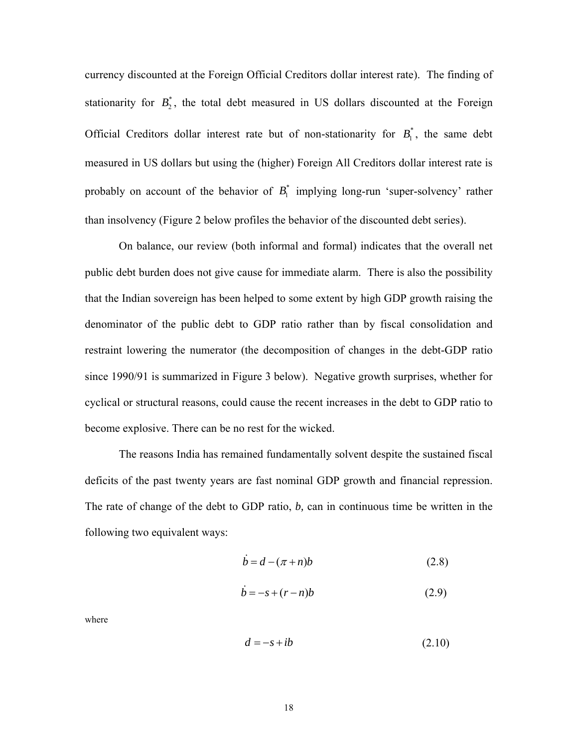currency discounted at the Foreign Official Creditors dollar interest rate). The finding of stationarity for $B_2^*$, the total debt measured in US dollars discounted at the Foreign Official Creditors dollar interest rate but of non-stationarity for $B_1^*$, the same debt measured in US dollars but using the (higher) Foreign All Creditors dollar interest rate is probably on account of the behavior of $B_1^*$ implying long-run 'super-solvency' rather than insolvency (Figure 2 below profiles the behavior of the discounted debt series).

On balance, our review (both informal and formal) indicates that the overall net public debt burden does not give cause for immediate alarm. There is also the possibility that the Indian sovereign has been helped to some extent by high GDP growth raising the denominator of the public debt to GDP ratio rather than by fiscal consolidation and restraint lowering the numerator (the decomposition of changes in the debt-GDP ratio since 1990/91 is summarized in Figure 3 below). Negative growth surprises, whether for cyclical or structural reasons, could cause the recent increases in the debt to GDP ratio to become explosive. There can be no rest for the wicked.

The reasons India has remained fundamentally solvent despite the sustained fiscal deficits of the past twenty years are fast nominal GDP growth and financial repression. The rate of change of the debt to GDP ratio, $b$, can in continuous time be written in the following two equivalent ways:

$$\dot{b} = d - (\pi + n)b \tag{2.8}$$

$$\dot{b} = -s + (r - n)b \tag{2.9}$$

where

$$d = -s + ib \tag{2.10}$$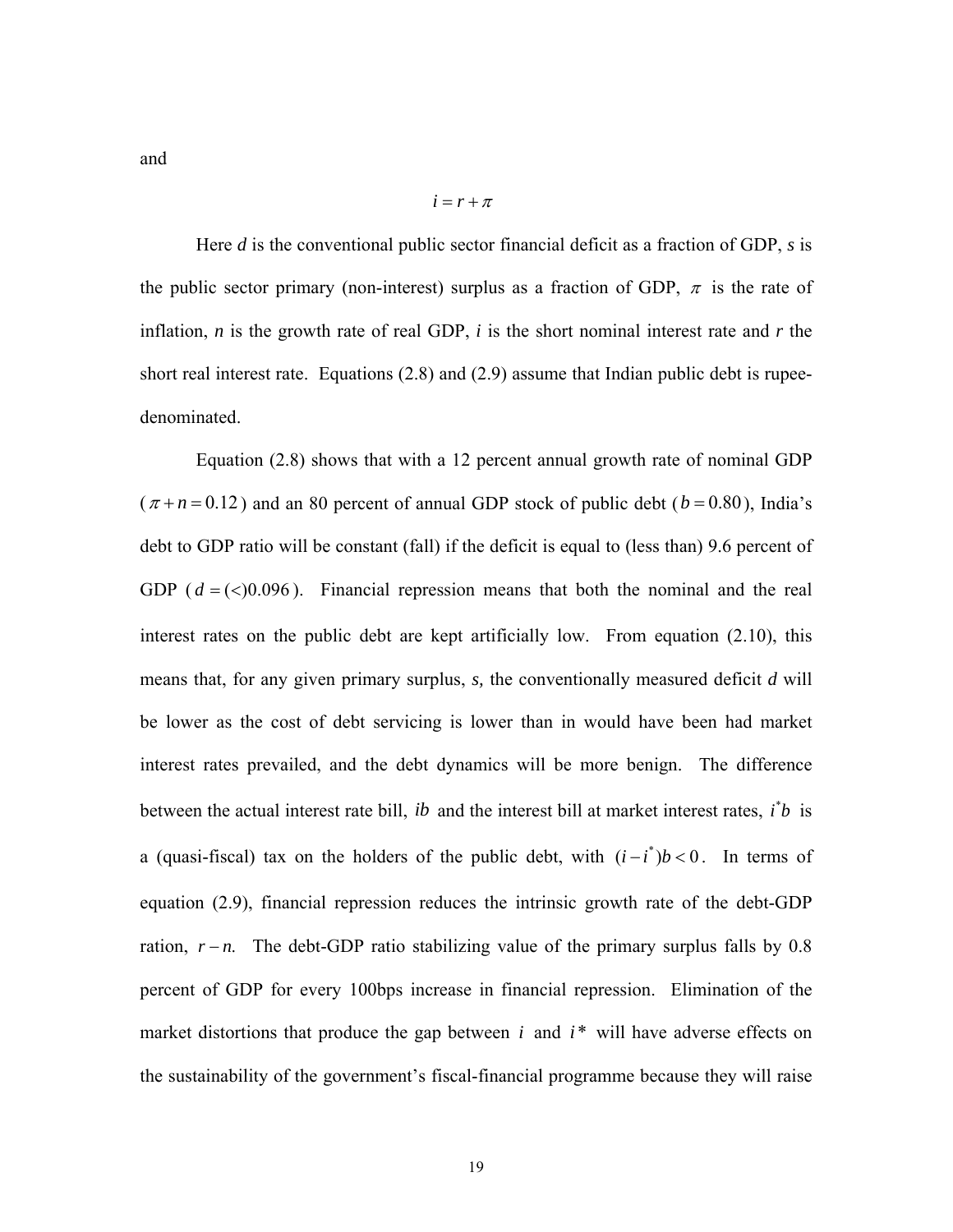and

$$i = r + \pi$$

Here *d* is the conventional public sector financial deficit as a fraction of GDP, *s* is the public sector primary (non-interest) surplus as a fraction of GDP, $\pi$ is the rate of inflation, *n* is the growth rate of real GDP, *i* is the short nominal interest rate and *r* the short real interest rate. Equations (2.8) and (2.9) assume that Indian public debt is rupee-denominated.

Equation (2.8) shows that with a 12 percent annual growth rate of nominal GDP ($\pi + n = 0.12$) and an 80 percent of annual GDP stock of public debt ($b = 0.80$), India's debt to GDP ratio will be constant (fall) if the deficit is equal to (less than) 9.6 percent of GDP ($d = (<)0.096$). Financial repression means that both the nominal and the real interest rates on the public debt are kept artificially low. From equation (2.10), this means that, for any given primary surplus, *s,* the conventionally measured deficit *d* will be lower as the cost of debt servicing is lower than in would have been had market interest rates prevailed, and the debt dynamics will be more benign. The difference between the actual interest rate bill, $ib$ and the interest bill at market interest rates, $i^*b$ is a (quasi-fiscal) tax on the holders of the public debt, with $(i - i^*)b < 0$. In terms of equation (2.9), financial repression reduces the intrinsic growth rate of the debt-GDP ration, $r - n$. The debt-GDP ratio stabilizing value of the primary surplus falls by 0.8 percent of GDP for every 100bps increase in financial repression. Elimination of the market distortions that produce the gap between $i$ and $i*$ will have adverse effects on the sustainability of the government's fiscal-financial programme because they will raise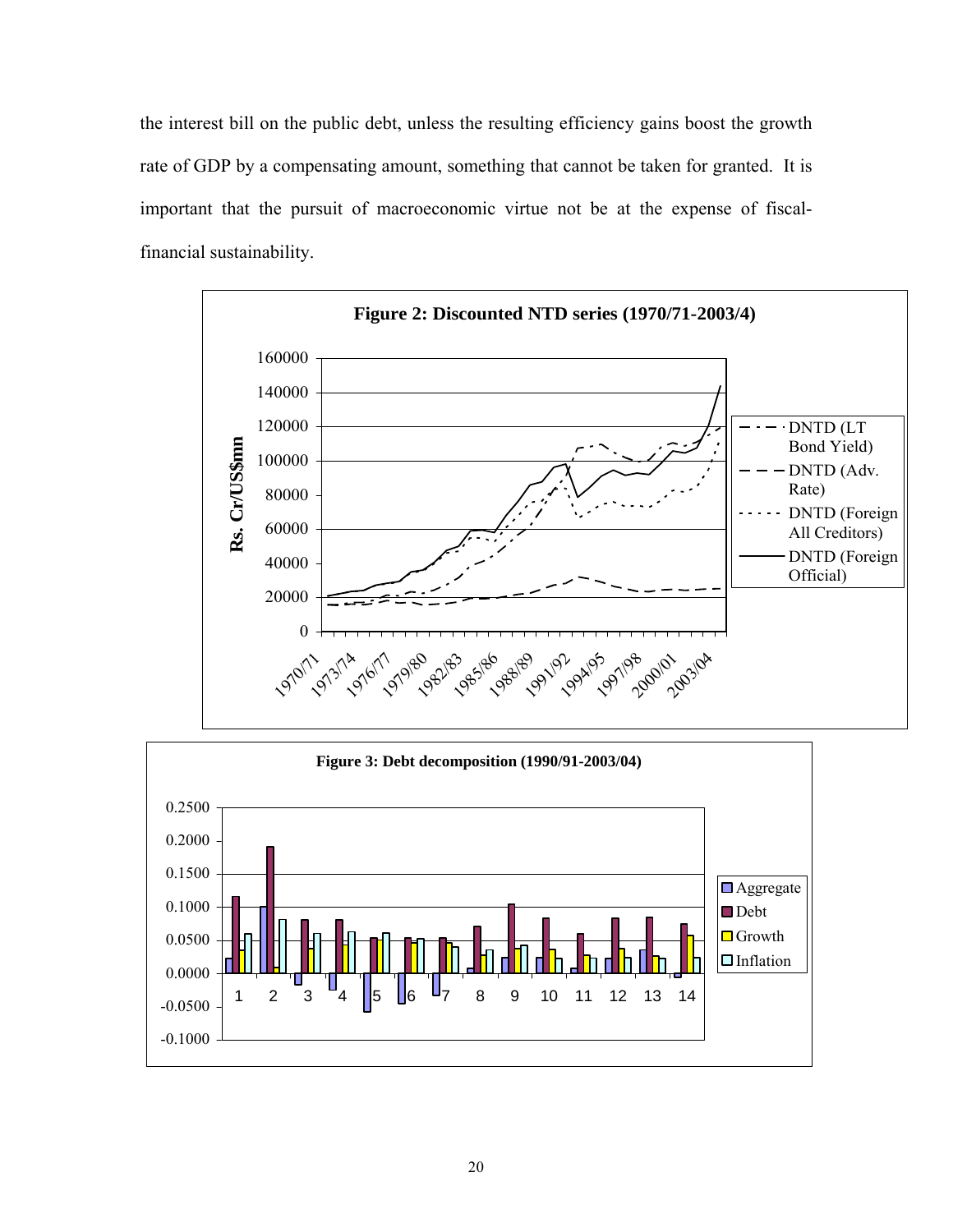the interest bill on the public debt, unless the resulting efficiency gains boost the growth rate of GDP by a compensating amount, something that cannot be taken for granted. It is important that the pursuit of macroeconomic virtue not be at the expense of fiscal-financial sustainability.

**Figure 2: Discounted NTD series (1970/71-2003/4)**

**Figure 3: Debt decomposition (1990/91-2003/04)**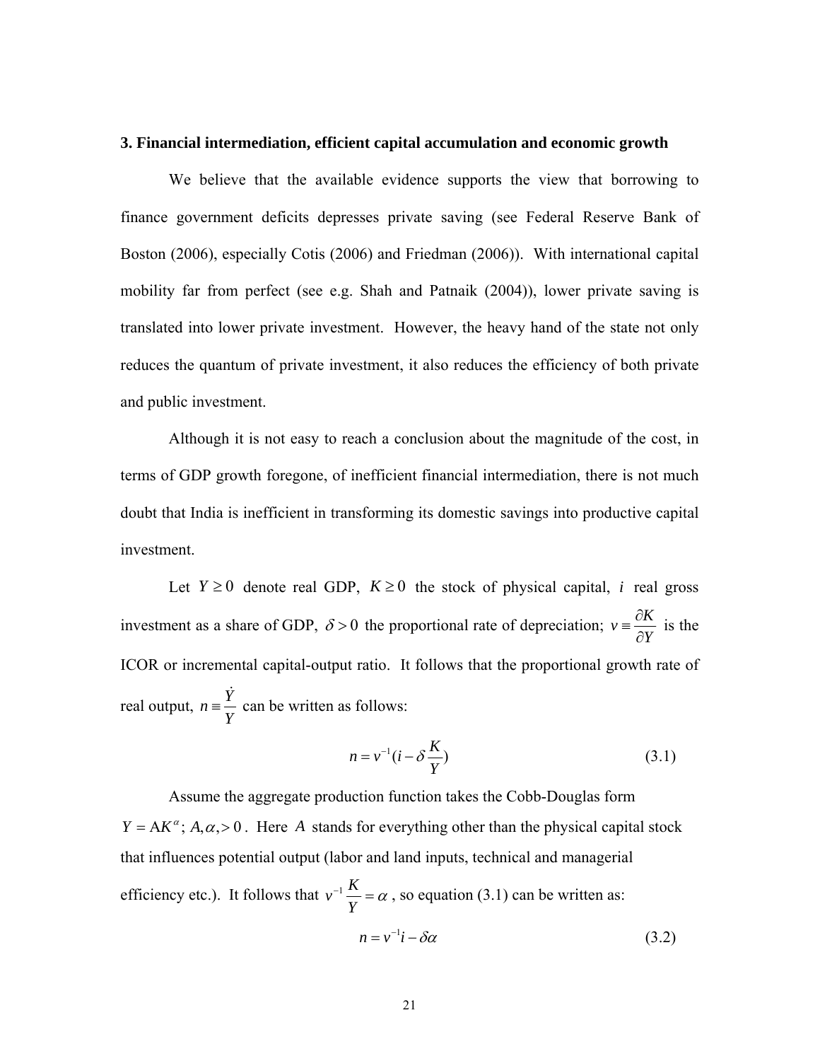### 3. Financial intermediation, efficient capital accumulation and economic growth

We believe that the available evidence supports the view that borrowing to finance government deficits depresses private saving (see Federal Reserve Bank of Boston (2006), especially Cotis (2006) and Friedman (2006)). With international capital mobility far from perfect (see e.g. Shah and Patnaik (2004)), lower private saving is translated into lower private investment. However, the heavy hand of the state not only reduces the quantum of private investment, it also reduces the efficiency of both private and public investment.

Although it is not easy to reach a conclusion about the magnitude of the cost, in terms of GDP growth foregone, of inefficient financial intermediation, there is not much doubt that India is inefficient in transforming its domestic savings into productive capital investment.

Let $Y \geq 0$ denote real GDP, $K \geq 0$ the stock of physical capital, $i$ real gross investment as a share of GDP, $\delta > 0$ the proportional rate of depreciation; $v \equiv \frac{\partial K}{\partial Y}$ is the ICOR or incremental capital-output ratio. It follows that the proportional growth rate of real output, $n \equiv \frac{\dot{Y}}{Y}$ can be written as follows:

$$n = v^{-1}(i - \delta \frac{K}{Y}) \tag{3.1}$$

Assume the aggregate production function takes the Cobb-Douglas form $Y = \mathrm{A}K^{\alpha}$; $A, \alpha, > 0$. Here $A$ stands for everything other than the physical capital stock that influences potential output (labor and land inputs, technical and managerial efficiency etc.). It follows that $v^{-1}\frac{K}{Y} = \alpha$, so equation (3.1) can be written as:

$$n = v^{-1}i - \delta\alpha \tag{3.2}$$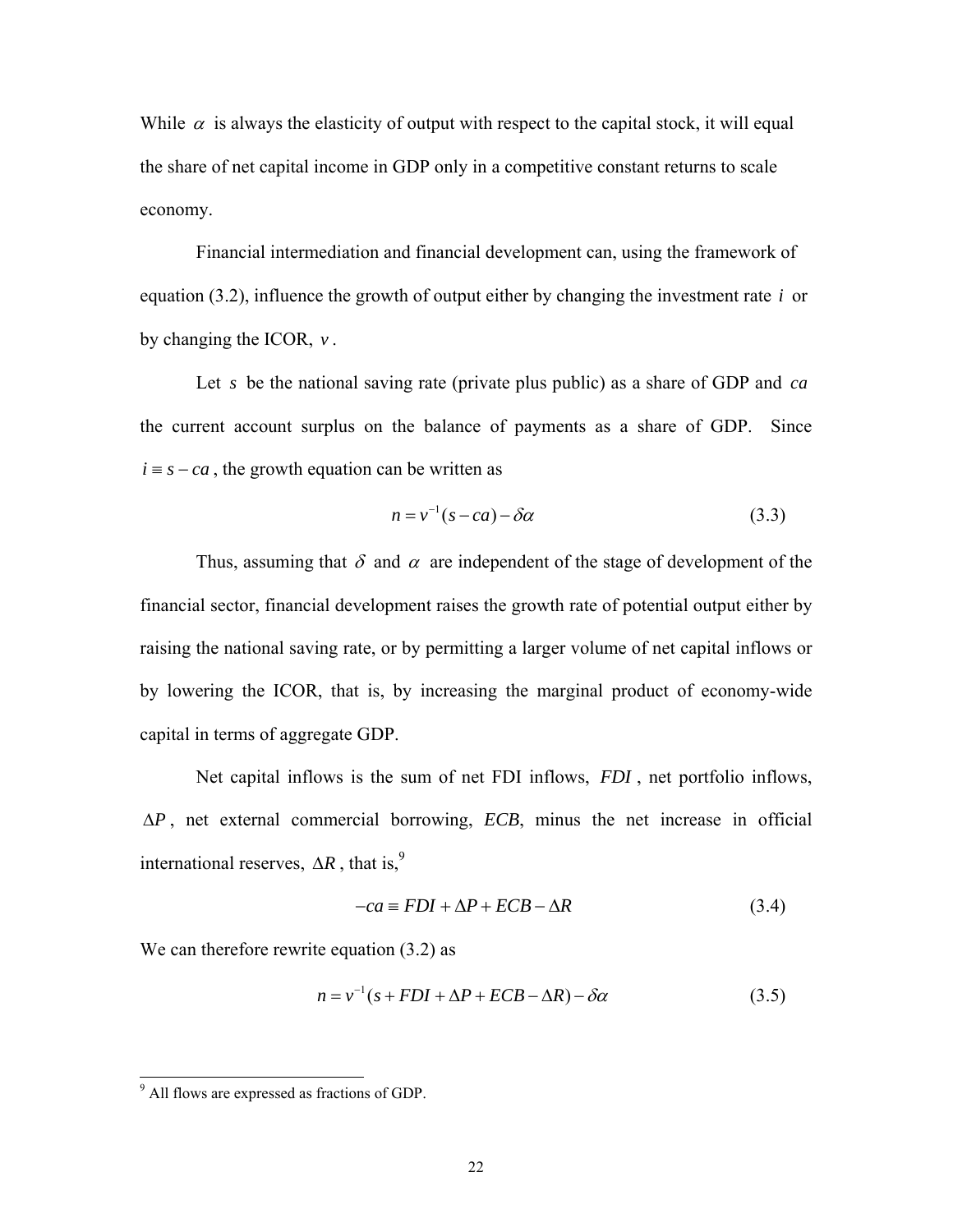While $\alpha$ is always the elasticity of output with respect to the capital stock, it will equal the share of net capital income in GDP only in a competitive constant returns to scale economy.

Financial intermediation and financial development can, using the framework of equation (3.2), influence the growth of output either by changing the investment rate $i$ or by changing the ICOR, $v$.

Let $s$ be the national saving rate (private plus public) as a share of GDP and $ca$ the current account surplus on the balance of payments as a share of GDP. Since $i \equiv s - ca$, the growth equation can be written as

$$n = v^{-1}(s - ca) - \delta\alpha \tag{3.3}$$

Thus, assuming that $\delta$ and $\alpha$ are independent of the stage of development of the financial sector, financial development raises the growth rate of potential output either by raising the national saving rate, or by permitting a larger volume of net capital inflows or by lowering the ICOR, that is, by increasing the marginal product of economy-wide capital in terms of aggregate GDP.

Net capital inflows is the sum of net FDI inflows, $FDI$, net portfolio inflows, $\Delta P$, net external commercial borrowing, $ECB$, minus the net increase in official international reserves, $\Delta R$, that is,[9]

$$-ca \equiv FDI + \Delta P + ECB - \Delta R \tag{3.4}$$

We can therefore rewrite equation (3.2) as

$$n = v^{-1}(s + FDI + \Delta P + ECB - \Delta R) - \delta\alpha \tag{3.5}$$

[9] All flows are expressed as fractions of GDP.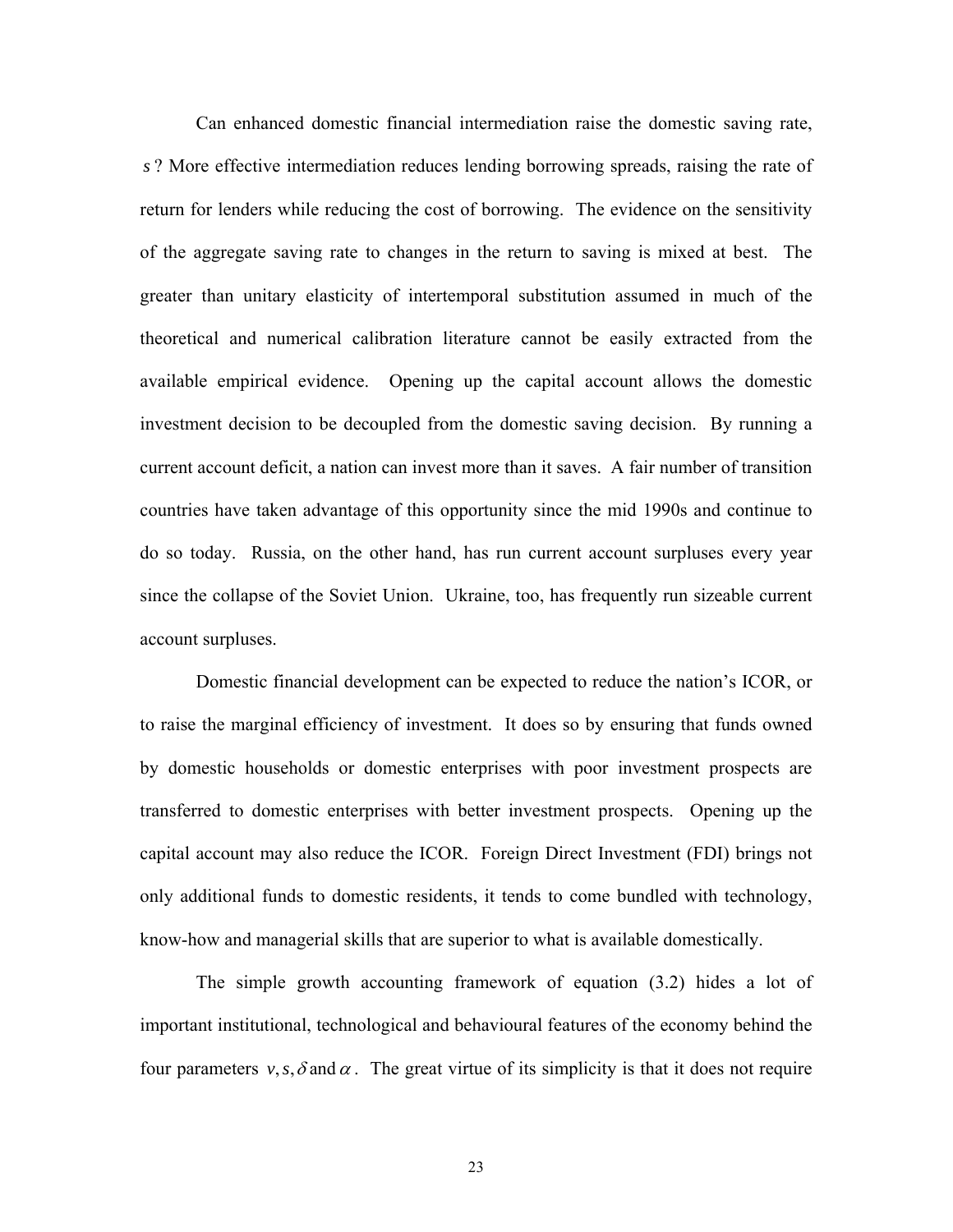Can enhanced domestic financial intermediation raise the domestic saving rate, $s$? More effective intermediation reduces lending borrowing spreads, raising the rate of return for lenders while reducing the cost of borrowing. The evidence on the sensitivity of the aggregate saving rate to changes in the return to saving is mixed at best. The greater than unitary elasticity of intertemporal substitution assumed in much of the theoretical and numerical calibration literature cannot be easily extracted from the available empirical evidence. Opening up the capital account allows the domestic investment decision to be decoupled from the domestic saving decision. By running a current account deficit, a nation can invest more than it saves. A fair number of transition countries have taken advantage of this opportunity since the mid 1990s and continue to do so today. Russia, on the other hand, has run current account surpluses every year since the collapse of the Soviet Union. Ukraine, too, has frequently run sizeable current account surpluses.

Domestic financial development can be expected to reduce the nation's ICOR, or to raise the marginal efficiency of investment. It does so by ensuring that funds owned by domestic households or domestic enterprises with poor investment prospects are transferred to domestic enterprises with better investment prospects. Opening up the capital account may also reduce the ICOR. Foreign Direct Investment (FDI) brings not only additional funds to domestic residents, it tends to come bundled with technology, know-how and managerial skills that are superior to what is available domestically.

The simple growth accounting framework of equation (3.2) hides a lot of important institutional, technological and behavioural features of the economy behind the four parameters $v, s, \delta$ and $\alpha$. The great virtue of its simplicity is that it does not require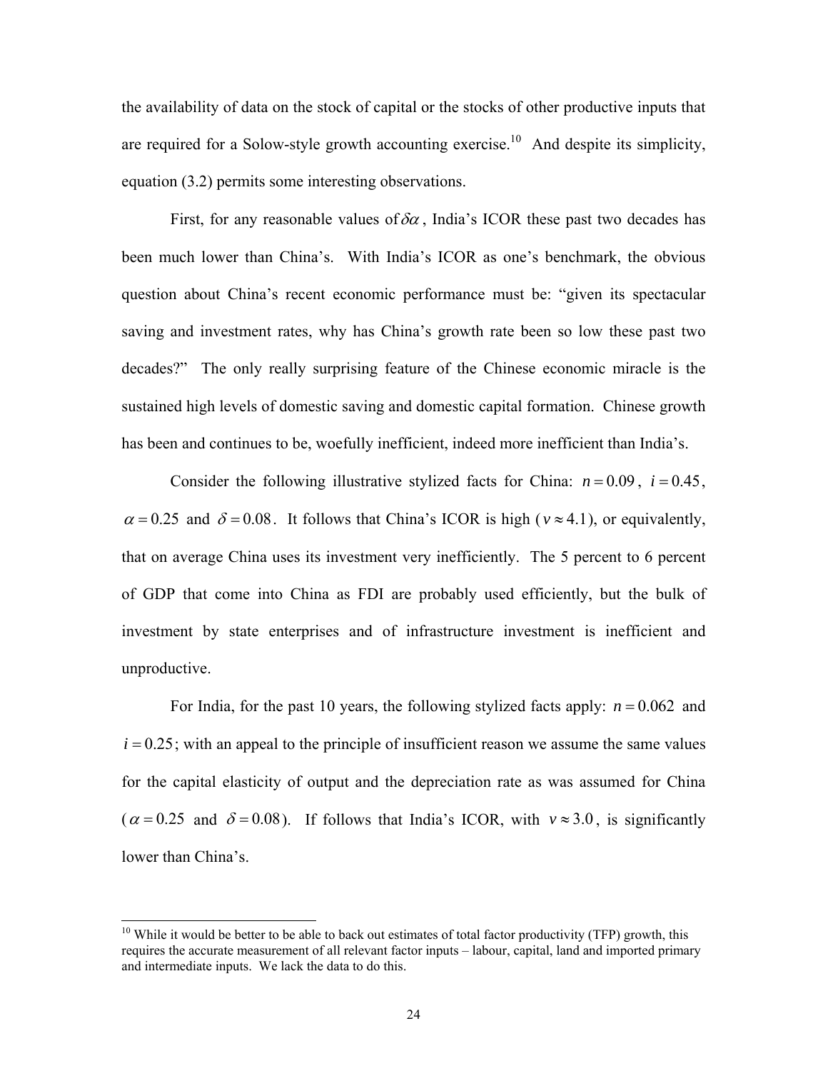the availability of data on the stock of capital or the stocks of other productive inputs that are required for a Solow-style growth accounting exercise.[10] And despite its simplicity, equation (3.2) permits some interesting observations.

First, for any reasonable values of $\delta\alpha$, India's ICOR these past two decades has been much lower than China's. With India's ICOR as one's benchmark, the obvious question about China's recent economic performance must be: "given its spectacular saving and investment rates, why has China's growth rate been so low these past two decades?" The only really surprising feature of the Chinese economic miracle is the sustained high levels of domestic saving and domestic capital formation. Chinese growth has been and continues to be, woefully inefficient, indeed more inefficient than India's.

Consider the following illustrative stylized facts for China: $n = 0.09$, $i = 0.45$, $\alpha = 0.25$ and $\delta = 0.08$. It follows that China's ICOR is high ($v \approx 4.1$), or equivalently, that on average China uses its investment very inefficiently. The 5 percent to 6 percent of GDP that come into China as FDI are probably used efficiently, but the bulk of investment by state enterprises and of infrastructure investment is inefficient and unproductive.

For India, for the past 10 years, the following stylized facts apply: $n = 0.062$ and $i = 0.25$; with an appeal to the principle of insufficient reason we assume the same values for the capital elasticity of output and the depreciation rate as was assumed for China ($\alpha = 0.25$ and $\delta = 0.08$). If follows that India's ICOR, with $v \approx 3.0$, is significantly lower than China's.

---

[10] While it would be better to be able to back out estimates of total factor productivity (TFP) growth, this requires the accurate measurement of all relevant factor inputs – labour, capital, land and imported primary and intermediate inputs. We lack the data to do this.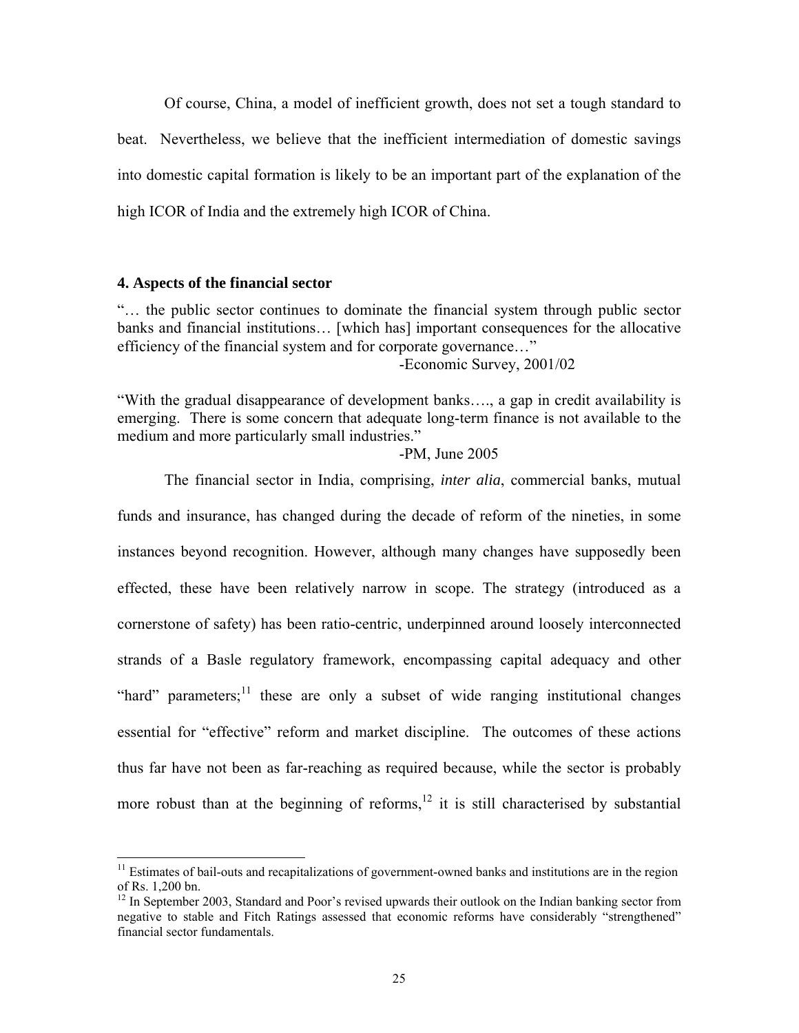Of course, China, a model of inefficient growth, does not set a tough standard to beat. Nevertheless, we believe that the inefficient intermediation of domestic savings into domestic capital formation is likely to be an important part of the explanation of the high ICOR of India and the extremely high ICOR of China.

### 4. Aspects of the financial sector

"… the public sector continues to dominate the financial system through public sector banks and financial institutions… [which has] important consequences for the allocative efficiency of the financial system and for corporate governance…"

-Economic Survey, 2001/02

"With the gradual disappearance of development banks…., a gap in credit availability is emerging. There is some concern that adequate long-term finance is not available to the medium and more particularly small industries."

-PM, June 2005

The financial sector in India, comprising, *inter alia*, commercial banks, mutual funds and insurance, has changed during the decade of reform of the nineties, in some instances beyond recognition. However, although many changes have supposedly been effected, these have been relatively narrow in scope. The strategy (introduced as a cornerstone of safety) has been ratio-centric, underpinned around loosely interconnected strands of a Basle regulatory framework, encompassing capital adequacy and other "hard" parameters;[11] these are only a subset of wide ranging institutional changes essential for "effective" reform and market discipline. The outcomes of these actions thus far have not been as far-reaching as required because, while the sector is probably more robust than at the beginning of reforms,[12] it is still characterised by substantial

---

[11] Estimates of bail-outs and recapitalizations of government-owned banks and institutions are in the region of Rs. 1,200 bn.

[12] In September 2003, Standard and Poor's revised upwards their outlook on the Indian banking sector from negative to stable and Fitch Ratings assessed that economic reforms have considerably "strengthened" financial sector fundamentals.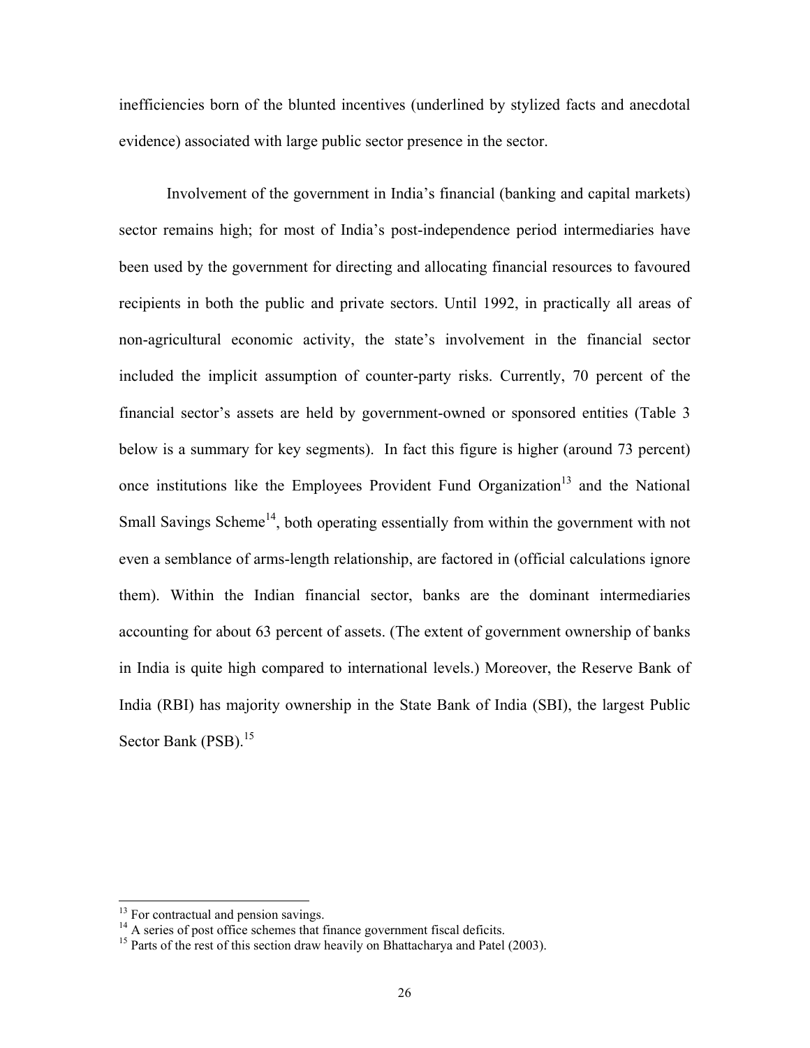inefficiencies born of the blunted incentives (underlined by stylized facts and anecdotal evidence) associated with large public sector presence in the sector.

Involvement of the government in India's financial (banking and capital markets) sector remains high; for most of India's post-independence period intermediaries have been used by the government for directing and allocating financial resources to favoured recipients in both the public and private sectors. Until 1992, in practically all areas of non-agricultural economic activity, the state's involvement in the financial sector included the implicit assumption of counter-party risks. Currently, 70 percent of the financial sector's assets are held by government-owned or sponsored entities (Table 3 below is a summary for key segments). In fact this figure is higher (around 73 percent) once institutions like the Employees Provident Fund Organization[13] and the National Small Savings Scheme[14], both operating essentially from within the government with not even a semblance of arms-length relationship, are factored in (official calculations ignore them). Within the Indian financial sector, banks are the dominant intermediaries accounting for about 63 percent of assets. (The extent of government ownership of banks in India is quite high compared to international levels.) Moreover, the Reserve Bank of India (RBI) has majority ownership in the State Bank of India (SBI), the largest Public Sector Bank (PSB).[15]

---

[13] For contractual and pension savings.

[14] A series of post office schemes that finance government fiscal deficits.

[15] Parts of the rest of this section draw heavily on Bhattacharya and Patel (2003).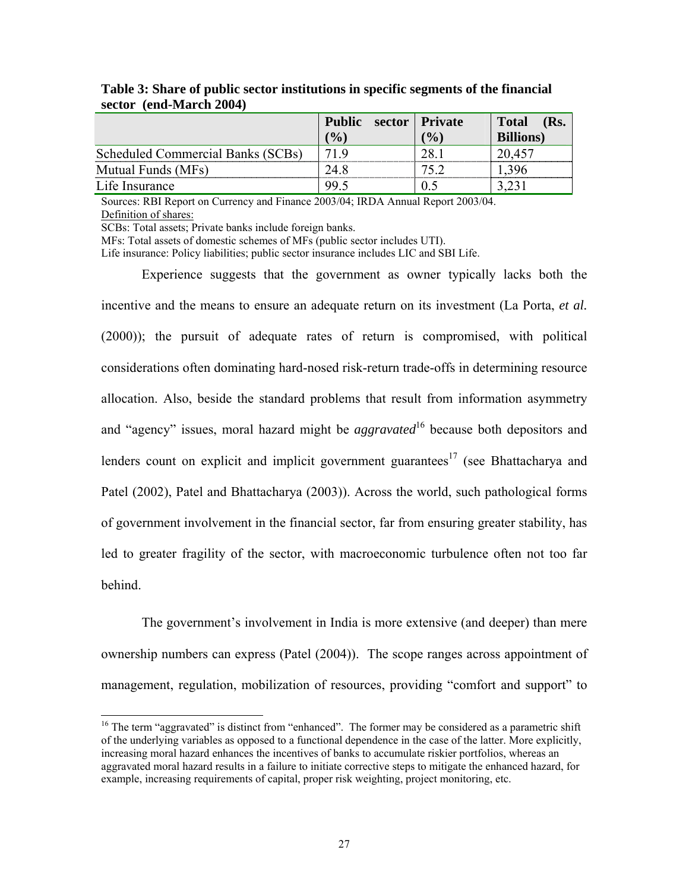**Table 3: Share of public sector institutions in specific segments of the financial sector (end-March 2004)**

| | Public sector (%) | Private (%) | Total (Rs. Billions) |
|---|---|---|---|
| Scheduled Commercial Banks (SCBs) | 71.9 | 28.1 | 20,457 |
| Mutual Funds (MFs) | 24.8 | 75.2 | 1,396 |
| Life Insurance | 99.5 | 0.5 | 3,231 |

Sources: RBI Report on Currency and Finance 2003/04; IRDA Annual Report 2003/04.
Definition of shares:
SCBs: Total assets; Private banks include foreign banks.
MFs: Total assets of domestic schemes of MFs (public sector includes UTI).
Life insurance: Policy liabilities; public sector insurance includes LIC and SBI Life.

Experience suggests that the government as owner typically lacks both the incentive and the means to ensure an adequate return on its investment (La Porta, *et al.* (2000)); the pursuit of adequate rates of return is compromised, with political considerations often dominating hard-nosed risk-return trade-offs in determining resource allocation. Also, beside the standard problems that result from information asymmetry and "agency" issues, moral hazard might be *aggravated*[16] because both depositors and lenders count on explicit and implicit government guarantees[17] (see Bhattacharya and Patel (2002), Patel and Bhattacharya (2003)). Across the world, such pathological forms of government involvement in the financial sector, far from ensuring greater stability, has led to greater fragility of the sector, with macroeconomic turbulence often not too far behind.

The government's involvement in India is more extensive (and deeper) than mere ownership numbers can express (Patel (2004)). The scope ranges across appointment of management, regulation, mobilization of resources, providing "comfort and support" to

[16] The term "aggravated" is distinct from "enhanced". The former may be considered as a parametric shift of the underlying variables as opposed to a functional dependence in the case of the latter. More explicitly, increasing moral hazard enhances the incentives of banks to accumulate riskier portfolios, whereas an aggravated moral hazard results in a failure to initiate corrective steps to mitigate the enhanced hazard, for example, increasing requirements of capital, proper risk weighting, project monitoring, etc.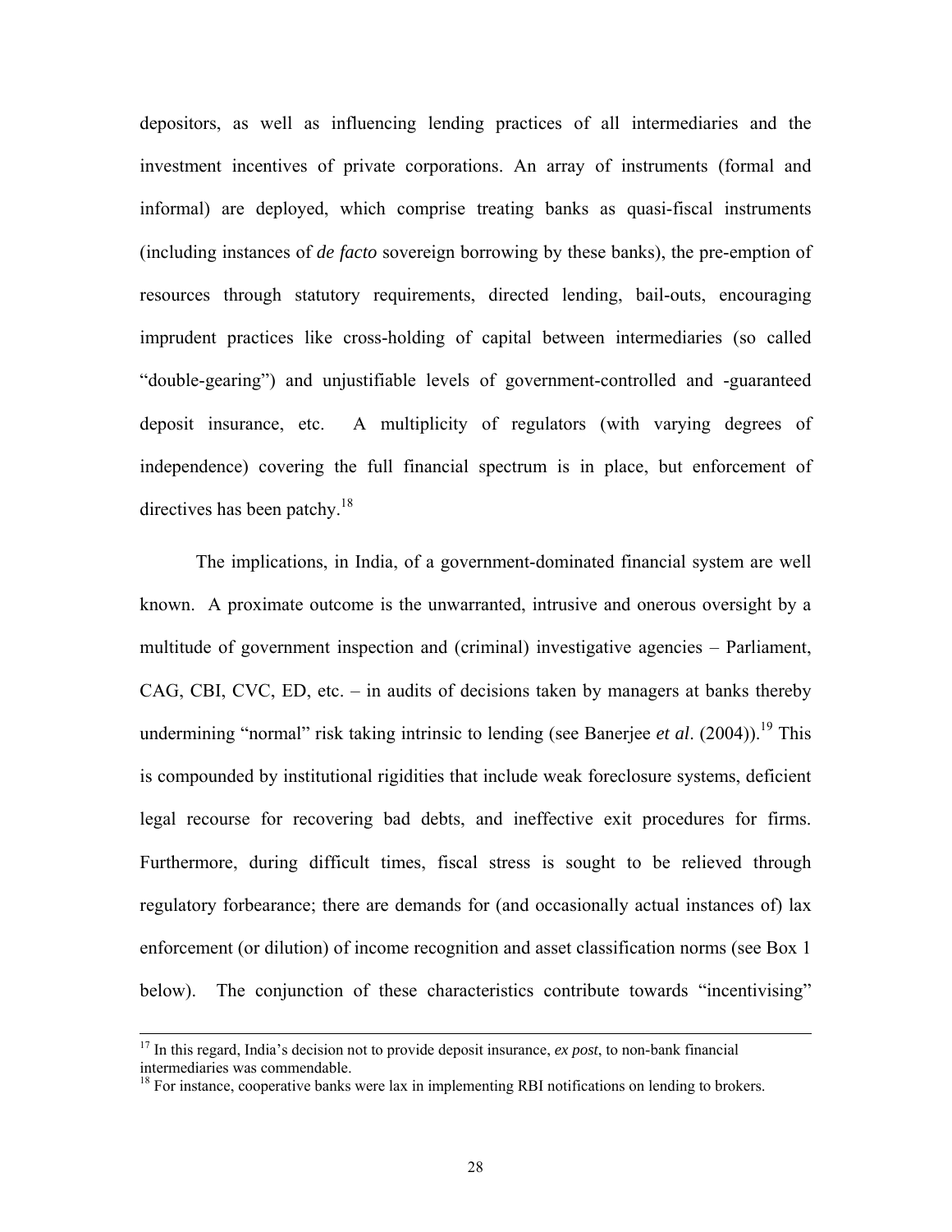depositors, as well as influencing lending practices of all intermediaries and the investment incentives of private corporations. An array of instruments (formal and informal) are deployed, which comprise treating banks as quasi-fiscal instruments (including instances of *de facto* sovereign borrowing by these banks), the pre-emption of resources through statutory requirements, directed lending, bail-outs, encouraging imprudent practices like cross-holding of capital between intermediaries (so called "double-gearing") and unjustifiable levels of government-controlled and -guaranteed deposit insurance, etc. A multiplicity of regulators (with varying degrees of independence) covering the full financial spectrum is in place, but enforcement of directives has been patchy.[18]

The implications, in India, of a government-dominated financial system are well known. A proximate outcome is the unwarranted, intrusive and onerous oversight by a multitude of government inspection and (criminal) investigative agencies – Parliament, CAG, CBI, CVC, ED, etc. – in audits of decisions taken by managers at banks thereby undermining "normal" risk taking intrinsic to lending (see Banerjee *et al*. (2004)).[19] This is compounded by institutional rigidities that include weak foreclosure systems, deficient legal recourse for recovering bad debts, and ineffective exit procedures for firms. Furthermore, during difficult times, fiscal stress is sought to be relieved through regulatory forbearance; there are demands for (and occasionally actual instances of) lax enforcement (or dilution) of income recognition and asset classification norms (see Box 1 below). The conjunction of these characteristics contribute towards "incentivising"

---

[17] In this regard, India's decision not to provide deposit insurance, *ex post*, to non-bank financial intermediaries was commendable.

[18] For instance, cooperative banks were lax in implementing RBI notifications on lending to brokers.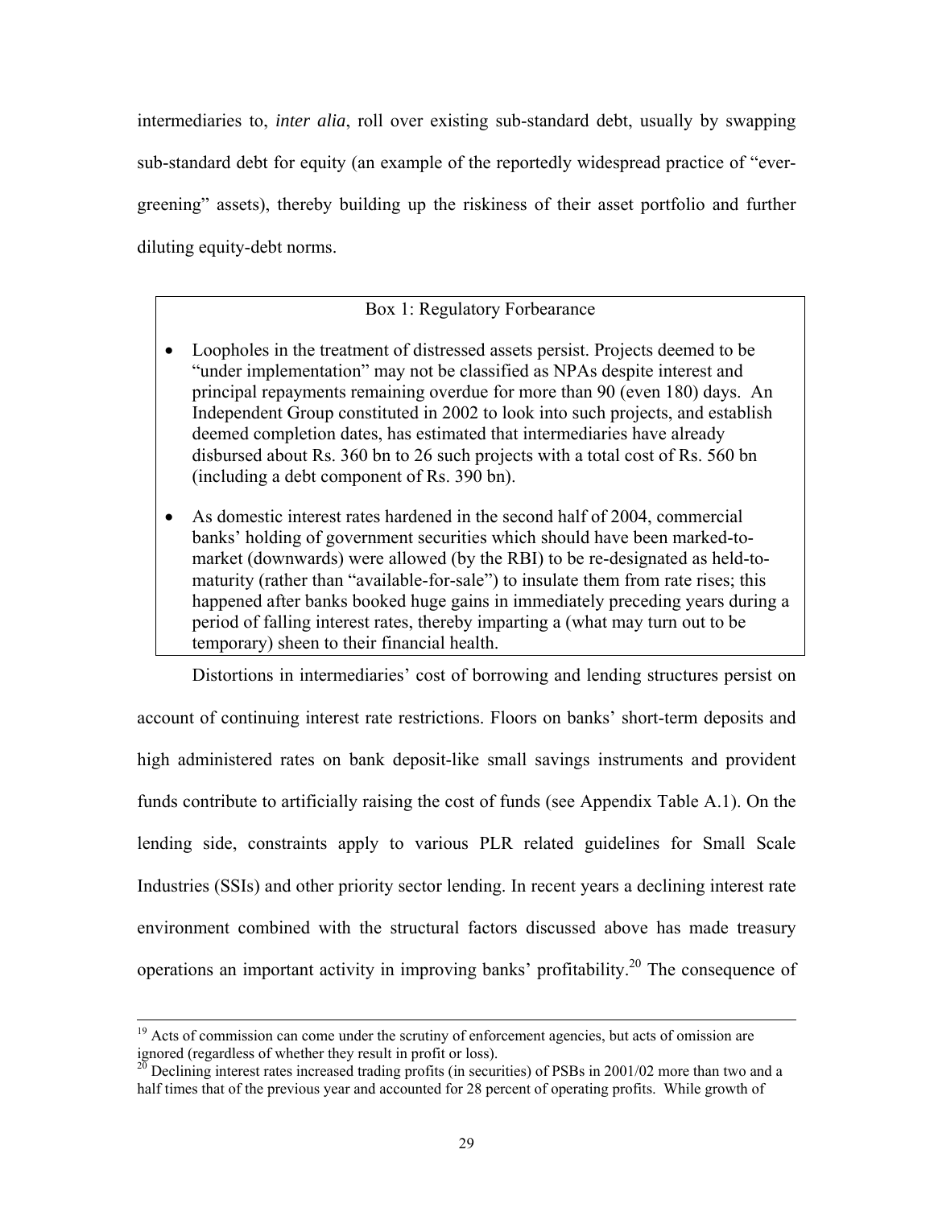intermediaries to, *inter alia*, roll over existing sub-standard debt, usually by swapping sub-standard debt for equity (an example of the reportedly widespread practice of "ever-greening" assets), thereby building up the riskiness of their asset portfolio and further diluting equity-debt norms.

> Box 1: Regulatory Forbearance
>
> - Loopholes in the treatment of distressed assets persist. Projects deemed to be "under implementation" may not be classified as NPAs despite interest and principal repayments remaining overdue for more than 90 (even 180) days. An Independent Group constituted in 2002 to look into such projects, and establish deemed completion dates, has estimated that intermediaries have already disbursed about Rs. 360 bn to 26 such projects with a total cost of Rs. 560 bn (including a debt component of Rs. 390 bn).
> - As domestic interest rates hardened in the second half of 2004, commercial banks' holding of government securities which should have been marked-to-market (downwards) were allowed (by the RBI) to be re-designated as held-to-maturity (rather than "available-for-sale") to insulate them from rate rises; this happened after banks booked huge gains in immediately preceding years during a period of falling interest rates, thereby imparting a (what may turn out to be temporary) sheen to their financial health.

Distortions in intermediaries' cost of borrowing and lending structures persist on account of continuing interest rate restrictions. Floors on banks' short-term deposits and high administered rates on bank deposit-like small savings instruments and provident funds contribute to artificially raising the cost of funds (see Appendix Table A.1). On the lending side, constraints apply to various PLR related guidelines for Small Scale Industries (SSIs) and other priority sector lending. In recent years a declining interest rate environment combined with the structural factors discussed above has made treasury operations an important activity in improving banks' profitability.[20] The consequence of

[19] Acts of commission can come under the scrutiny of enforcement agencies, but acts of omission are ignored (regardless of whether they result in profit or loss).

[20] Declining interest rates increased trading profits (in securities) of PSBs in 2001/02 more than two and a half times that of the previous year and accounted for 28 percent of operating profits. While growth of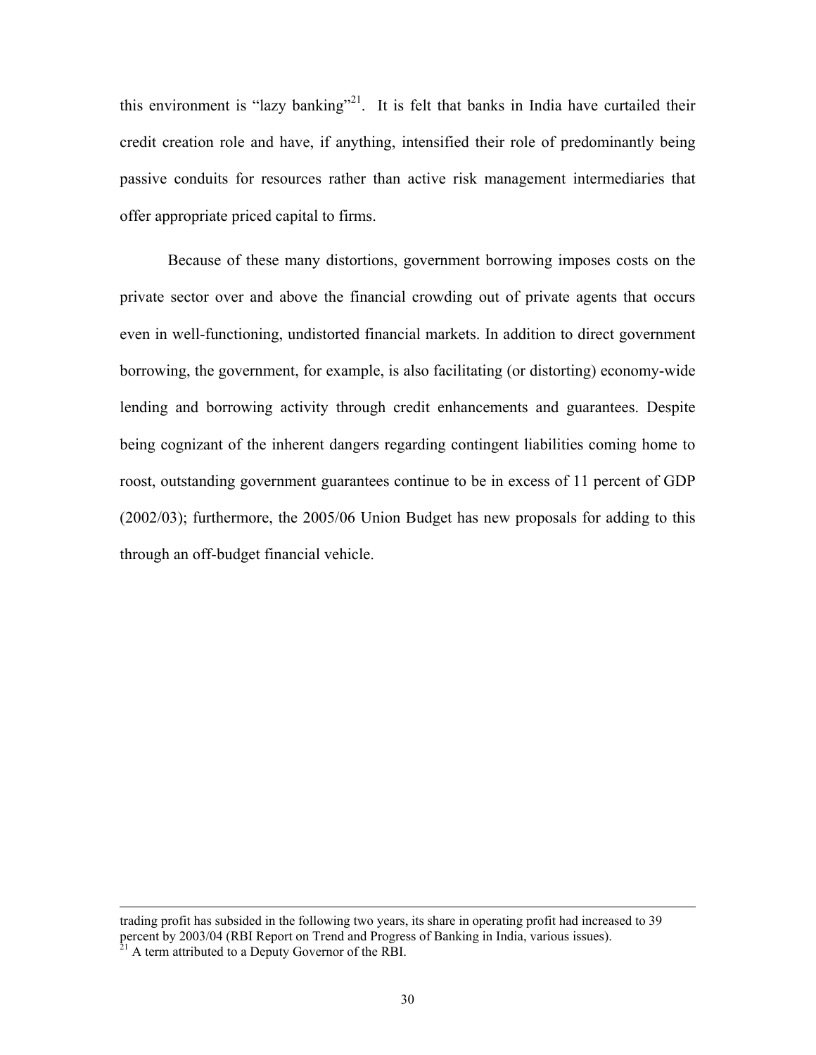this environment is "lazy banking"[21]. It is felt that banks in India have curtailed their credit creation role and have, if anything, intensified their role of predominantly being passive conduits for resources rather than active risk management intermediaries that offer appropriate priced capital to firms.

Because of these many distortions, government borrowing imposes costs on the private sector over and above the financial crowding out of private agents that occurs even in well-functioning, undistorted financial markets. In addition to direct government borrowing, the government, for example, is also facilitating (or distorting) economy-wide lending and borrowing activity through credit enhancements and guarantees. Despite being cognizant of the inherent dangers regarding contingent liabilities coming home to roost, outstanding government guarantees continue to be in excess of 11 percent of GDP (2002/03); furthermore, the 2005/06 Union Budget has new proposals for adding to this through an off-budget financial vehicle.

---

trading profit has subsided in the following two years, its share in operating profit had increased to 39 percent by 2003/04 (RBI Report on Trend and Progress of Banking in India, various issues).

[21] A term attributed to a Deputy Governor of the RBI.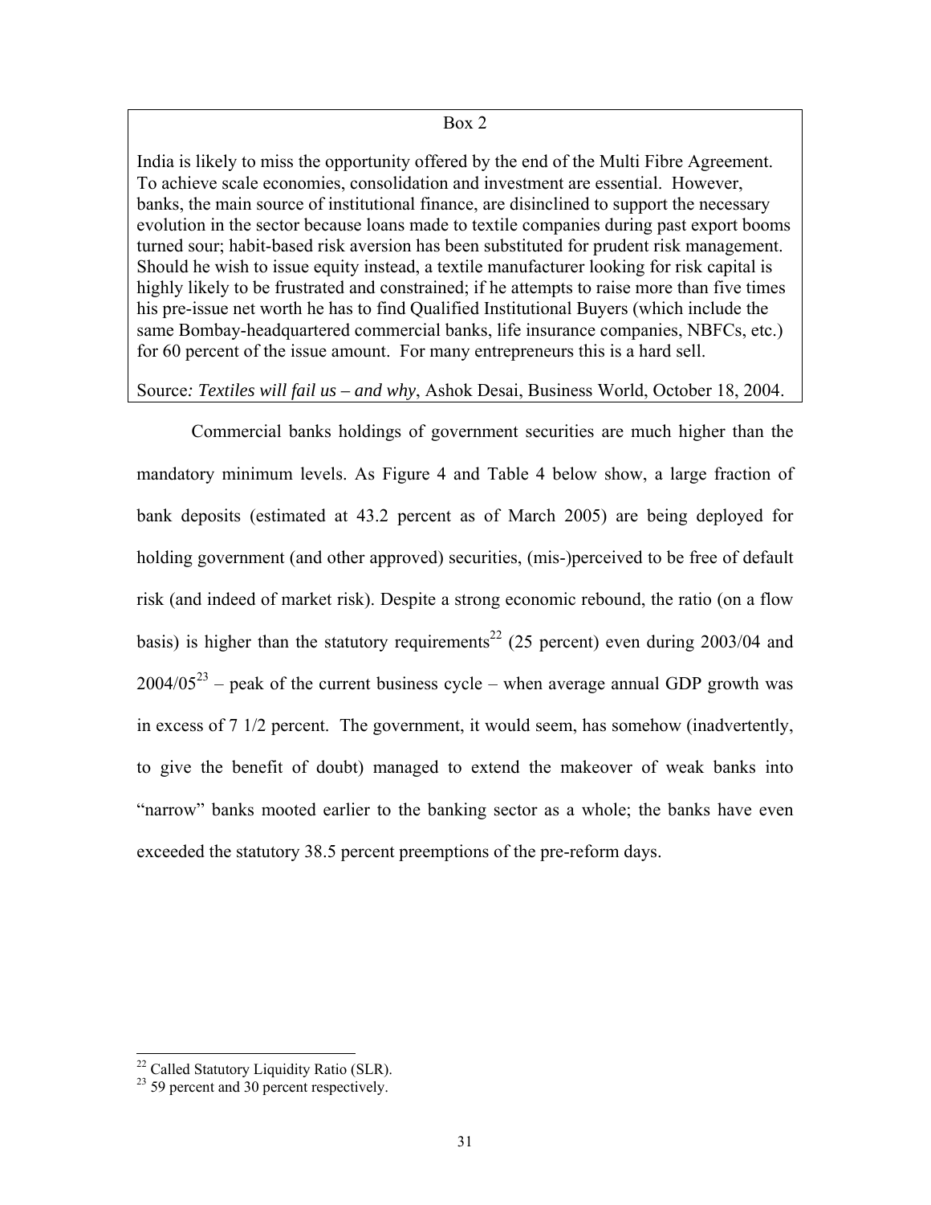Box 2

India is likely to miss the opportunity offered by the end of the Multi Fibre Agreement. To achieve scale economies, consolidation and investment are essential. However, banks, the main source of institutional finance, are disinclined to support the necessary evolution in the sector because loans made to textile companies during past export booms turned sour; habit-based risk aversion has been substituted for prudent risk management. Should he wish to issue equity instead, a textile manufacturer looking for risk capital is highly likely to be frustrated and constrained; if he attempts to raise more than five times his pre-issue net worth he has to find Qualified Institutional Buyers (which include the same Bombay-headquartered commercial banks, life insurance companies, NBFCs, etc.) for 60 percent of the issue amount. For many entrepreneurs this is a hard sell.

Source*: Textiles will fail us – and why*, Ashok Desai, Business World, October 18, 2004.

Commercial banks holdings of government securities are much higher than the mandatory minimum levels. As Figure 4 and Table 4 below show, a large fraction of bank deposits (estimated at 43.2 percent as of March 2005) are being deployed for holding government (and other approved) securities, (mis-)perceived to be free of default risk (and indeed of market risk). Despite a strong economic rebound, the ratio (on a flow basis) is higher than the statutory requirements[22] (25 percent) even during 2003/04 and 2004/05[23] – peak of the current business cycle – when average annual GDP growth was in excess of 7 1/2 percent. The government, it would seem, has somehow (inadvertently, to give the benefit of doubt) managed to extend the makeover of weak banks into "narrow" banks mooted earlier to the banking sector as a whole; the banks have even exceeded the statutory 38.5 percent preemptions of the pre-reform days.

[22] Called Statutory Liquidity Ratio (SLR).

[23] 59 percent and 30 percent respectively.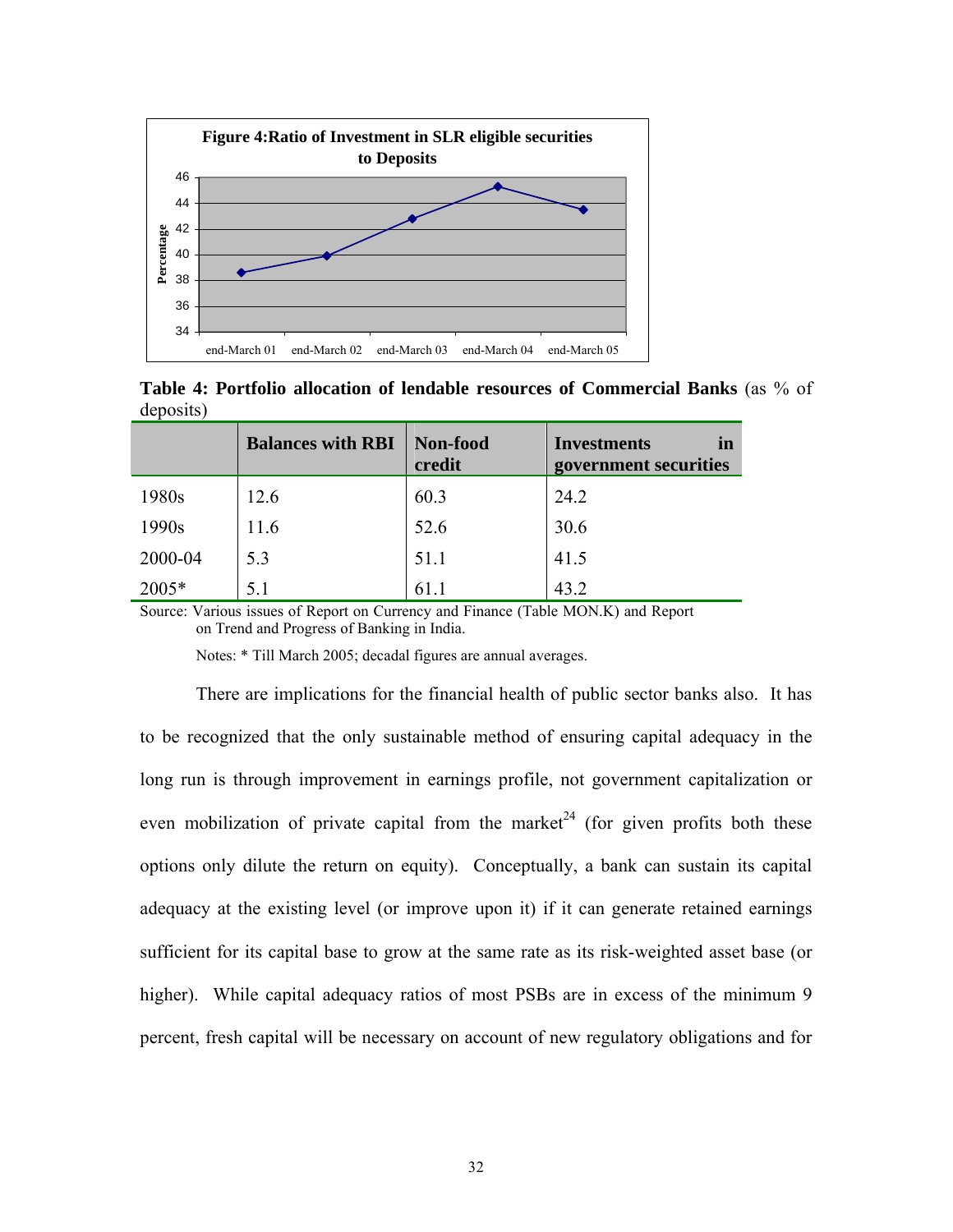**Figure 4:Ratio of Investment in SLR eligible securities to Deposits**

**Table 4: Portfolio allocation of lendable resources of Commercial Banks** (as % of deposits)

| | Balances with RBI | Non-food credit | Investments in government securities |
|---|---|---|---|
| 1980s | 12.6 | 60.3 | 24.2 |
| 1990s | 11.6 | 52.6 | 30.6 |
| 2000-04 | 5.3 | 51.1 | 41.5 |
| 2005* | 5.1 | 61.1 | 43.2 |

Source: Various issues of Report on Currency and Finance (Table MON.K) and Report on Trend and Progress of Banking in India.

Notes: * Till March 2005; decadal figures are annual averages.

There are implications for the financial health of public sector banks also. It has to be recognized that the only sustainable method of ensuring capital adequacy in the long run is through improvement in earnings profile, not government capitalization or even mobilization of private capital from the market[24] (for given profits both these options only dilute the return on equity). Conceptually, a bank can sustain its capital adequacy at the existing level (or improve upon it) if it can generate retained earnings sufficient for its capital base to grow at the same rate as its risk-weighted asset base (or higher). While capital adequacy ratios of most PSBs are in excess of the minimum 9 percent, fresh capital will be necessary on account of new regulatory obligations and for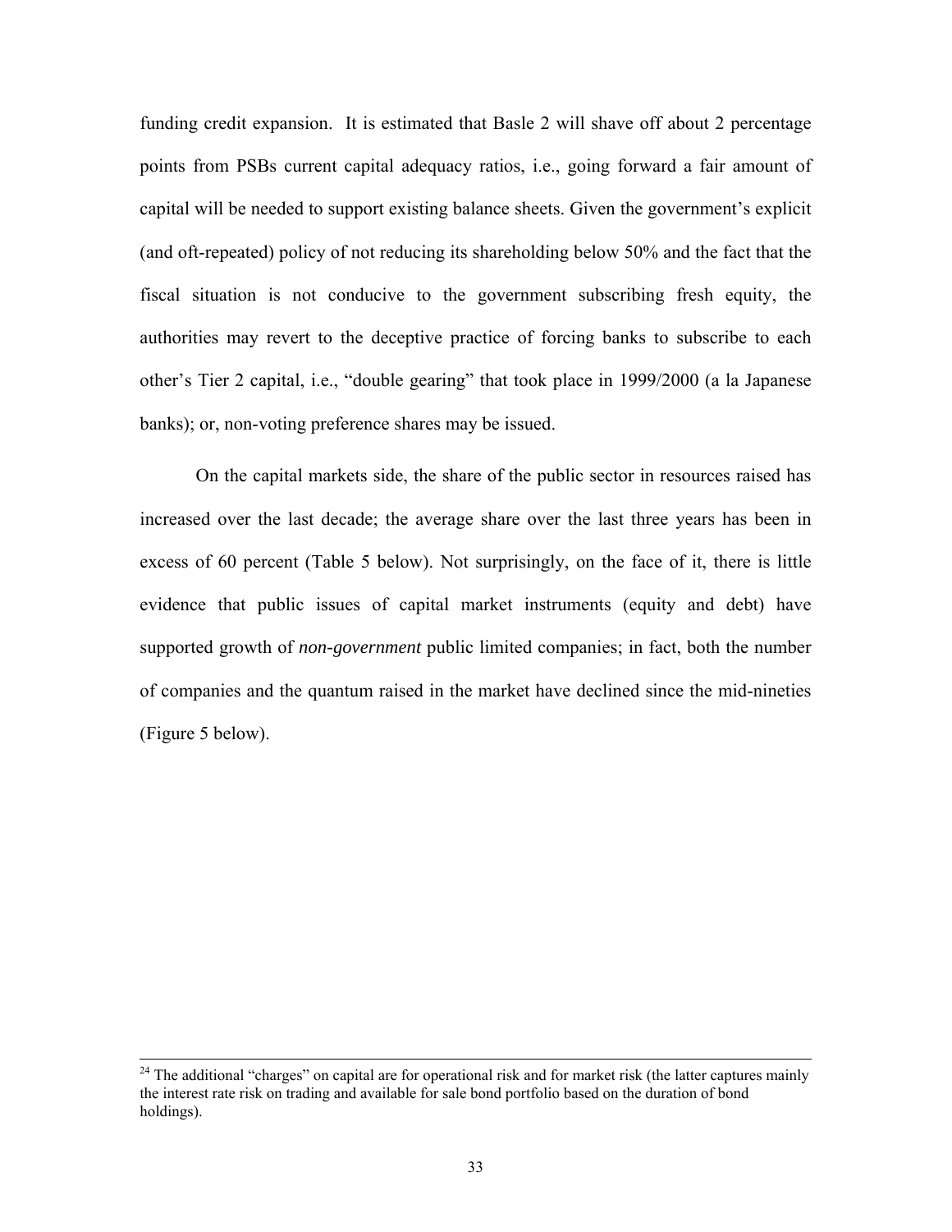funding credit expansion. It is estimated that Basle 2 will shave off about 2 percentage points from PSBs current capital adequacy ratios, i.e., going forward a fair amount of capital will be needed to support existing balance sheets. Given the government's explicit (and oft-repeated) policy of not reducing its shareholding below 50% and the fact that the fiscal situation is not conducive to the government subscribing fresh equity, the authorities may revert to the deceptive practice of forcing banks to subscribe to each other's Tier 2 capital, i.e., "double gearing" that took place in 1999/2000 (a la Japanese banks); or, non-voting preference shares may be issued.

On the capital markets side, the share of the public sector in resources raised has increased over the last decade; the average share over the last three years has been in excess of 60 percent (Table 5 below). Not surprisingly, on the face of it, there is little evidence that public issues of capital market instruments (equity and debt) have supported growth of *non-government* public limited companies; in fact, both the number of companies and the quantum raised in the market have declined since the mid-nineties (Figure 5 below).

---

[24] The additional "charges" on capital are for operational risk and for market risk (the latter captures mainly the interest rate risk on trading and available for sale bond portfolio based on the duration of bond holdings).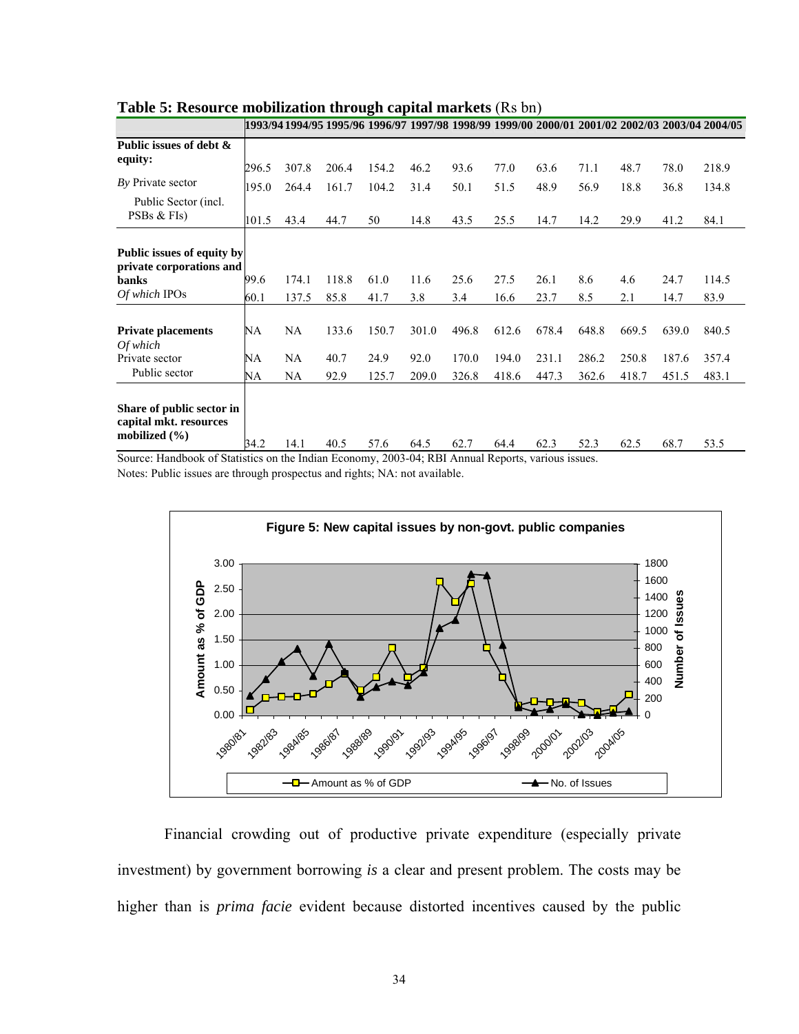**Table 5: Resource mobilization through capital markets** (Rs bn)

| | 1993/94 | 1994/95 | 1995/96 | 1996/97 | 1997/98 | 1998/99 | 1999/00 | 2000/01 | 2001/02 | 2002/03 | 2003/04 | 2004/05 |
|---|---|---|---|---|---|---|---|---|---|---|---|---|
| **Public issues of debt & equity:** | 296.5 | 307.8 | 206.4 | 154.2 | 46.2 | 93.6 | 77.0 | 63.6 | 71.1 | 48.7 | 78.0 | 218.9 |
| *By* Private sector | 195.0 | 264.4 | 161.7 | 104.2 | 31.4 | 50.1 | 51.5 | 48.9 | 56.9 | 18.8 | 36.8 | 134.8 |
| Public Sector (incl. PSBs & FIs) | 101.5 | 43.4 | 44.7 | 50 | 14.8 | 43.5 | 25.5 | 14.7 | 14.2 | 29.9 | 41.2 | 84.1 |
| **Public issues of equity by private corporations and banks** | 99.6 | 174.1 | 118.8 | 61.0 | 11.6 | 25.6 | 27.5 | 26.1 | 8.6 | 4.6 | 24.7 | 114.5 |
| *Of which* IPOs | 60.1 | 137.5 | 85.8 | 41.7 | 3.8 | 3.4 | 16.6 | 23.7 | 8.5 | 2.1 | 14.7 | 83.9 |
| **Private placements** | NA | NA | 133.6 | 150.7 | 301.0 | 496.8 | 612.6 | 678.4 | 648.8 | 669.5 | 639.0 | 840.5 |
| *Of which* Private sector | NA | NA | 40.7 | 24.9 | 92.0 | 170.0 | 194.0 | 231.1 | 286.2 | 250.8 | 187.6 | 357.4 |
| Public sector | NA | NA | 92.9 | 125.7 | 209.0 | 326.8 | 418.6 | 447.3 | 362.6 | 418.7 | 451.5 | 483.1 |
| **Share of public sector in capital mkt. resources mobilized (%)** | 34.2 | 14.1 | 40.5 | 57.6 | 64.5 | 62.7 | 64.4 | 62.3 | 52.3 | 62.5 | 68.7 | 53.5 |

Source: Handbook of Statistics on the Indian Economy, 2003-04; RBI Annual Reports, various issues.
Notes: Public issues are through prospectus and rights; NA: not available.

**Figure 5: New capital issues by non-govt. public companies**

Financial crowding out of productive private expenditure (especially private investment) by government borrowing *is* a clear and present problem. The costs may be higher than is *prima facie* evident because distorted incentives caused by the public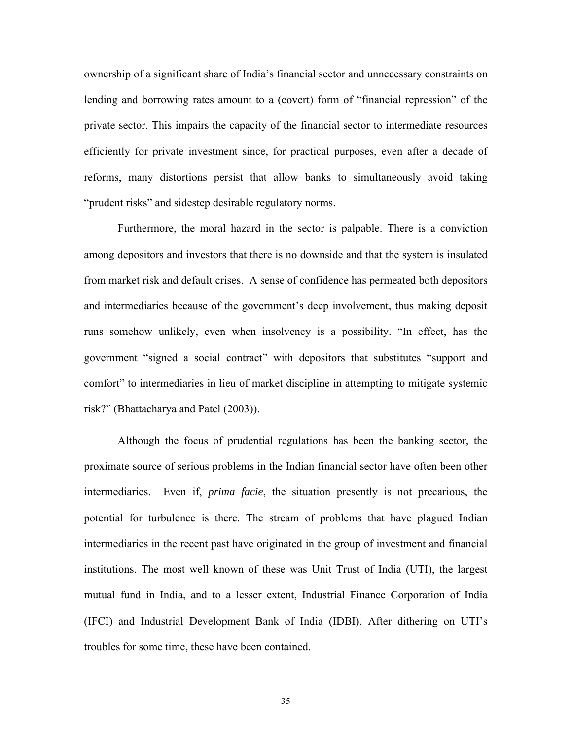ownership of a significant share of India's financial sector and unnecessary constraints on lending and borrowing rates amount to a (covert) form of "financial repression" of the private sector. This impairs the capacity of the financial sector to intermediate resources efficiently for private investment since, for practical purposes, even after a decade of reforms, many distortions persist that allow banks to simultaneously avoid taking "prudent risks" and sidestep desirable regulatory norms.

Furthermore, the moral hazard in the sector is palpable. There is a conviction among depositors and investors that there is no downside and that the system is insulated from market risk and default crises. A sense of confidence has permeated both depositors and intermediaries because of the government's deep involvement, thus making deposit runs somehow unlikely, even when insolvency is a possibility. "In effect, has the government "signed a social contract" with depositors that substitutes "support and comfort" to intermediaries in lieu of market discipline in attempting to mitigate systemic risk?" (Bhattacharya and Patel (2003)).

Although the focus of prudential regulations has been the banking sector, the proximate source of serious problems in the Indian financial sector have often been other intermediaries. Even if, *prima facie*, the situation presently is not precarious, the potential for turbulence is there. The stream of problems that have plagued Indian intermediaries in the recent past have originated in the group of investment and financial institutions. The most well known of these was Unit Trust of India (UTI), the largest mutual fund in India, and to a lesser extent, Industrial Finance Corporation of India (IFCI) and Industrial Development Bank of India (IDBI). After dithering on UTI's troubles for some time, these have been contained.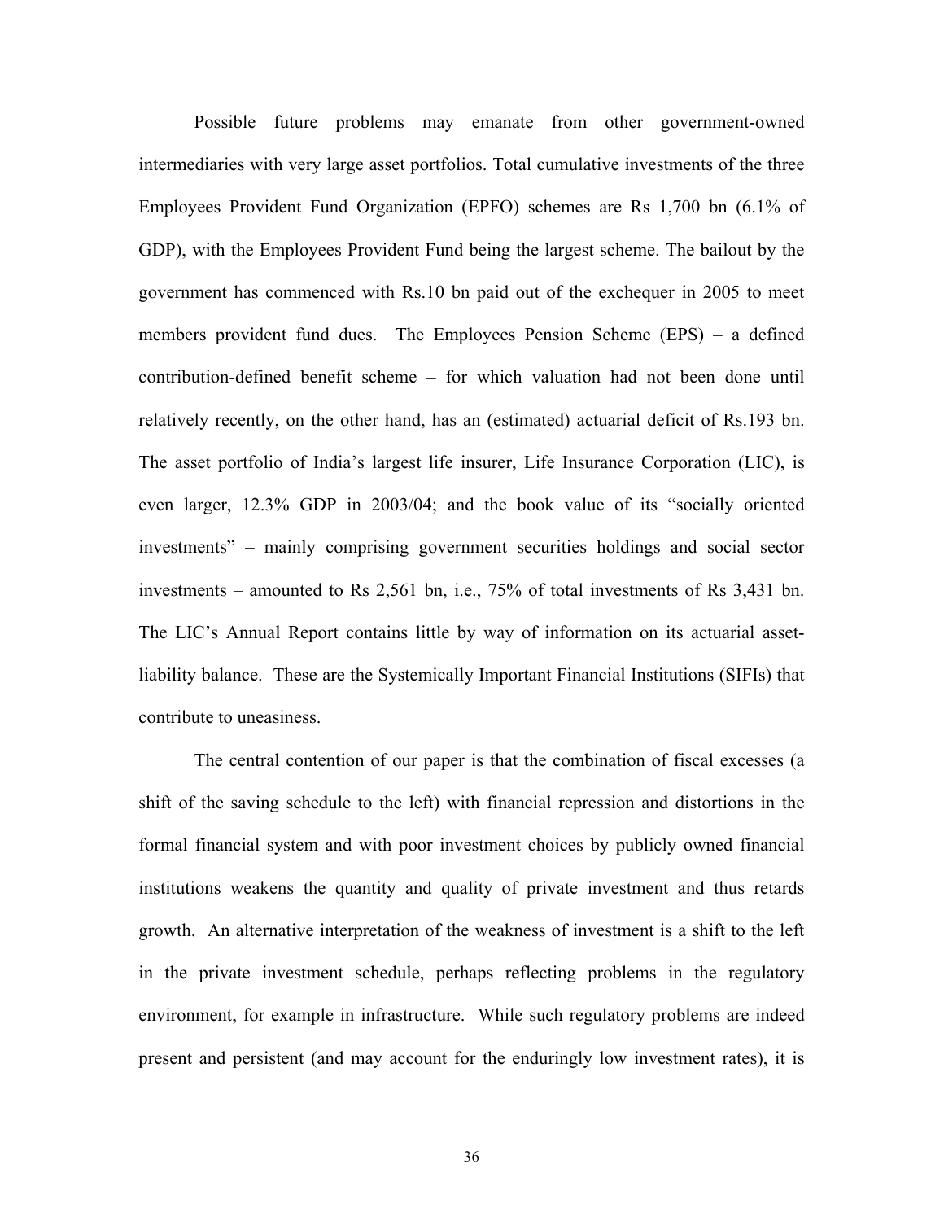Possible future problems may emanate from other government-owned intermediaries with very large asset portfolios. Total cumulative investments of the three Employees Provident Fund Organization (EPFO) schemes are Rs 1,700 bn (6.1% of GDP), with the Employees Provident Fund being the largest scheme. The bailout by the government has commenced with Rs.10 bn paid out of the exchequer in 2005 to meet members provident fund dues. The Employees Pension Scheme (EPS) – a defined contribution-defined benefit scheme – for which valuation had not been done until relatively recently, on the other hand, has an (estimated) actuarial deficit of Rs.193 bn. The asset portfolio of India's largest life insurer, Life Insurance Corporation (LIC), is even larger, 12.3% GDP in 2003/04; and the book value of its "socially oriented investments" – mainly comprising government securities holdings and social sector investments – amounted to Rs 2,561 bn, i.e., 75% of total investments of Rs 3,431 bn. The LIC's Annual Report contains little by way of information on its actuarial asset-liability balance. These are the Systemically Important Financial Institutions (SIFIs) that contribute to uneasiness.

The central contention of our paper is that the combination of fiscal excesses (a shift of the saving schedule to the left) with financial repression and distortions in the formal financial system and with poor investment choices by publicly owned financial institutions weakens the quantity and quality of private investment and thus retards growth. An alternative interpretation of the weakness of investment is a shift to the left in the private investment schedule, perhaps reflecting problems in the regulatory environment, for example in infrastructure. While such regulatory problems are indeed present and persistent (and may account for the enduringly low investment rates), it is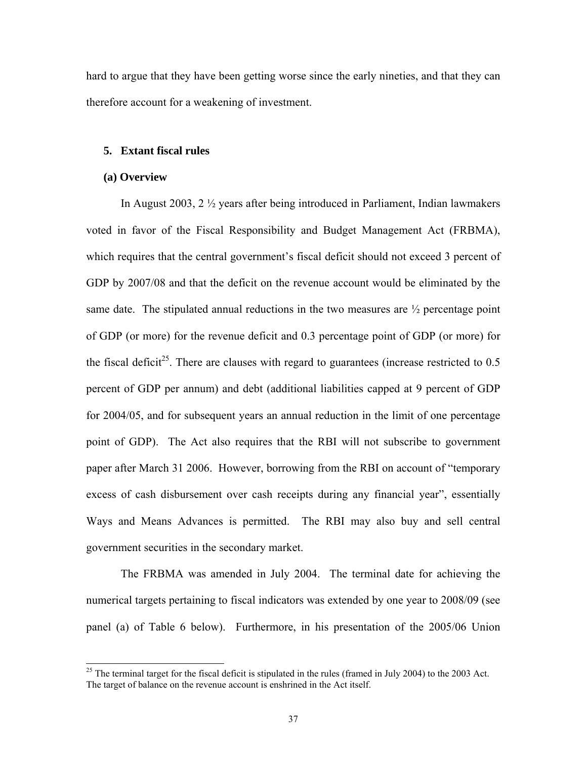hard to argue that they have been getting worse since the early nineties, and that they can therefore account for a weakening of investment.

## 5. Extant fiscal rules

### (a) Overview

In August 2003, 2 ½ years after being introduced in Parliament, Indian lawmakers voted in favor of the Fiscal Responsibility and Budget Management Act (FRBMA), which requires that the central government's fiscal deficit should not exceed 3 percent of GDP by 2007/08 and that the deficit on the revenue account would be eliminated by the same date. The stipulated annual reductions in the two measures are ½ percentage point of GDP (or more) for the revenue deficit and 0.3 percentage point of GDP (or more) for the fiscal deficit[25]. There are clauses with regard to guarantees (increase restricted to 0.5 percent of GDP per annum) and debt (additional liabilities capped at 9 percent of GDP for 2004/05, and for subsequent years an annual reduction in the limit of one percentage point of GDP). The Act also requires that the RBI will not subscribe to government paper after March 31 2006. However, borrowing from the RBI on account of "temporary excess of cash disbursement over cash receipts during any financial year", essentially Ways and Means Advances is permitted. The RBI may also buy and sell central government securities in the secondary market.

The FRBMA was amended in July 2004. The terminal date for achieving the numerical targets pertaining to fiscal indicators was extended by one year to 2008/09 (see panel (a) of Table 6 below). Furthermore, in his presentation of the 2005/06 Union

[25] The terminal target for the fiscal deficit is stipulated in the rules (framed in July 2004) to the 2003 Act. The target of balance on the revenue account is enshrined in the Act itself.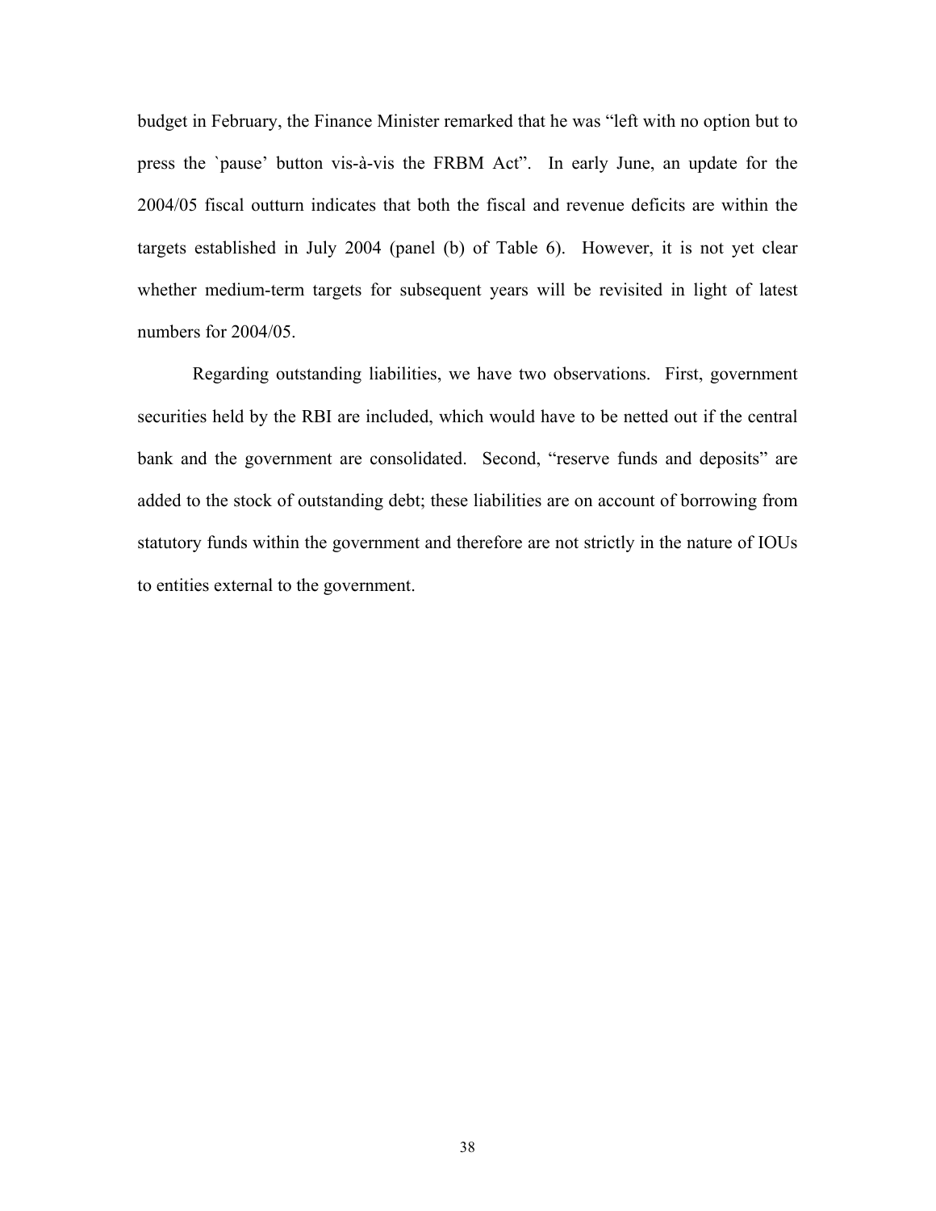budget in February, the Finance Minister remarked that he was "left with no option but to press the `pause' button vis-à-vis the FRBM Act". In early June, an update for the 2004/05 fiscal outturn indicates that both the fiscal and revenue deficits are within the targets established in July 2004 (panel (b) of Table 6). However, it is not yet clear whether medium-term targets for subsequent years will be revisited in light of latest numbers for 2004/05.

Regarding outstanding liabilities, we have two observations. First, government securities held by the RBI are included, which would have to be netted out if the central bank and the government are consolidated. Second, "reserve funds and deposits" are added to the stock of outstanding debt; these liabilities are on account of borrowing from statutory funds within the government and therefore are not strictly in the nature of IOUs to entities external to the government.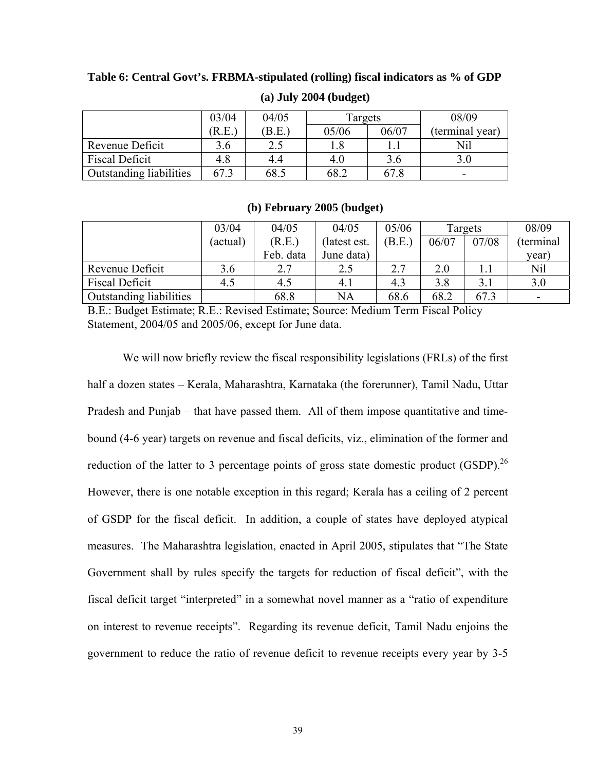**Table 6: Central Govt's. FRBMA-stipulated (rolling) fiscal indicators as % of GDP**

**(a) July 2004 (budget)**

| | 03/04 (R.E.) | 04/05 (B.E.) | Targets 05/06 | Targets 06/07 | 08/09 (terminal year) |
|---|---|---|---|---|---|
| Revenue Deficit | 3.6 | 2.5 | 1.8 | 1.1 | Nil |
| Fiscal Deficit | 4.8 | 4.4 | 4.0 | 3.6 | 3.0 |
| Outstanding liabilities | 67.3 | 68.5 | 68.2 | 67.8 | - |

**(b) February 2005 (budget)**

| | 03/04 (actual) | 04/05 (R.E.) Feb. data | 04/05 (latest est. June data) | 05/06 (B.E.) | Targets 06/07 | Targets 07/08 | 08/09 (terminal year) |
|---|---|---|---|---|---|---|---|
| Revenue Deficit | 3.6 | 2.7 | 2.5 | 2.7 | 2.0 | 1.1 | Nil |
| Fiscal Deficit | 4.5 | 4.5 | 4.1 | 4.3 | 3.8 | 3.1 | 3.0 |
| Outstanding liabilities | | 68.8 | NA | 68.6 | 68.2 | 67.3 | - |

B.E.: Budget Estimate; R.E.: Revised Estimate; Source: Medium Term Fiscal Policy Statement, 2004/05 and 2005/06, except for June data.

We will now briefly review the fiscal responsibility legislations (FRLs) of the first half a dozen states – Kerala, Maharashtra, Karnataka (the forerunner), Tamil Nadu, Uttar Pradesh and Punjab – that have passed them. All of them impose quantitative and time-bound (4-6 year) targets on revenue and fiscal deficits, viz., elimination of the former and reduction of the latter to 3 percentage points of gross state domestic product (GSDP).[26] However, there is one notable exception in this regard; Kerala has a ceiling of 2 percent of GSDP for the fiscal deficit. In addition, a couple of states have deployed atypical measures. The Maharashtra legislation, enacted in April 2005, stipulates that "The State Government shall by rules specify the targets for reduction of fiscal deficit", with the fiscal deficit target "interpreted" in a somewhat novel manner as a "ratio of expenditure on interest to revenue receipts". Regarding its revenue deficit, Tamil Nadu enjoins the government to reduce the ratio of revenue deficit to revenue receipts every year by 3-5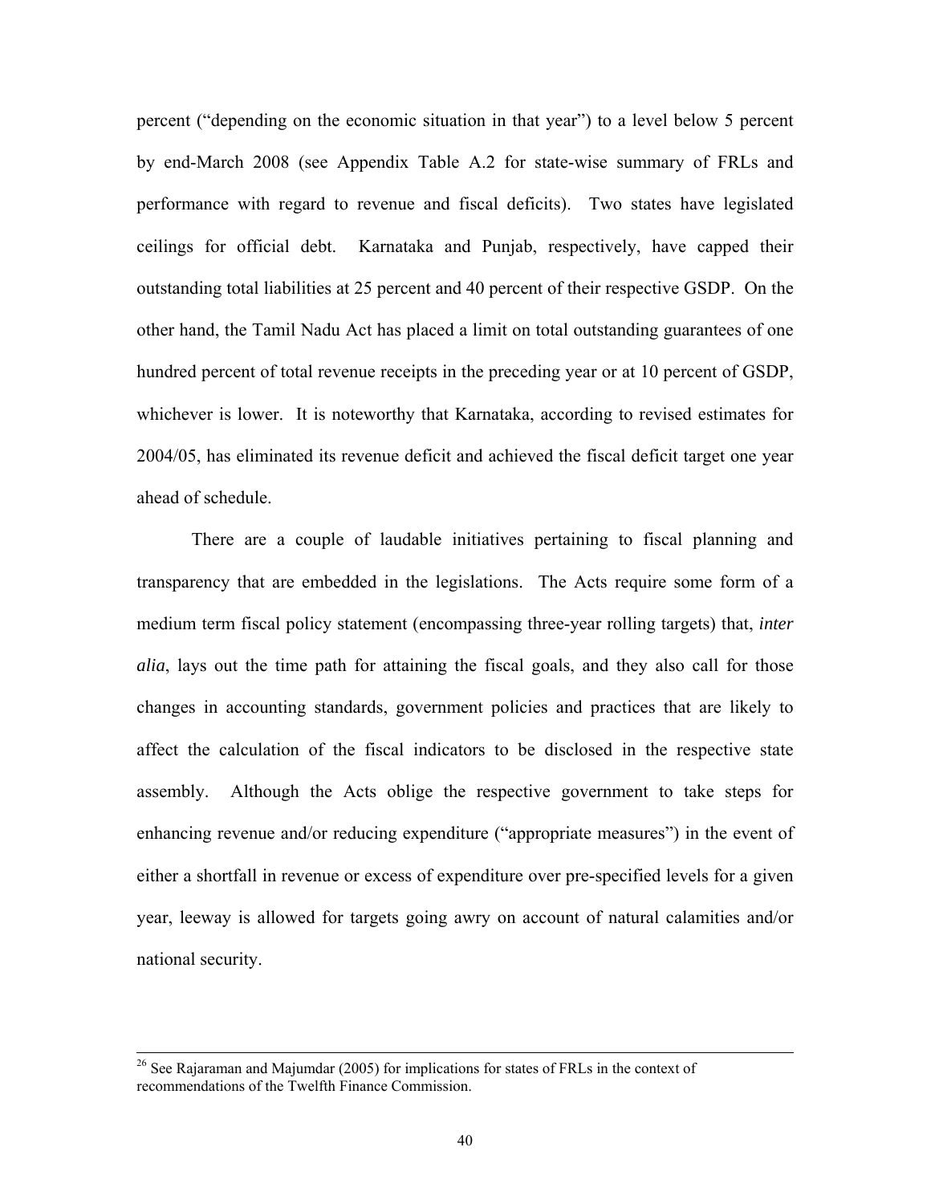percent ("depending on the economic situation in that year") to a level below 5 percent by end-March 2008 (see Appendix Table A.2 for state-wise summary of FRLs and performance with regard to revenue and fiscal deficits). Two states have legislated ceilings for official debt. Karnataka and Punjab, respectively, have capped their outstanding total liabilities at 25 percent and 40 percent of their respective GSDP. On the other hand, the Tamil Nadu Act has placed a limit on total outstanding guarantees of one hundred percent of total revenue receipts in the preceding year or at 10 percent of GSDP, whichever is lower. It is noteworthy that Karnataka, according to revised estimates for 2004/05, has eliminated its revenue deficit and achieved the fiscal deficit target one year ahead of schedule.

There are a couple of laudable initiatives pertaining to fiscal planning and transparency that are embedded in the legislations. The Acts require some form of a medium term fiscal policy statement (encompassing three-year rolling targets) that, *inter alia*, lays out the time path for attaining the fiscal goals, and they also call for those changes in accounting standards, government policies and practices that are likely to affect the calculation of the fiscal indicators to be disclosed in the respective state assembly. Although the Acts oblige the respective government to take steps for enhancing revenue and/or reducing expenditure ("appropriate measures") in the event of either a shortfall in revenue or excess of expenditure over pre-specified levels for a given year, leeway is allowed for targets going awry on account of natural calamities and/or national security.

---

[26] See Rajaraman and Majumdar (2005) for implications for states of FRLs in the context of recommendations of the Twelfth Finance Commission.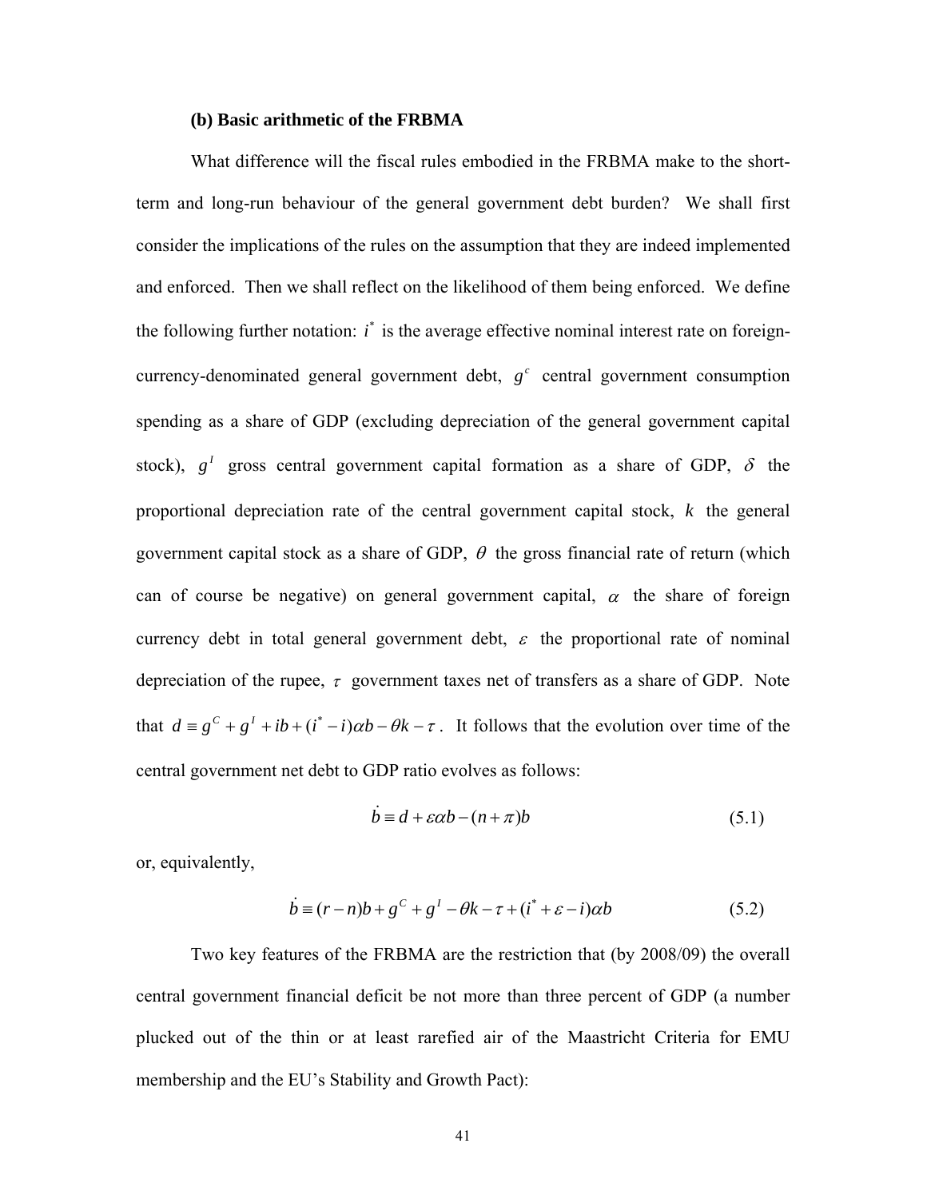### (b) Basic arithmetic of the FRBMA

What difference will the fiscal rules embodied in the FRBMA make to the short-term and long-run behaviour of the general government debt burden? We shall first consider the implications of the rules on the assumption that they are indeed implemented and enforced. Then we shall reflect on the likelihood of them being enforced. We define the following further notation: $i^*$ is the average effective nominal interest rate on foreign-currency-denominated general government debt, $g^c$ central government consumption spending as a share of GDP (excluding depreciation of the general government capital stock), $g^I$ gross central government capital formation as a share of GDP, $\delta$ the proportional depreciation rate of the central government capital stock, $k$ the general government capital stock as a share of GDP, $\theta$ the gross financial rate of return (which can of course be negative) on general government capital, $\alpha$ the share of foreign currency debt in total general government debt, $\varepsilon$ the proportional rate of nominal depreciation of the rupee, $\tau$ government taxes net of transfers as a share of GDP. Note that $d \equiv g^C + g^I + ib + (i^* - i)\alpha b - \theta k - \tau$. It follows that the evolution over time of the central government net debt to GDP ratio evolves as follows:

$$\dot{b} \equiv d + \varepsilon\alpha b - (n + \pi)b \tag{5.1}$$

or, equivalently,

$$\dot{b} \equiv (r - n)b + g^C + g^I - \theta k - \tau + (i^* + \varepsilon - i)\alpha b \tag{5.2}$$

Two key features of the FRBMA are the restriction that (by 2008/09) the overall central government financial deficit be not more than three percent of GDP (a number plucked out of the thin or at least rarefied air of the Maastricht Criteria for EMU membership and the EU's Stability and Growth Pact):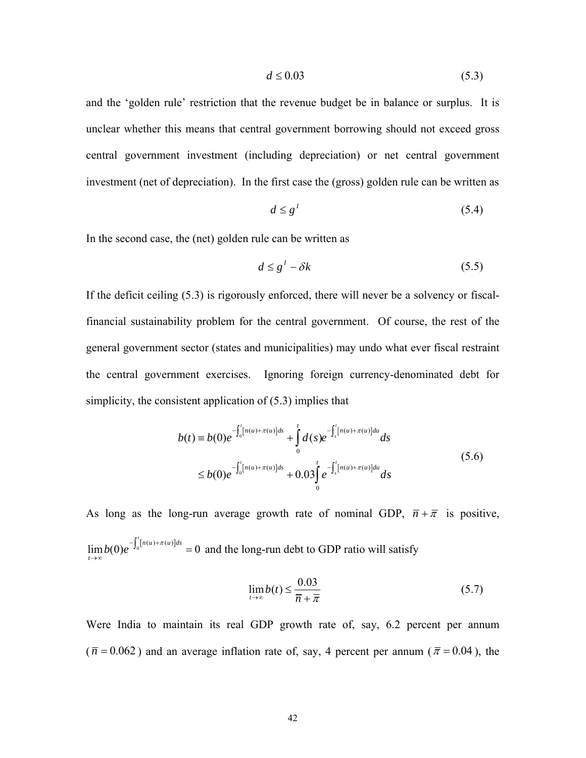$$d \leq 0.03 \tag{5.3}$$

and the 'golden rule' restriction that the revenue budget be in balance or surplus. It is unclear whether this means that central government borrowing should not exceed gross central government investment (including depreciation) or net central government investment (net of depreciation). In the first case the (gross) golden rule can be written as

$$d \leq g^I \tag{5.4}$$

In the second case, the (net) golden rule can be written as

$$d \leq g^I - \delta k \tag{5.5}$$

If the deficit ceiling (5.3) is rigorously enforced, there will never be a solvency or fiscal-financial sustainability problem for the central government. Of course, the rest of the general government sector (states and municipalities) may undo what ever fiscal restraint the central government exercises. Ignoring foreign currency-denominated debt for simplicity, the consistent application of (5.3) implies that

$$\begin{aligned} b(t) &\equiv b(0)e^{-\int_0^t [n(u)+\pi(u)]ds} + \int_0^t d(s)e^{-\int_s^t [n(u)+\pi(u)]du} ds \\ &\leq b(0)e^{-\int_0^t [n(u)+\pi(u)]ds} + 0.03\int_0^t e^{-\int_s^t [n(u)+\pi(u)]du} ds \end{aligned} \tag{5.6}$$

As long as the long-run average growth rate of nominal GDP, $\bar{n} + \bar{\pi}$ is positive, $\lim_{t \to \infty} b(0)e^{-\int_0^t [n(u)+\pi(u)]ds} = 0$ and the long-run debt to GDP ratio will satisfy

$$\lim_{t \to \infty} b(t) \leq \frac{0.03}{\bar{n} + \bar{\pi}} \tag{5.7}$$

Were India to maintain its real GDP growth rate of, say, 6.2 percent per annum ($\bar{n} = 0.062$) and an average inflation rate of, say, 4 percent per annum ($\bar{\pi} = 0.04$), the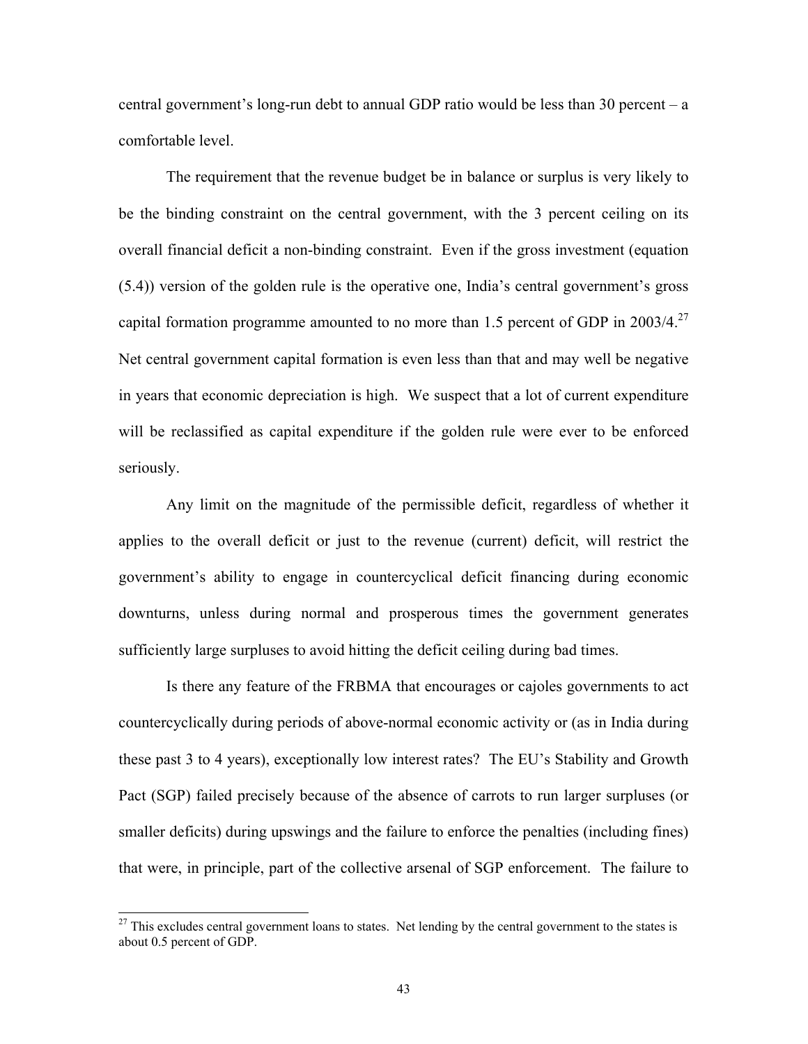central government's long-run debt to annual GDP ratio would be less than 30 percent – a comfortable level.

The requirement that the revenue budget be in balance or surplus is very likely to be the binding constraint on the central government, with the 3 percent ceiling on its overall financial deficit a non-binding constraint. Even if the gross investment (equation (5.4)) version of the golden rule is the operative one, India's central government's gross capital formation programme amounted to no more than 1.5 percent of GDP in 2003/4.[27] Net central government capital formation is even less than that and may well be negative in years that economic depreciation is high. We suspect that a lot of current expenditure will be reclassified as capital expenditure if the golden rule were ever to be enforced seriously.

Any limit on the magnitude of the permissible deficit, regardless of whether it applies to the overall deficit or just to the revenue (current) deficit, will restrict the government's ability to engage in countercyclical deficit financing during economic downturns, unless during normal and prosperous times the government generates sufficiently large surpluses to avoid hitting the deficit ceiling during bad times.

Is there any feature of the FRBMA that encourages or cajoles governments to act countercyclically during periods of above-normal economic activity or (as in India during these past 3 to 4 years), exceptionally low interest rates? The EU's Stability and Growth Pact (SGP) failed precisely because of the absence of carrots to run larger surpluses (or smaller deficits) during upswings and the failure to enforce the penalties (including fines) that were, in principle, part of the collective arsenal of SGP enforcement. The failure to

[27] This excludes central government loans to states. Net lending by the central government to the states is about 0.5 percent of GDP.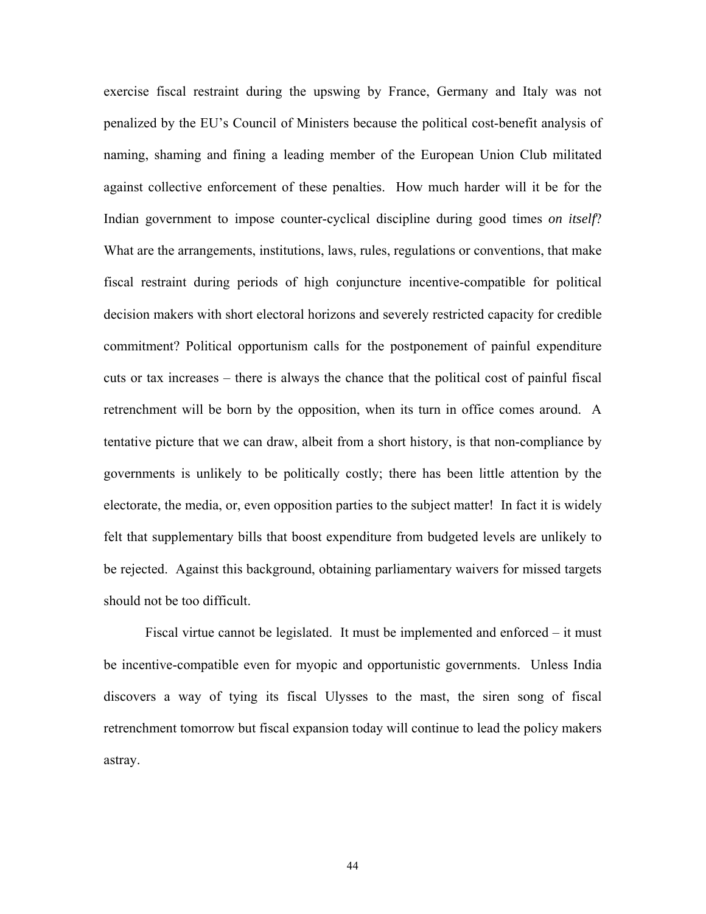exercise fiscal restraint during the upswing by France, Germany and Italy was not penalized by the EU's Council of Ministers because the political cost-benefit analysis of naming, shaming and fining a leading member of the European Union Club militated against collective enforcement of these penalties. How much harder will it be for the Indian government to impose counter-cyclical discipline during good times *on itself*? What are the arrangements, institutions, laws, rules, regulations or conventions, that make fiscal restraint during periods of high conjuncture incentive-compatible for political decision makers with short electoral horizons and severely restricted capacity for credible commitment? Political opportunism calls for the postponement of painful expenditure cuts or tax increases – there is always the chance that the political cost of painful fiscal retrenchment will be born by the opposition, when its turn in office comes around. A tentative picture that we can draw, albeit from a short history, is that non-compliance by governments is unlikely to be politically costly; there has been little attention by the electorate, the media, or, even opposition parties to the subject matter! In fact it is widely felt that supplementary bills that boost expenditure from budgeted levels are unlikely to be rejected. Against this background, obtaining parliamentary waivers for missed targets should not be too difficult.

Fiscal virtue cannot be legislated. It must be implemented and enforced – it must be incentive-compatible even for myopic and opportunistic governments. Unless India discovers a way of tying its fiscal Ulysses to the mast, the siren song of fiscal retrenchment tomorrow but fiscal expansion today will continue to lead the policy makers astray.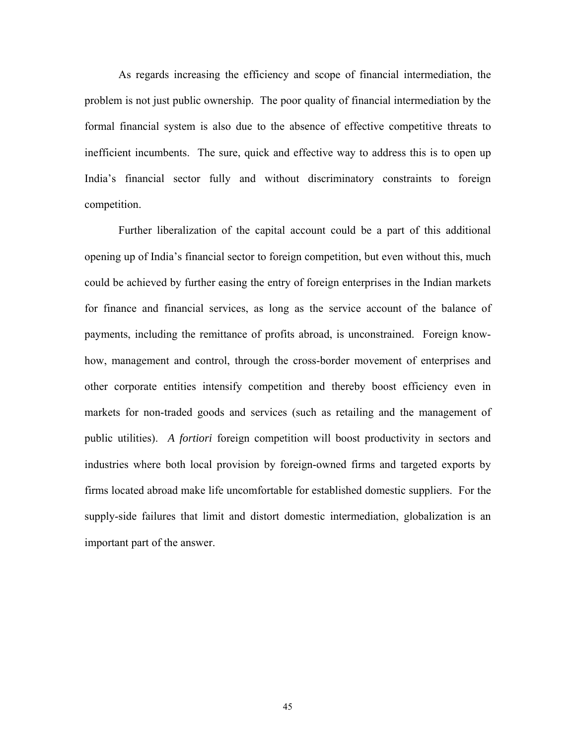As regards increasing the efficiency and scope of financial intermediation, the problem is not just public ownership. The poor quality of financial intermediation by the formal financial system is also due to the absence of effective competitive threats to inefficient incumbents. The sure, quick and effective way to address this is to open up India's financial sector fully and without discriminatory constraints to foreign competition.

Further liberalization of the capital account could be a part of this additional opening up of India's financial sector to foreign competition, but even without this, much could be achieved by further easing the entry of foreign enterprises in the Indian markets for finance and financial services, as long as the service account of the balance of payments, including the remittance of profits abroad, is unconstrained. Foreign know-how, management and control, through the cross-border movement of enterprises and other corporate entities intensify competition and thereby boost efficiency even in markets for non-traded goods and services (such as retailing and the management of public utilities). *A fortiori* foreign competition will boost productivity in sectors and industries where both local provision by foreign-owned firms and targeted exports by firms located abroad make life uncomfortable for established domestic suppliers. For the supply-side failures that limit and distort domestic intermediation, globalization is an important part of the answer.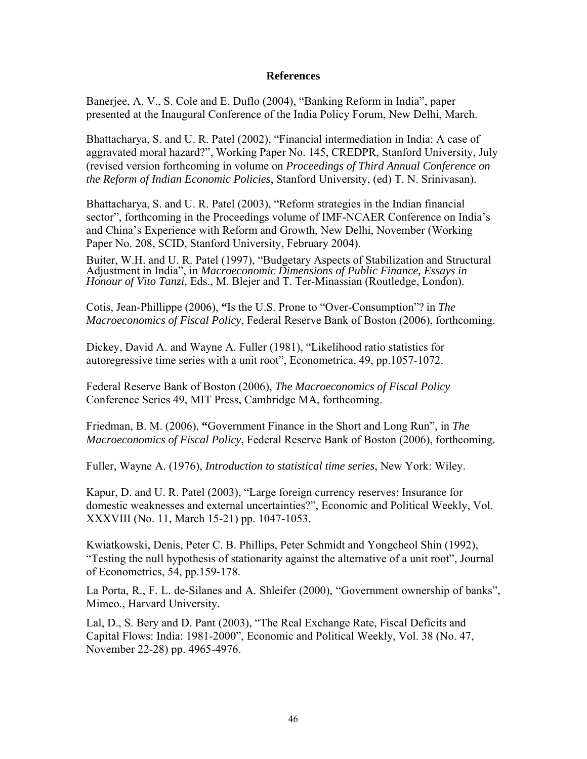## References

Banerjee, A. V., S. Cole and E. Duflo (2004), "Banking Reform in India", paper presented at the Inaugural Conference of the India Policy Forum, New Delhi, March.

Bhattacharya, S. and U. R. Patel (2002), "Financial intermediation in India: A case of aggravated moral hazard?", Working Paper No. 145, CREDPR, Stanford University, July (revised version forthcoming in volume on *Proceedings of Third Annual Conference on the Reform of Indian Economic Policies*, Stanford University, (ed) T. N. Srinivasan).

Bhattacharya, S. and U. R. Patel (2003), "Reform strategies in the Indian financial sector", forthcoming in the Proceedings volume of IMF-NCAER Conference on India's and China's Experience with Reform and Growth, New Delhi, November (Working Paper No. 208, SCID, Stanford University, February 2004).

Buiter, W.H. and U. R. Patel (1997), "Budgetary Aspects of Stabilization and Structural Adjustment in India", in *Macroeconomic Dimensions of Public Finance, Essays in Honour of Vito Tanzi,* Eds., M. Blejer and T. Ter-Minassian (Routledge, London).

Cotis, Jean-Phillippe (2006), **"**Is the U.S. Prone to "Over-Consumption"? in *The Macroeconomics of Fiscal Policy*, Federal Reserve Bank of Boston (2006), forthcoming.

Dickey, David A. and Wayne A. Fuller (1981), "Likelihood ratio statistics for autoregressive time series with a unit root", Econometrica, 49, pp.1057-1072.

Federal Reserve Bank of Boston (2006), *The Macroeconomics of Fiscal Policy* Conference Series 49, MIT Press, Cambridge MA, forthcoming.

Friedman, B. M. (2006), **"**Government Finance in the Short and Long Run", in *The Macroeconomics of Fiscal Policy*, Federal Reserve Bank of Boston (2006), forthcoming.

Fuller, Wayne A. (1976), *Introduction to statistical time series*, New York: Wiley.

Kapur, D. and U. R. Patel (2003), "Large foreign currency reserves: Insurance for domestic weaknesses and external uncertainties?", Economic and Political Weekly, Vol. XXXVIII (No. 11, March 15-21) pp. 1047-1053.

Kwiatkowski, Denis, Peter C. B. Phillips, Peter Schmidt and Yongcheol Shin (1992), "Testing the null hypothesis of stationarity against the alternative of a unit root", Journal of Econometrics, 54, pp.159-178.

La Porta, R., F. L. de-Silanes and A. Shleifer (2000), "Government ownership of banks", Mimeo., Harvard University.

Lal, D., S. Bery and D. Pant (2003), "The Real Exchange Rate, Fiscal Deficits and Capital Flows: India: 1981-2000", Economic and Political Weekly, Vol. 38 (No. 47, November 22-28) pp. 4965-4976.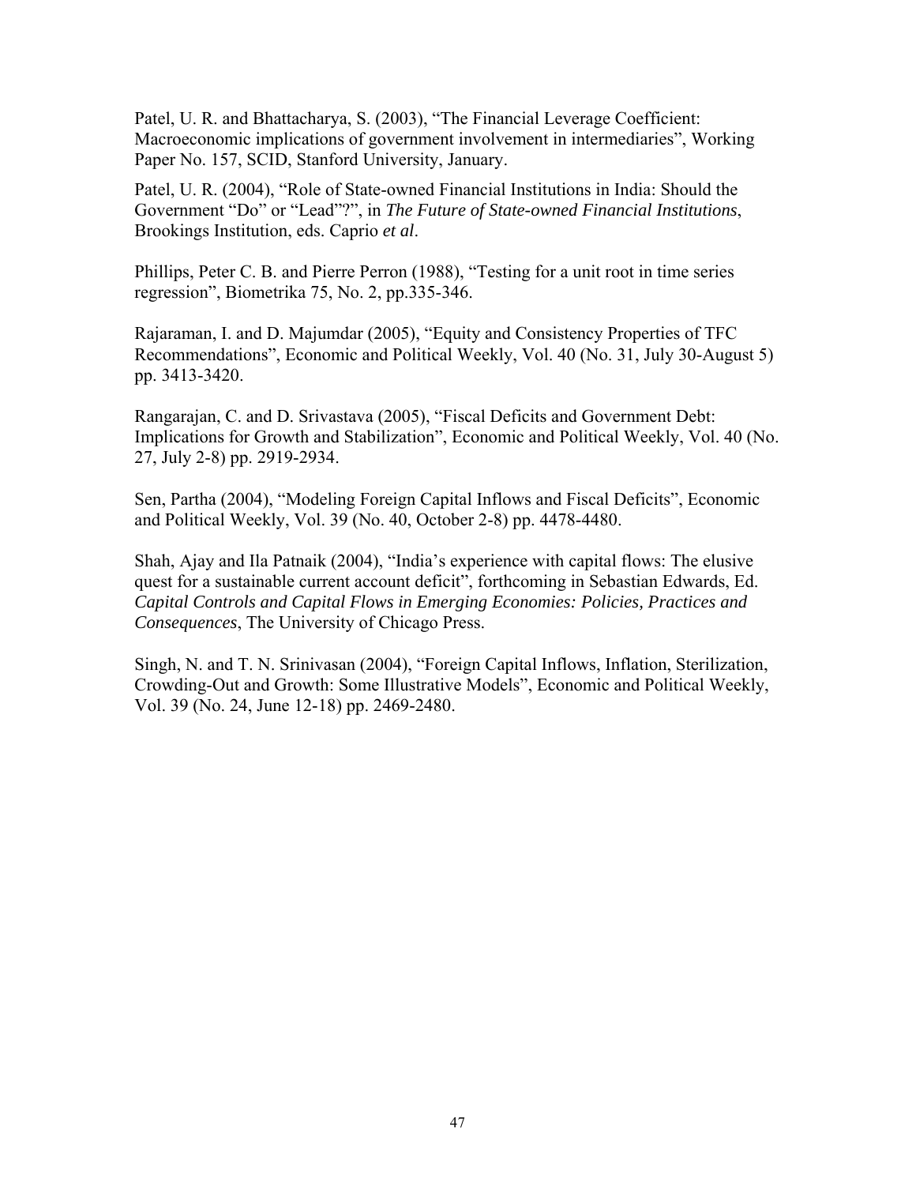Patel, U. R. and Bhattacharya, S. (2003), "The Financial Leverage Coefficient: Macroeconomic implications of government involvement in intermediaries", Working Paper No. 157, SCID, Stanford University, January.

Patel, U. R. (2004), "Role of State-owned Financial Institutions in India: Should the Government "Do" or "Lead"?", in *The Future of State-owned Financial Institutions*, Brookings Institution, eds. Caprio *et al*.

Phillips, Peter C. B. and Pierre Perron (1988), "Testing for a unit root in time series regression", Biometrika 75, No. 2, pp.335-346.

Rajaraman, I. and D. Majumdar (2005), "Equity and Consistency Properties of TFC Recommendations", Economic and Political Weekly, Vol. 40 (No. 31, July 30-August 5) pp. 3413-3420.

Rangarajan, C. and D. Srivastava (2005), "Fiscal Deficits and Government Debt: Implications for Growth and Stabilization", Economic and Political Weekly, Vol. 40 (No. 27, July 2-8) pp. 2919-2934.

Sen, Partha (2004), "Modeling Foreign Capital Inflows and Fiscal Deficits", Economic and Political Weekly, Vol. 39 (No. 40, October 2-8) pp. 4478-4480.

Shah, Ajay and Ila Patnaik (2004), "India's experience with capital flows: The elusive quest for a sustainable current account deficit", forthcoming in Sebastian Edwards, Ed. *Capital Controls and Capital Flows in Emerging Economies: Policies, Practices and Consequences*, The University of Chicago Press.

Singh, N. and T. N. Srinivasan (2004), "Foreign Capital Inflows, Inflation, Sterilization, Crowding-Out and Growth: Some Illustrative Models", Economic and Political Weekly, Vol. 39 (No. 24, June 12-18) pp. 2469-2480.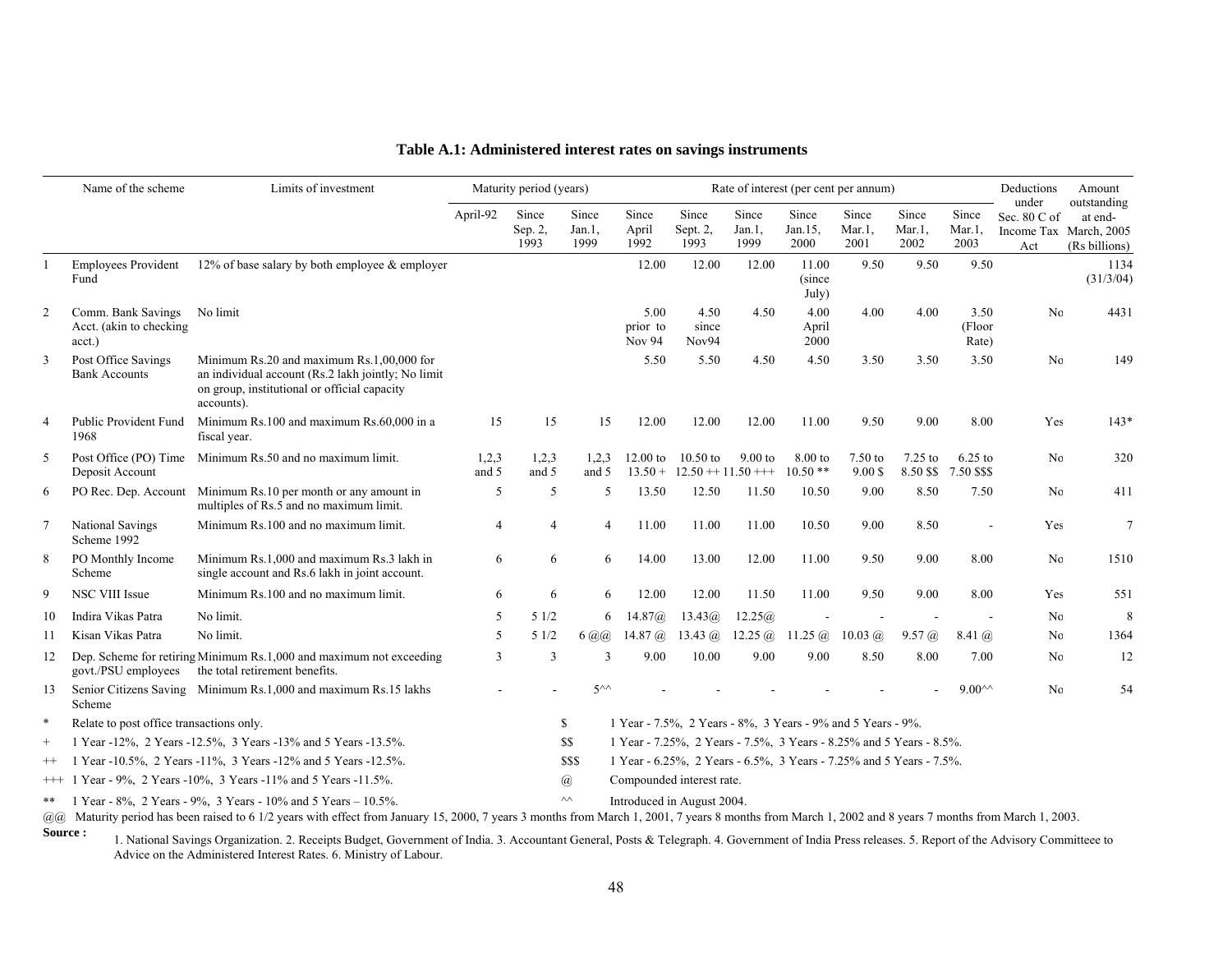**Table A.1: Administered interest rates on savings instruments**

| | Name of the scheme | Limits of investment | Maturity period (years) | | | Rate of interest (per cent per annum) | | | | | | | Deductions under Sec. 80 C of Income Tax Act | Amount outstanding at end-March, 2005 (Rs billions) |
|---|---|---|---|---|---|---|---|---|---|---|---|---|---|---|
| | | | April-92 | Since Sep. 2, 1993 | Since Jan.1, 1999 | Since April 1992 | Since Sept. 2, 1993 | Since Jan.1, 1999 | Since Jan.15, 2000 | Since Mar.1, 2001 | Since Mar.1, 2002 | Since Mar.1, 2003 | | |
| 1 | Employees Provident Fund | 12% of base salary by both employee & employer | | | | 12.00 | 12.00 | 12.00 | 11.00 (since July) | 9.50 | 9.50 | 9.50 | | 1134 (31/3/04) |
| 2 | Comm. Bank Savings Acct. (akin to checking acct.) | No limit | | | | 5.00 prior to Nov 94 | 4.50 since Nov94 | 4.50 | 4.00 April 2000 | 4.00 | 4.00 | 3.50 (Floor Rate) | No | 4431 |
| 3 | Post Office Savings Bank Accounts | Minimum Rs.20 and maximum Rs.1,00,000 for an individual account (Rs.2 lakh jointly; No limit on group, institutional or official capacity accounts). | | | | 5.50 | 5.50 | 4.50 | 4.50 | 3.50 | 3.50 | 3.50 | No | 149 |
| 4 | Public Provident Fund 1968 | Minimum Rs.100 and maximum Rs.60,000 in a fiscal year. | 15 | 15 | 15 | 12.00 | 12.00 | 12.00 | 11.00 | 9.50 | 9.00 | 8.00 | Yes | 143* |
| 5 | Post Office (PO) Time Deposit Account | Minimum Rs.50 and no maximum limit. | 1,2,3 and 5 | 1,2,3 and 5 | 1,2,3 and 5 | 12.00 to 13.50 + | 10.50 to 12.50 ++ | 9.00 to 11.50 +++ | 8.00 to 10.50 ** | 7.50 to 9.00 $ | 7.25 to 8.50 $$ | 6.25 to 7.50 $$$ | No | 320 |
| 6 | PO Rec. Dep. Account | Minimum Rs.10 per month or any amount in multiples of Rs.5 and no maximum limit. | 5 | 5 | 5 | 13.50 | 12.50 | 11.50 | 10.50 | 9.00 | 8.50 | 7.50 | No | 411 |
| 7 | National Savings Scheme 1992 | Minimum Rs.100 and no maximum limit. | 4 | 4 | 4 | 11.00 | 11.00 | 11.00 | 10.50 | 9.00 | 8.50 | - | Yes | 7 |
| 8 | PO Monthly Income Scheme | Minimum Rs.1,000 and maximum Rs.3 lakh in single account and Rs.6 lakh in joint account. | 6 | 6 | 6 | 14.00 | 13.00 | 12.00 | 11.00 | 9.50 | 9.00 | 8.00 | No | 1510 |
| 9 | NSC VIII Issue | Minimum Rs.100 and no maximum limit. | 6 | 6 | 6 | 12.00 | 12.00 | 11.50 | 11.00 | 9.50 | 9.00 | 8.00 | Yes | 551 |
| 10 | Indira Vikas Patra | No limit. | 5 | 5 1/2 | 6 | 14.87@ | 13.43@ | 12.25@ | - | - | - | - | No | 8 |
| 11 | Kisan Vikas Patra | No limit. | 5 | 5 1/2 | 6 @@ | 14.87 @ | 13.43 @ | 12.25 @ | 11.25 @ | 10.03 @ | 9.57 @ | 8.41 @ | No | 1364 |
| 12 | Dep. Scheme for retiring govt./PSU employees | Minimum Rs.1,000 and maximum not exceeding the total retirement benefits. | 3 | 3 | 3 | 9.00 | 10.00 | 9.00 | 9.00 | 8.50 | 8.00 | 7.00 | No | 12 |
| 13 | Senior Citizens Saving Scheme | Minimum Rs.1,000 and maximum Rs.15 lakhs | - | - | 5^^ | - | - | - | - | - | - | 9.00^^ | No | 54 |

\* Relate to post office transactions only.

\+ 1 Year -12%, 2 Years -12.5%, 3 Years -13% and 5 Years -13.5%.

++ 1 Year -10.5%, 2 Years -11%, 3 Years -12% and 5 Years -12.5%.

+++ 1 Year - 9%, 2 Years -10%, 3 Years -11% and 5 Years -11.5%.

\** 1 Year - 8%, 2 Years - 9%, 3 Years - 10% and 5 Years – 10.5%.

$ 1 Year - 7.5%, 2 Years - 8%, 3 Years - 9% and 5 Years - 9%.

$$ 1 Year - 7.25%, 2 Years - 7.5%, 3 Years - 8.25% and 5 Years - 8.5%.

$$$ 1 Year - 6.25%, 2 Years - 6.5%, 3 Years - 7.25% and 5 Years - 7.5%.

@ Compounded interest rate.

^^ Introduced in August 2004.

@@ Maturity period has been raised to 6 1/2 years with effect from January 15, 2000, 7 years 3 months from March 1, 2001, 7 years 8 months from March 1, 2002 and 8 years 7 months from March 1, 2003.

**Source :** 1. National Savings Organization. 2. Receipts Budget, Government of India. 3. Accountant General, Posts & Telegraph. 4. Government of India Press releases. 5. Report of the Advisory Committeee to Advice on the Administered Interest Rates. 6. Ministry of Labour.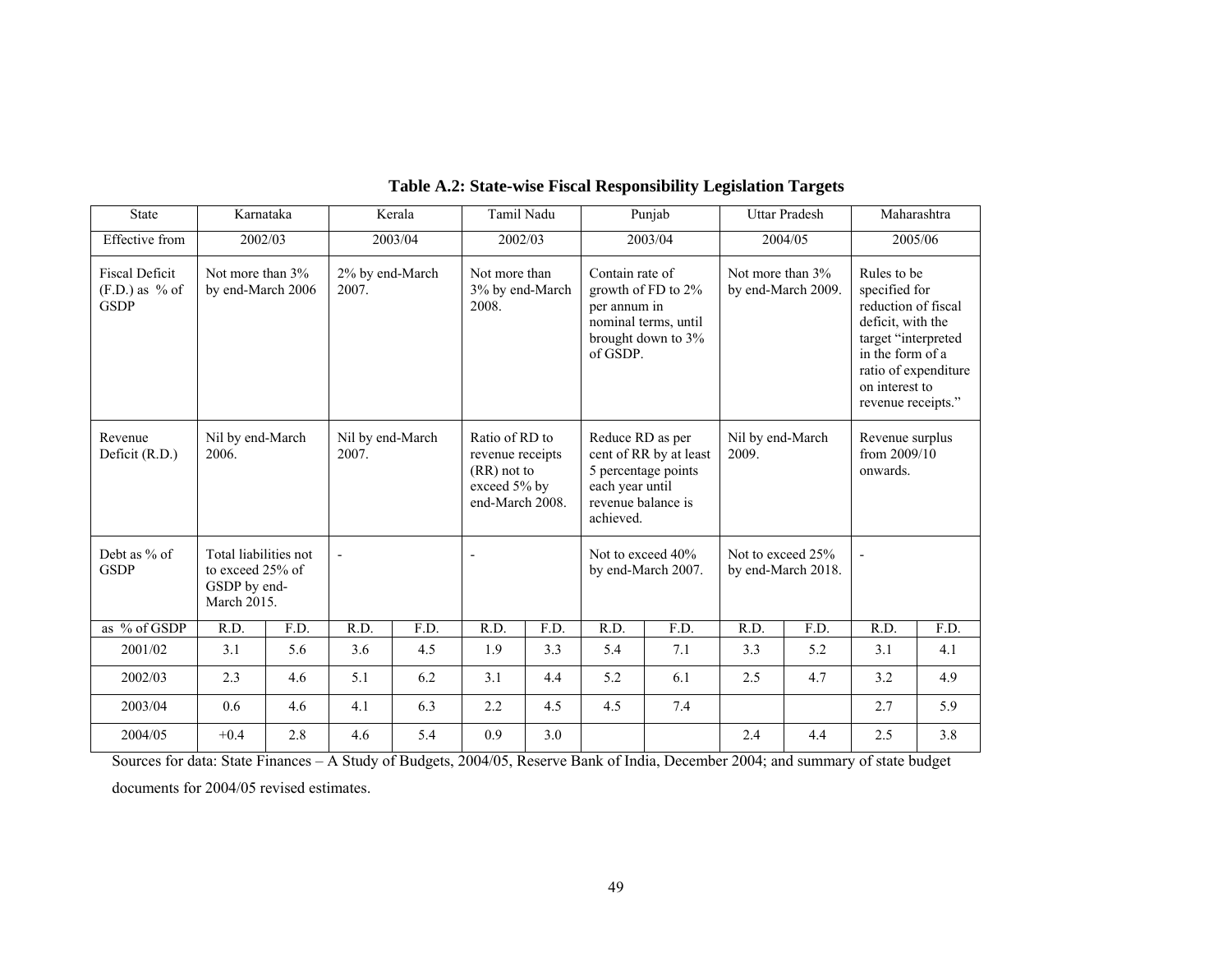**Table A.2: State-wise Fiscal Responsibility Legislation Targets**

| State | Karnataka | | Kerala | | Tamil Nadu | | Punjab | | Uttar Pradesh | | Maharashtra | |
|---|---|---|---|---|---|---|---|---|---|---|---|---|
| Effective from | 2002/03 | | 2003/04 | | 2002/03 | | 2003/04 | | 2004/05 | | 2005/06 | |
| Fiscal Deficit (F.D.) as % of GSDP | Not more than 3% by end-March 2006 | | 2% by end-March 2007. | | Not more than 3% by end-March 2008. | | Contain rate of growth of FD to 2% per annum in nominal terms, until brought down to 3% of GSDP. | | Not more than 3% by end-March 2009. | | Rules to be specified for reduction of fiscal deficit, with the target "interpreted in the form of a ratio of expenditure on interest to revenue receipts." | |
| Revenue Deficit (R.D.) | Nil by end-March 2006. | | Nil by end-March 2007. | | Ratio of RD to revenue receipts (RR) not to exceed 5% by end-March 2008. | | Reduce RD as per cent of RR by at least 5 percentage points each year until revenue balance is achieved. | | Nil by end-March 2009. | | Revenue surplus from 2009/10 onwards. | |
| Debt as % of GSDP | Total liabilities not to exceed 25% of GSDP by end-March 2015. | | - | | - | | Not to exceed 40% by end-March 2007. | | Not to exceed 25% by end-March 2018. | | - | |
| as % of GSDP | R.D. | F.D. | R.D. | F.D. | R.D. | F.D. | R.D. | F.D. | R.D. | F.D. | R.D. | F.D. |
| 2001/02 | 3.1 | 5.6 | 3.6 | 4.5 | 1.9 | 3.3 | 5.4 | 7.1 | 3.3 | 5.2 | 3.1 | 4.1 |
| 2002/03 | 2.3 | 4.6 | 5.1 | 6.2 | 3.1 | 4.4 | 5.2 | 6.1 | 2.5 | 4.7 | 3.2 | 4.9 |
| 2003/04 | 0.6 | 4.6 | 4.1 | 6.3 | 2.2 | 4.5 | 4.5 | 7.4 | | | 2.7 | 5.9 |
| 2004/05 | +0.4 | 2.8 | 4.6 | 5.4 | 0.9 | 3.0 | | | 2.4 | 4.4 | 2.5 | 3.8 |

Sources for data: State Finances – A Study of Budgets, 2004/05, Reserve Bank of India, December 2004; and summary of state budget documents for 2004/05 revised estimates.